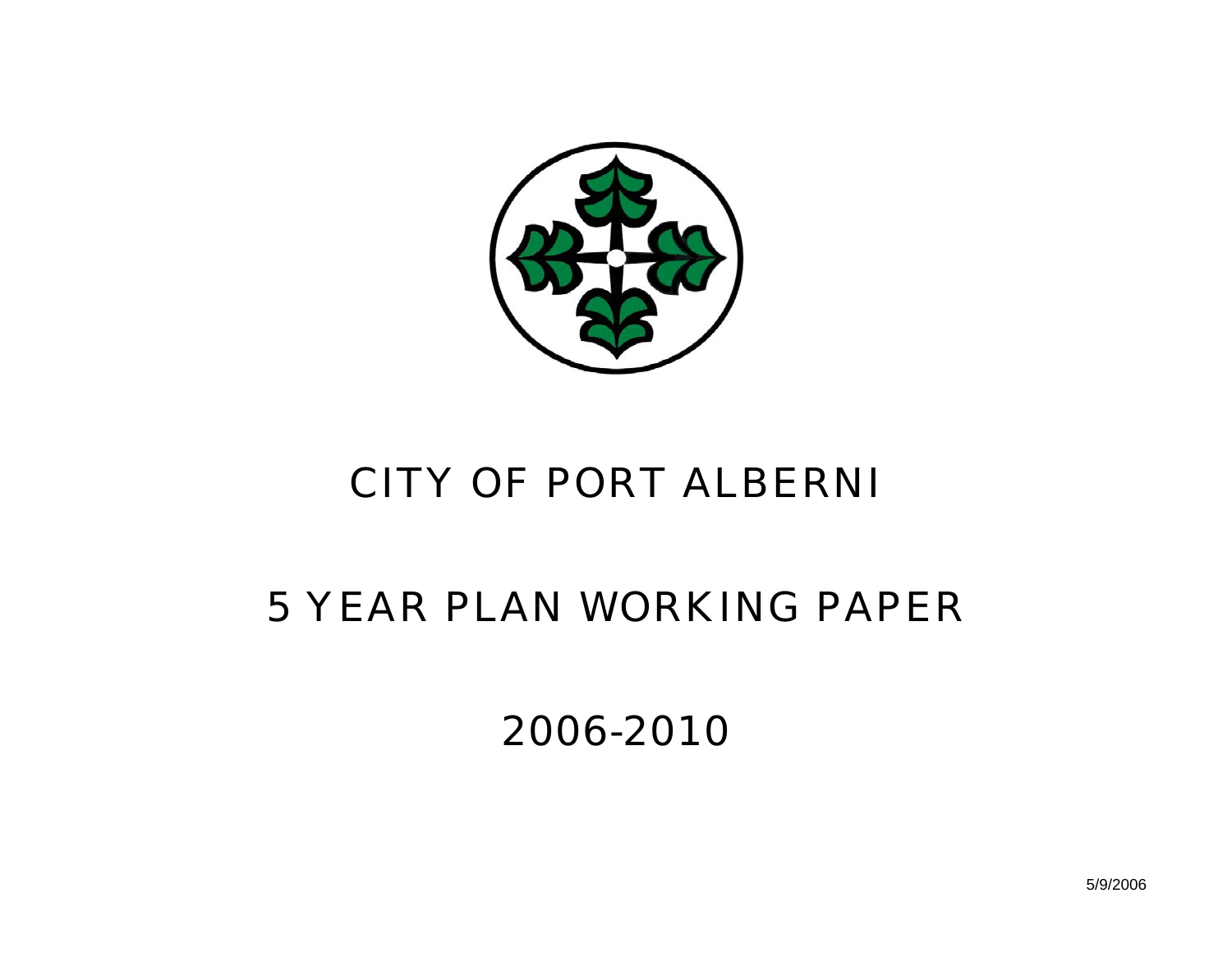# CITY OF PORT ALBERNI

# 5 YEAR PLAN WORKING PAPER

# 2006-2010

5/9/2006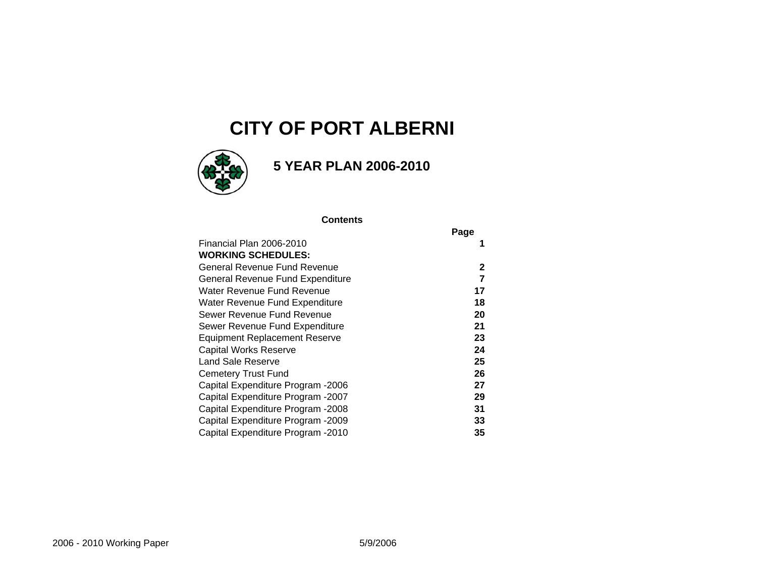# CITY OF PORT ALBERNI

## 5 YEAR PLAN 2006-2010

**Contents**

| | Page |
|---|---|
| Financial Plan 2006-2010 | **1** |
| **WORKING SCHEDULES:** | |
| General Revenue Fund Revenue | **2** |
| General Revenue Fund Expenditure | **7** |
| Water Revenue Fund Revenue | **17** |
| Water Revenue Fund Expenditure | **18** |
| Sewer Revenue Fund Revenue | **20** |
| Sewer Revenue Fund Expenditure | **21** |
| Equipment Replacement Reserve | **23** |
| Capital Works Reserve | **24** |
| Land Sale Reserve | **25** |
| Cemetery Trust Fund | **26** |
| Capital Expenditure Program -2006 | **27** |
| Capital Expenditure Program -2007 | **29** |
| Capital Expenditure Program -2008 | **31** |
| Capital Expenditure Program -2009 | **33** |
| Capital Expenditure Program -2010 | **35** |

2006 - 2010 Working Paper 5/9/2006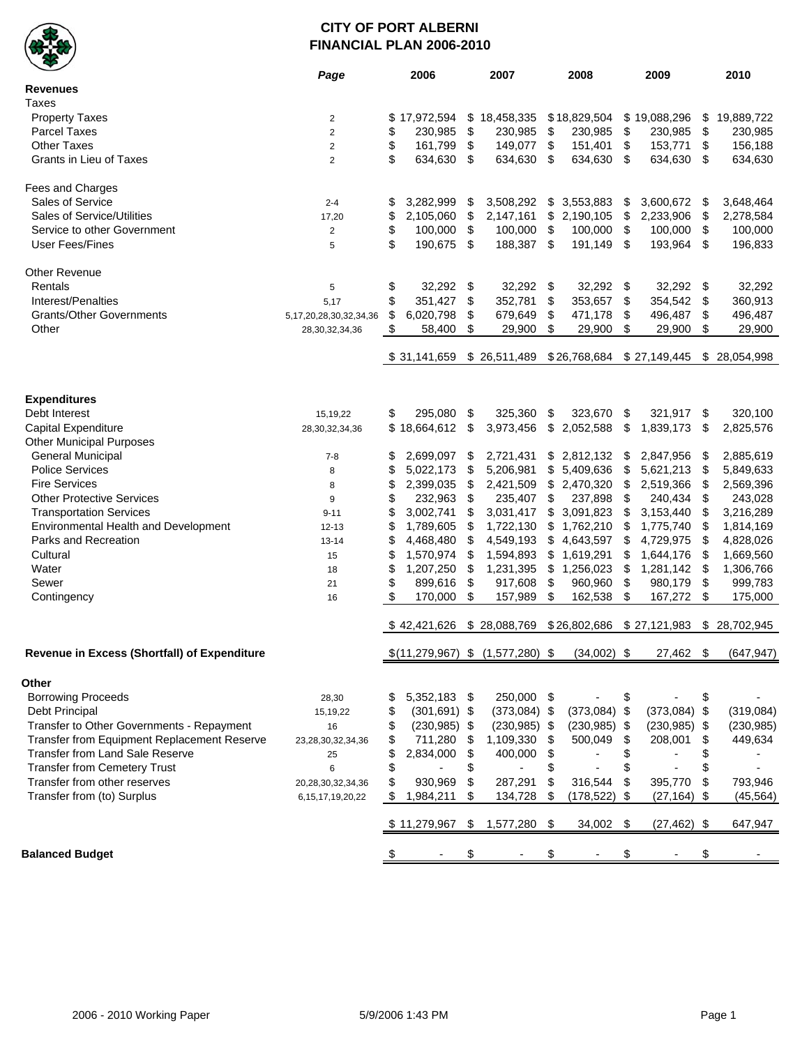# CITY OF PORT ALBERNI
## FINANCIAL PLAN 2006-2010

| | *Page* | 2006 | 2007 | 2008 | 2009 | 2010 |
|---|---|---|---|---|---|---|
| **Revenues** | | | | | | |
| Taxes | | | | | | |
| Property Taxes | 2 | $ 17,972,594 | $ 18,458,335 | $ 18,829,504 | $ 19,088,296 | $ 19,889,722 |
| Parcel Taxes | 2 | $ 230,985 | $ 230,985 | $ 230,985 | $ 230,985 | $ 230,985 |
| Other Taxes | 2 | $ 161,799 | $ 149,077 | $ 151,401 | $ 153,771 | $ 156,188 |
| Grants in Lieu of Taxes | 2 | $ 634,630 | $ 634,630 | $ 634,630 | $ 634,630 | $ 634,630 |
| Fees and Charges | | | | | | |
| Sales of Service | 2-4 | $ 3,282,999 | $ 3,508,292 | $ 3,553,883 | $ 3,600,672 | $ 3,648,464 |
| Sales of Service/Utilities | 17,20 | $ 2,105,060 | $ 2,147,161 | $ 2,190,105 | $ 2,233,906 | $ 2,278,584 |
| Service to other Government | 2 | $ 100,000 | $ 100,000 | $ 100,000 | $ 100,000 | $ 100,000 |
| User Fees/Fines | 5 | $ 190,675 | $ 188,387 | $ 191,149 | $ 193,964 | $ 196,833 |
| Other Revenue | | | | | | |
| Rentals | 5 | $ 32,292 | $ 32,292 | $ 32,292 | $ 32,292 | $ 32,292 |
| Interest/Penalties | 5,17 | $ 351,427 | $ 352,781 | $ 353,657 | $ 354,542 | $ 360,913 |
| Grants/Other Governments | 5,17,20,28,30,32,34,36 | $ 6,020,798 | $ 679,649 | $ 471,178 | $ 496,487 | $ 496,487 |
| Other | 28,30,32,34,36 | $ 58,400 | $ 29,900 | $ 29,900 | $ 29,900 | $ 29,900 |
| | | $ 31,141,659 | $ 26,511,489 | $ 26,768,684 | $ 27,149,445 | $ 28,054,998 |
| **Expenditures** | | | | | | |
| Debt Interest | 15,19,22 | $ 295,080 | $ 325,360 | $ 323,670 | $ 321,917 | $ 320,100 |
| Capital Expenditure | 28,30,32,34,36 | $ 18,664,612 | $ 3,973,456 | $ 2,052,588 | $ 1,839,173 | $ 2,825,576 |
| Other Municipal Purposes | | | | | | |
| General Municipal | 7-8 | $ 2,699,097 | $ 2,721,431 | $ 2,812,132 | $ 2,847,956 | $ 2,885,619 |
| Police Services | 8 | $ 5,022,173 | $ 5,206,981 | $ 5,409,636 | $ 5,621,213 | $ 5,849,633 |
| Fire Services | 8 | $ 2,399,035 | $ 2,421,509 | $ 2,470,320 | $ 2,519,366 | $ 2,569,396 |
| Other Protective Services | 9 | $ 232,963 | $ 235,407 | $ 237,898 | $ 240,434 | $ 243,028 |
| Transportation Services | 9-11 | $ 3,002,741 | $ 3,031,417 | $ 3,091,823 | $ 3,153,440 | $ 3,216,289 |
| Environmental Health and Development | 12-13 | $ 1,789,605 | $ 1,722,130 | $ 1,762,210 | $ 1,775,740 | $ 1,814,169 |
| Parks and Recreation | 13-14 | $ 4,468,480 | $ 4,549,193 | $ 4,643,597 | $ 4,729,975 | $ 4,828,026 |
| Cultural | 15 | $ 1,570,974 | $ 1,594,893 | $ 1,619,291 | $ 1,644,176 | $ 1,669,560 |
| Water | 18 | $ 1,207,250 | $ 1,231,395 | $ 1,256,023 | $ 1,281,142 | $ 1,306,766 |
| Sewer | 21 | $ 899,616 | $ 917,608 | $ 960,960 | $ 980,179 | $ 999,783 |
| Contingency | 16 | $ 170,000 | $ 157,989 | $ 162,538 | $ 167,272 | $ 175,000 |
| | | $ 42,421,626 | $ 28,088,769 | $ 26,802,686 | $ 27,121,983 | $ 28,702,945 |
| **Revenue in Excess (Shortfall) of Expenditure** | | $ (11,279,967) | $ (1,577,280) | $ (34,002) | $ 27,462 | $ (647,947) |
| **Other** | | | | | | |
| Borrowing Proceeds | 28,30 | $ 5,352,183 | $ 250,000 | $ - | $ - | $ - |
| Debt Principal | 15,19,22 | $ (301,691) | $ (373,084) | $ (373,084) | $ (373,084) | $ (319,084) |
| Transfer to Other Governments - Repayment | 16 | $ (230,985) | $ (230,985) | $ (230,985) | $ (230,985) | $ (230,985) |
| Transfer from Equipment Replacement Reserve | 23,28,30,32,34,36 | $ 711,280 | $ 1,109,330 | $ 500,049 | $ 208,001 | $ 449,634 |
| Transfer from Land Sale Reserve | 25 | $ 2,834,000 | $ 400,000 | $ - | $ - | $ - |
| Transfer from Cemetery Trust | 6 | $ - | $ - | $ - | $ - | $ - |
| Transfer from other reserves | 20,28,30,32,34,36 | $ 930,969 | $ 287,291 | $ 316,544 | $ 395,770 | $ 793,946 |
| Transfer from (to) Surplus | 6,15,17,19,20,22 | $ 1,984,211 | $ 134,728 | $ (178,522) | $ (27,164) | $ (45,564) |
| | | $ 11,279,967 | $ 1,577,280 | $ 34,002 | $ (27,462) | $ 647,947 |
| **Balanced Budget** | | $ - | $ - | $ - | $ - | $ - |

2006 - 2010 Working Paper 5/9/2006 1:43 PM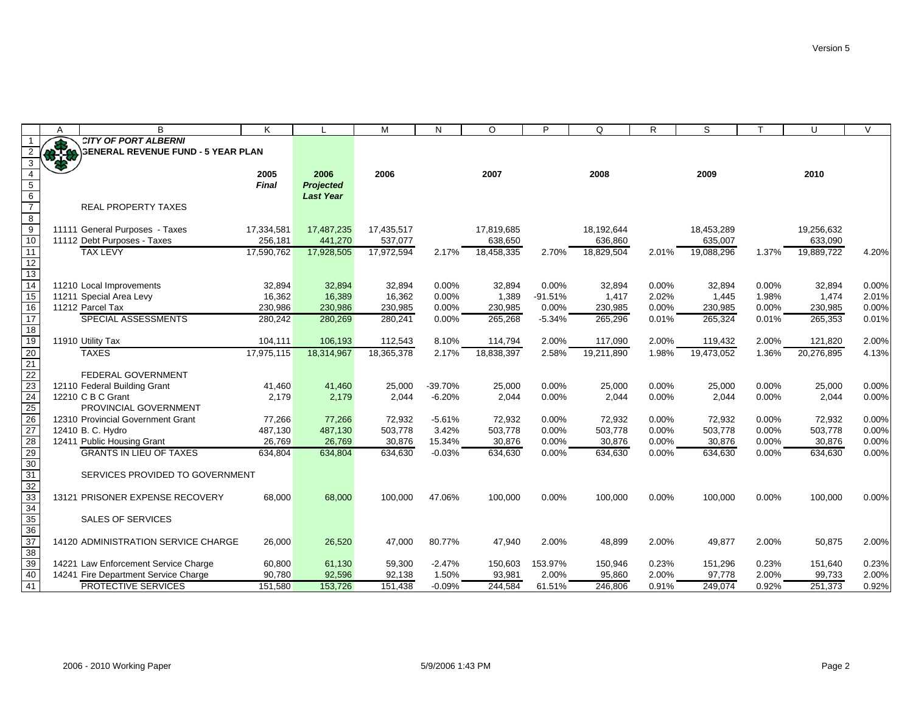**CITY OF PORT ALBERNI**

**GENERAL REVENUE FUND - 5 YEAR PLAN**

| | 2005 *Final* | 2006 *Projected Last Year* | 2006 | | 2007 | | 2008 | | 2009 | | 2010 | |
|---|---|---|---|---|---|---|---|---|---|---|---|---|
| REAL PROPERTY TAXES | | | | | | | | | | | | |
| 11111 General Purposes - Taxes | 17,334,581 | 17,487,235 | 17,435,517 | | 17,819,685 | | 18,192,644 | | 18,453,289 | | 19,256,632 | |
| 11112 Debt Purposes - Taxes | 256,181 | 441,270 | 537,077 | | 638,650 | | 636,860 | | 635,007 | | 633,090 | |
| TAX LEVY | 17,590,762 | 17,928,505 | 17,972,594 | 2.17% | 18,458,335 | 2.70% | 18,829,504 | 2.01% | 19,088,296 | 1.37% | 19,889,722 | 4.20% |
| 11210 Local Improvements | 32,894 | 32,894 | 32,894 | 0.00% | 32,894 | 0.00% | 32,894 | 0.00% | 32,894 | 0.00% | 32,894 | 0.00% |
| 11211 Special Area Levy | 16,362 | 16,389 | 16,362 | 0.00% | 1,389 | -91.51% | 1,417 | 2.02% | 1,445 | 1.98% | 1,474 | 2.01% |
| 11212 Parcel Tax | 230,986 | 230,986 | 230,985 | 0.00% | 230,985 | 0.00% | 230,985 | 0.00% | 230,985 | 0.00% | 230,985 | 0.00% |
| SPECIAL ASSESSMENTS | 280,242 | 280,269 | 280,241 | 0.00% | 265,268 | -5.34% | 265,296 | 0.01% | 265,324 | 0.01% | 265,353 | 0.01% |
| 11910 Utility Tax | 104,111 | 106,193 | 112,543 | 8.10% | 114,794 | 2.00% | 117,090 | 2.00% | 119,432 | 2.00% | 121,820 | 2.00% |
| TAXES | 17,975,115 | 18,314,967 | 18,365,378 | 2.17% | 18,838,397 | 2.58% | 19,211,890 | 1.98% | 19,473,052 | 1.36% | 20,276,895 | 4.13% |
| FEDERAL GOVERNMENT | | | | | | | | | | | | |
| 12110 Federal Building Grant | 41,460 | 41,460 | 25,000 | -39.70% | 25,000 | 0.00% | 25,000 | 0.00% | 25,000 | 0.00% | 25,000 | 0.00% |
| 12210 C B C Grant | 2,179 | 2,179 | 2,044 | -6.20% | 2,044 | 0.00% | 2,044 | 0.00% | 2,044 | 0.00% | 2,044 | 0.00% |
| PROVINCIAL GOVERNMENT | | | | | | | | | | | | |
| 12310 Provincial Government Grant | 77,266 | 77,266 | 72,932 | -5.61% | 72,932 | 0.00% | 72,932 | 0.00% | 72,932 | 0.00% | 72,932 | 0.00% |
| 12410 B. C. Hydro | 487,130 | 487,130 | 503,778 | 3.42% | 503,778 | 0.00% | 503,778 | 0.00% | 503,778 | 0.00% | 503,778 | 0.00% |
| 12411 Public Housing Grant | 26,769 | 26,769 | 30,876 | 15.34% | 30,876 | 0.00% | 30,876 | 0.00% | 30,876 | 0.00% | 30,876 | 0.00% |
| GRANTS IN LIEU OF TAXES | 634,804 | 634,804 | 634,630 | -0.03% | 634,630 | 0.00% | 634,630 | 0.00% | 634,630 | 0.00% | 634,630 | 0.00% |
| SERVICES PROVIDED TO GOVERNMENT | | | | | | | | | | | | |
| 13121 PRISONER EXPENSE RECOVERY | 68,000 | 68,000 | 100,000 | 47.06% | 100,000 | 0.00% | 100,000 | 0.00% | 100,000 | 0.00% | 100,000 | 0.00% |
| SALES OF SERVICES | | | | | | | | | | | | |
| 14120 ADMINISTRATION SERVICE CHARGE | 26,000 | 26,520 | 47,000 | 80.77% | 47,940 | 2.00% | 48,899 | 2.00% | 49,877 | 2.00% | 50,875 | 2.00% |
| 14221 Law Enforcement Service Charge | 60,800 | 61,130 | 59,300 | -2.47% | 150,603 | 153.97% | 150,946 | 0.23% | 151,296 | 0.23% | 151,640 | 0.23% |
| 14241 Fire Department Service Charge | 90,780 | 92,596 | 92,138 | 1.50% | 93,981 | 2.00% | 95,860 | 2.00% | 97,778 | 2.00% | 99,733 | 2.00% |
| PROTECTIVE SERVICES | 151,580 | 153,726 | 151,438 | -0.09% | 244,584 | 61.51% | 246,806 | 0.91% | 249,074 | 0.92% | 251,373 | 0.92% |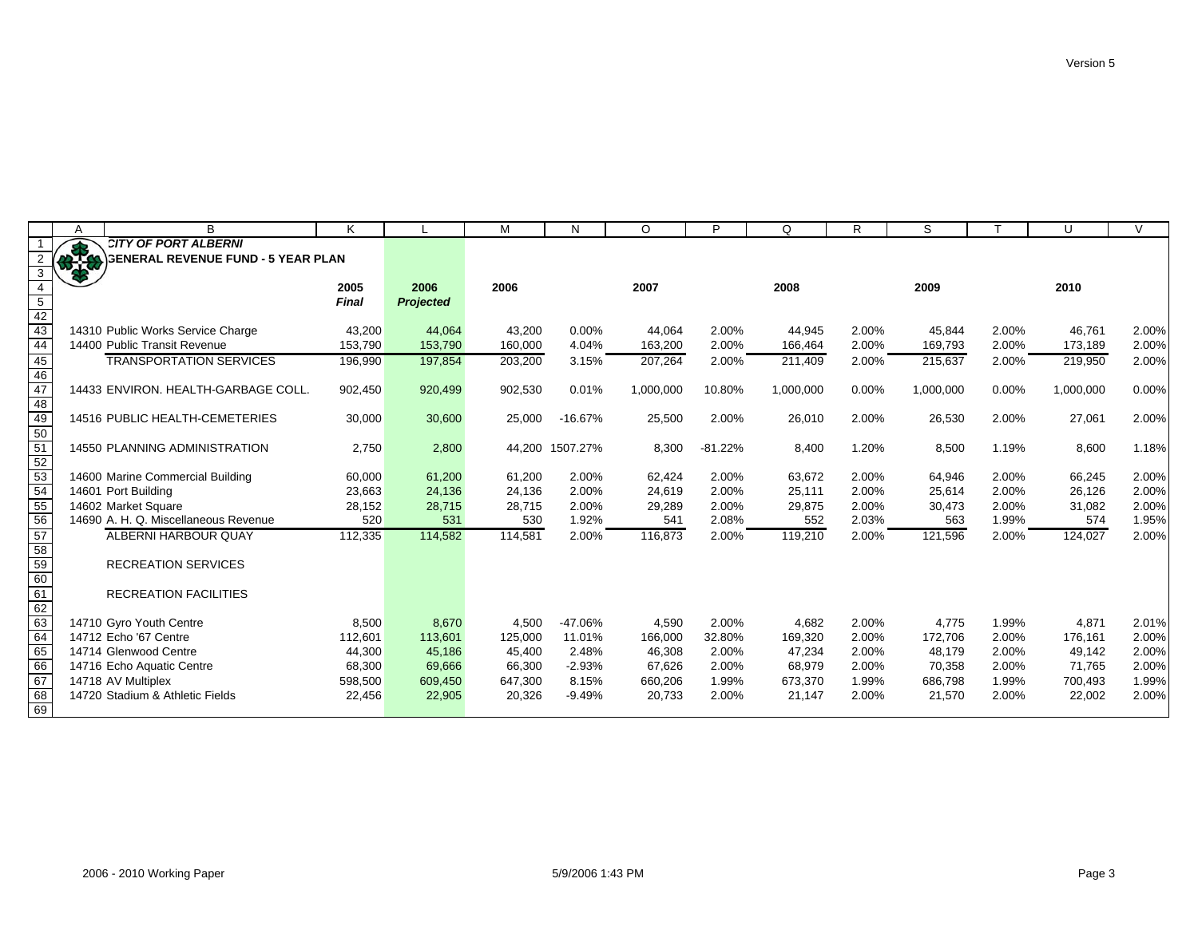# CITY OF PORT ALBERNI

## GENERAL REVENUE FUND - 5 YEAR PLAN

| | 2005 | 2006 | 2006 | | 2007 | | 2008 | | 2009 | | 2010 | |
|---|---|---|---|---|---|---|---|---|---|---|---|---|
| | *Final* | *Projected* | | | | | | | | | | |
| 14310 Public Works Service Charge | 43,200 | 44,064 | 43,200 | 0.00% | 44,064 | 2.00% | 44,945 | 2.00% | 45,844 | 2.00% | 46,761 | 2.00% |
| 14400 Public Transit Revenue | 153,790 | 153,790 | 160,000 | 4.04% | 163,200 | 2.00% | 166,464 | 2.00% | 169,793 | 2.00% | 173,189 | 2.00% |
| TRANSPORTATION SERVICES | 196,990 | 197,854 | 203,200 | 3.15% | 207,264 | 2.00% | 211,409 | 2.00% | 215,637 | 2.00% | 219,950 | 2.00% |
| | | | | | | | | | | | | |
| 14433 ENVIRON. HEALTH-GARBAGE COLL. | 902,450 | 920,499 | 902,530 | 0.01% | 1,000,000 | 10.80% | 1,000,000 | 0.00% | 1,000,000 | 0.00% | 1,000,000 | 0.00% |
| | | | | | | | | | | | | |
| 14516 PUBLIC HEALTH-CEMETERIES | 30,000 | 30,600 | 25,000 | -16.67% | 25,500 | 2.00% | 26,010 | 2.00% | 26,530 | 2.00% | 27,061 | 2.00% |
| | | | | | | | | | | | | |
| 14550 PLANNING ADMINISTRATION | 2,750 | 2,800 | 44,200 | 1507.27% | 8,300 | -81.22% | 8,400 | 1.20% | 8,500 | 1.19% | 8,600 | 1.18% |
| | | | | | | | | | | | | |
| 14600 Marine Commercial Building | 60,000 | 61,200 | 61,200 | 2.00% | 62,424 | 2.00% | 63,672 | 2.00% | 64,946 | 2.00% | 66,245 | 2.00% |
| 14601 Port Building | 23,663 | 24,136 | 24,136 | 2.00% | 24,619 | 2.00% | 25,111 | 2.00% | 25,614 | 2.00% | 26,126 | 2.00% |
| 14602 Market Square | 28,152 | 28,715 | 28,715 | 2.00% | 29,289 | 2.00% | 29,875 | 2.00% | 30,473 | 2.00% | 31,082 | 2.00% |
| 14690 A. H. Q. Miscellaneous Revenue | 520 | 531 | 530 | 1.92% | 541 | 2.08% | 552 | 2.03% | 563 | 1.99% | 574 | 1.95% |
| ALBERNI HARBOUR QUAY | 112,335 | 114,582 | 114,581 | 2.00% | 116,873 | 2.00% | 119,210 | 2.00% | 121,596 | 2.00% | 124,027 | 2.00% |
| | | | | | | | | | | | | |
| RECREATION SERVICES | | | | | | | | | | | | |
| | | | | | | | | | | | | |
| RECREATION FACILITIES | | | | | | | | | | | | |
| | | | | | | | | | | | | |
| 14710 Gyro Youth Centre | 8,500 | 8,670 | 4,500 | -47.06% | 4,590 | 2.00% | 4,682 | 2.00% | 4,775 | 1.99% | 4,871 | 2.01% |
| 14712 Echo '67 Centre | 112,601 | 113,601 | 125,000 | 11.01% | 166,000 | 32.80% | 169,320 | 2.00% | 172,706 | 2.00% | 176,161 | 2.00% |
| 14714 Glenwood Centre | 44,300 | 45,186 | 45,400 | 2.48% | 46,308 | 2.00% | 47,234 | 2.00% | 48,179 | 2.00% | 49,142 | 2.00% |
| 14716 Echo Aquatic Centre | 68,300 | 69,666 | 66,300 | -2.93% | 67,626 | 2.00% | 68,979 | 2.00% | 70,358 | 2.00% | 71,765 | 2.00% |
| 14718 AV Multiplex | 598,500 | 609,450 | 647,300 | 8.15% | 660,206 | 1.99% | 673,370 | 1.99% | 686,798 | 1.99% | 700,493 | 1.99% |
| 14720 Stadium & Athletic Fields | 22,456 | 22,905 | 20,326 | -9.49% | 20,733 | 2.00% | 21,147 | 2.00% | 21,570 | 2.00% | 22,002 | 2.00% |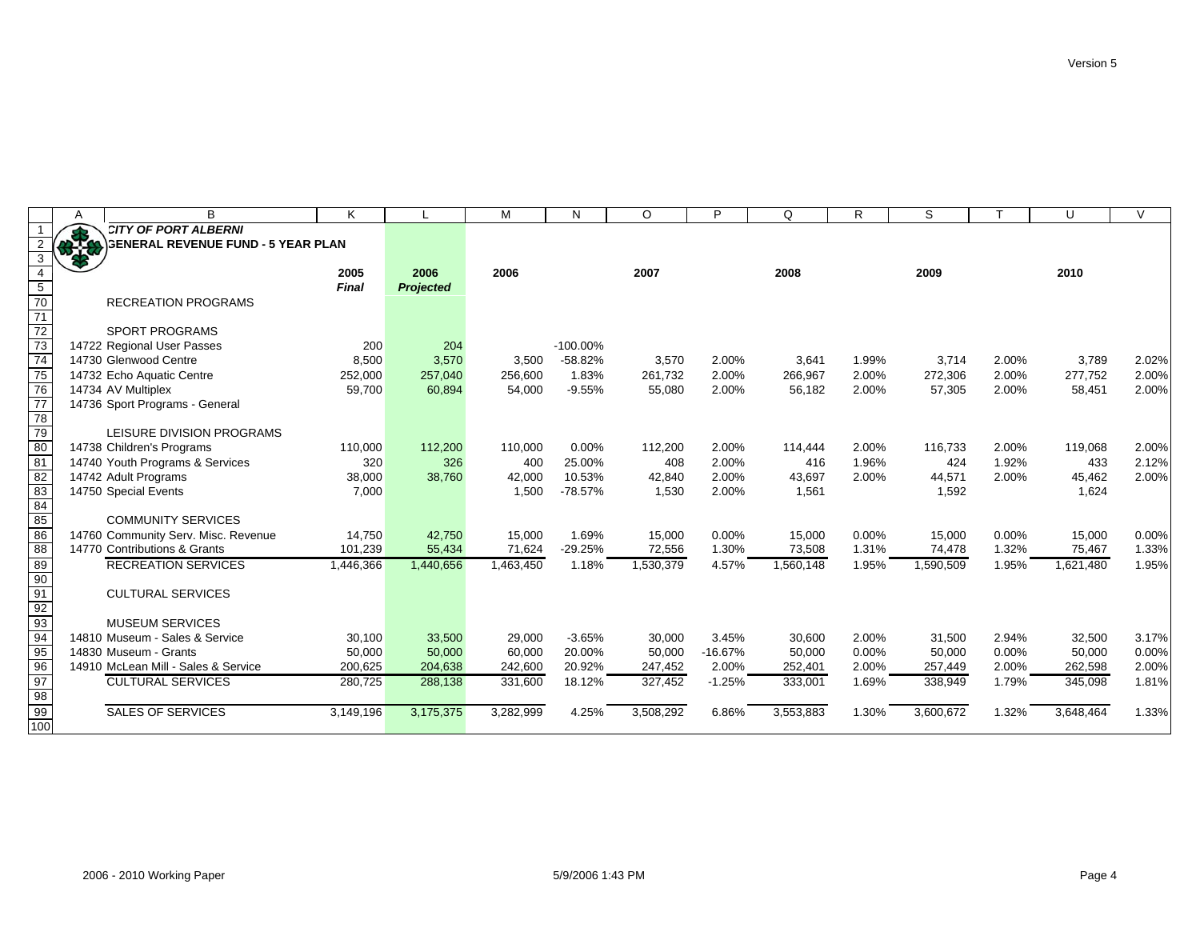**CITY OF PORT ALBERNI**

**GENERAL REVENUE FUND - 5 YEAR PLAN**

| | 2005 | 2006 | 2006 | | 2007 | | 2008 | | 2009 | | 2010 | |
|---|---|---|---|---|---|---|---|---|---|---|---|---|
| | *Final* | *Projected* | | | | | | | | | | |
| RECREATION PROGRAMS | | | | | | | | | | | | |
| | | | | | | | | | | | | |
| SPORT PROGRAMS | | | | | | | | | | | | |
| 14722 Regional User Passes | 200 | 204 | | -100.00% | | | | | | | | |
| 14730 Glenwood Centre | 8,500 | 3,570 | 3,500 | -58.82% | 3,570 | 2.00% | 3,641 | 1.99% | 3,714 | 2.00% | 3,789 | 2.02% |
| 14732 Echo Aquatic Centre | 252,000 | 257,040 | 256,600 | 1.83% | 261,732 | 2.00% | 266,967 | 2.00% | 272,306 | 2.00% | 277,752 | 2.00% |
| 14734 AV Multiplex | 59,700 | 60,894 | 54,000 | -9.55% | 55,080 | 2.00% | 56,182 | 2.00% | 57,305 | 2.00% | 58,451 | 2.00% |
| 14736 Sport Programs - General | | | | | | | | | | | | |
| | | | | | | | | | | | | |
| LEISURE DIVISION PROGRAMS | | | | | | | | | | | | |
| 14738 Children's Programs | 110,000 | 112,200 | 110,000 | 0.00% | 112,200 | 2.00% | 114,444 | 2.00% | 116,733 | 2.00% | 119,068 | 2.00% |
| 14740 Youth Programs & Services | 320 | 326 | 400 | 25.00% | 408 | 2.00% | 416 | 1.96% | 424 | 1.92% | 433 | 2.12% |
| 14742 Adult Programs | 38,000 | 38,760 | 42,000 | 10.53% | 42,840 | 2.00% | 43,697 | 2.00% | 44,571 | 2.00% | 45,462 | 2.00% |
| 14750 Special Events | 7,000 | | 1,500 | -78.57% | 1,530 | 2.00% | 1,561 | | 1,592 | | 1,624 | |
| | | | | | | | | | | | | |
| COMMUNITY SERVICES | | | | | | | | | | | | |
| 14760 Community Serv. Misc. Revenue | 14,750 | 42,750 | 15,000 | 1.69% | 15,000 | 0.00% | 15,000 | 0.00% | 15,000 | 0.00% | 15,000 | 0.00% |
| 14770 Contributions & Grants | 101,239 | 55,434 | 71,624 | -29.25% | 72,556 | 1.30% | 73,508 | 1.31% | 74,478 | 1.32% | 75,467 | 1.33% |
| RECREATION SERVICES | 1,446,366 | 1,440,656 | 1,463,450 | 1.18% | 1,530,379 | 4.57% | 1,560,148 | 1.95% | 1,590,509 | 1.95% | 1,621,480 | 1.95% |
| | | | | | | | | | | | | |
| CULTURAL SERVICES | | | | | | | | | | | | |
| | | | | | | | | | | | | |
| MUSEUM SERVICES | | | | | | | | | | | | |
| 14810 Museum - Sales & Service | 30,100 | 33,500 | 29,000 | -3.65% | 30,000 | 3.45% | 30,600 | 2.00% | 31,500 | 2.94% | 32,500 | 3.17% |
| 14830 Museum - Grants | 50,000 | 50,000 | 60,000 | 20.00% | 50,000 | -16.67% | 50,000 | 0.00% | 50,000 | 0.00% | 50,000 | 0.00% |
| 14910 McLean Mill - Sales & Service | 200,625 | 204,638 | 242,600 | 20.92% | 247,452 | 2.00% | 252,401 | 2.00% | 257,449 | 2.00% | 262,598 | 2.00% |
| CULTURAL SERVICES | 280,725 | 288,138 | 331,600 | 18.12% | 327,452 | -1.25% | 333,001 | 1.69% | 338,949 | 1.79% | 345,098 | 1.81% |
| | | | | | | | | | | | | |
| SALES OF SERVICES | 3,149,196 | 3,175,375 | 3,282,999 | 4.25% | 3,508,292 | 6.86% | 3,553,883 | 1.30% | 3,600,672 | 1.32% | 3,648,464 | 1.33% |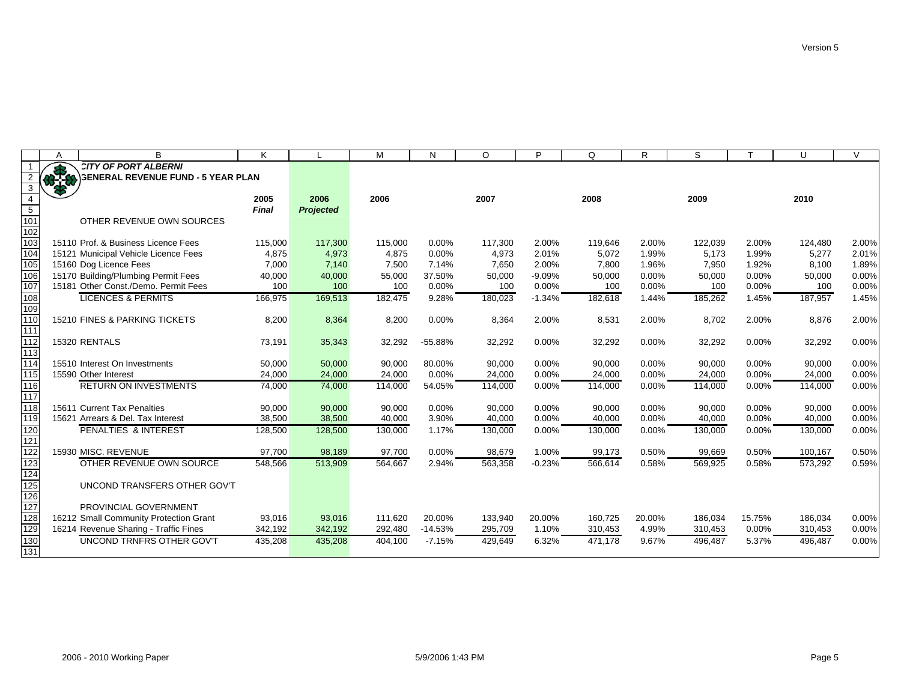# CITY OF PORT ALBERNI
## GENERAL REVENUE FUND - 5 YEAR PLAN

| | 2005 *Final* | 2006 *Projected* | 2006 | | 2007 | | 2008 | | 2009 | | 2010 | |
|---|---|---|---|---|---|---|---|---|---|---|---|---|
| OTHER REVENUE OWN SOURCES | | | | | | | | | | | | |
| 15110 Prof. & Business Licence Fees | 115,000 | 117,300 | 115,000 | 0.00% | 117,300 | 2.00% | 119,646 | 2.00% | 122,039 | 2.00% | 124,480 | 2.00% |
| 15121 Municipal Vehicle Licence Fees | 4,875 | 4,973 | 4,875 | 0.00% | 4,973 | 2.01% | 5,072 | 1.99% | 5,173 | 1.99% | 5,277 | 2.01% |
| 15160 Dog Licence Fees | 7,000 | 7,140 | 7,500 | 7.14% | 7,650 | 2.00% | 7,800 | 1.96% | 7,950 | 1.92% | 8,100 | 1.89% |
| 15170 Building/Plumbing Permit Fees | 40,000 | 40,000 | 55,000 | 37.50% | 50,000 | -9.09% | 50,000 | 0.00% | 50,000 | 0.00% | 50,000 | 0.00% |
| 15181 Other Const./Demo. Permit Fees | 100 | 100 | 100 | 0.00% | 100 | 0.00% | 100 | 0.00% | 100 | 0.00% | 100 | 0.00% |
| LICENCES & PERMITS | 166,975 | 169,513 | 182,475 | 9.28% | 180,023 | -1.34% | 182,618 | 1.44% | 185,262 | 1.45% | 187,957 | 1.45% |
| 15210 FINES & PARKING TICKETS | 8,200 | 8,364 | 8,200 | 0.00% | 8,364 | 2.00% | 8,531 | 2.00% | 8,702 | 2.00% | 8,876 | 2.00% |
| 15320 RENTALS | 73,191 | 35,343 | 32,292 | -55.88% | 32,292 | 0.00% | 32,292 | 0.00% | 32,292 | 0.00% | 32,292 | 0.00% |
| 15510 Interest On Investments | 50,000 | 50,000 | 90,000 | 80.00% | 90,000 | 0.00% | 90,000 | 0.00% | 90,000 | 0.00% | 90,000 | 0.00% |
| 15590 Other Interest | 24,000 | 24,000 | 24,000 | 0.00% | 24,000 | 0.00% | 24,000 | 0.00% | 24,000 | 0.00% | 24,000 | 0.00% |
| RETURN ON INVESTMENTS | 74,000 | 74,000 | 114,000 | 54.05% | 114,000 | 0.00% | 114,000 | 0.00% | 114,000 | 0.00% | 114,000 | 0.00% |
| 15611 Current Tax Penalties | 90,000 | 90,000 | 90,000 | 0.00% | 90,000 | 0.00% | 90,000 | 0.00% | 90,000 | 0.00% | 90,000 | 0.00% |
| 15621 Arrears & Del. Tax Interest | 38,500 | 38,500 | 40,000 | 3.90% | 40,000 | 0.00% | 40,000 | 0.00% | 40,000 | 0.00% | 40,000 | 0.00% |
| PENALTIES & INTEREST | 128,500 | 128,500 | 130,000 | 1.17% | 130,000 | 0.00% | 130,000 | 0.00% | 130,000 | 0.00% | 130,000 | 0.00% |
| 15930 MISC. REVENUE | 97,700 | 98,189 | 97,700 | 0.00% | 98,679 | 1.00% | 99,173 | 0.50% | 99,669 | 0.50% | 100,167 | 0.50% |
| OTHER REVENUE OWN SOURCE | 548,566 | 513,909 | 564,667 | 2.94% | 563,358 | -0.23% | 566,614 | 0.58% | 569,925 | 0.58% | 573,292 | 0.59% |
| UNCOND TRANSFERS OTHER GOV'T | | | | | | | | | | | | |
| PROVINCIAL GOVERNMENT | | | | | | | | | | | | |
| 16212 Small Community Protection Grant | 93,016 | 93,016 | 111,620 | 20.00% | 133,940 | 20.00% | 160,725 | 20.00% | 186,034 | 15.75% | 186,034 | 0.00% |
| 16214 Revenue Sharing - Traffic Fines | 342,192 | 342,192 | 292,480 | -14.53% | 295,709 | 1.10% | 310,453 | 4.99% | 310,453 | 0.00% | 310,453 | 0.00% |
| UNCOND TRNFRS OTHER GOV'T | 435,208 | 435,208 | 404,100 | -7.15% | 429,649 | 6.32% | 471,178 | 9.67% | 496,487 | 5.37% | 496,487 | 0.00% |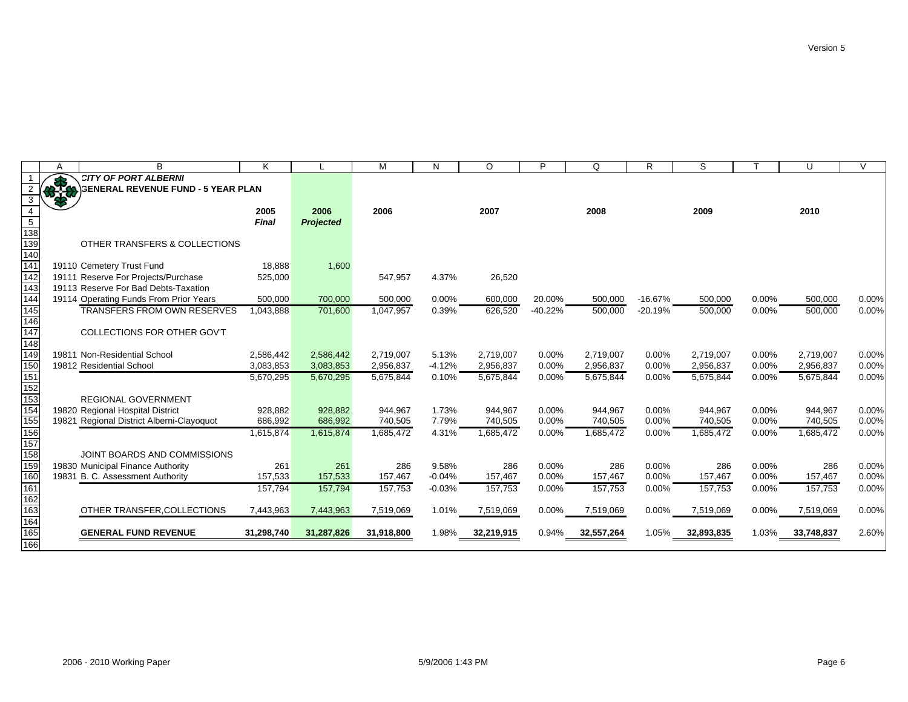**CITY OF PORT ALBERNI**

**GENERAL REVENUE FUND - 5 YEAR PLAN**

| | 2005 *Final* | 2006 *Projected* | 2006 | | 2007 | | 2008 | | 2009 | | 2010 | |
|---|---|---|---|---|---|---|---|---|---|---|---|---|
| OTHER TRANSFERS & COLLECTIONS | | | | | | | | | | | | |
| 19110 Cemetery Trust Fund | 18,888 | 1,600 | | | | | | | | | | |
| 19111 Reserve For Projects/Purchase | 525,000 | | 547,957 | 4.37% | 26,520 | | | | | | | |
| 19113 Reserve For Bad Debts-Taxation | | | | | | | | | | | | |
| 19114 Operating Funds From Prior Years | 500,000 | 700,000 | 500,000 | 0.00% | 600,000 | 20.00% | 500,000 | -16.67% | 500,000 | 0.00% | 500,000 | 0.00% |
| TRANSFERS FROM OWN RESERVES | 1,043,888 | 701,600 | 1,047,957 | 0.39% | 626,520 | -40.22% | 500,000 | -20.19% | 500,000 | 0.00% | 500,000 | 0.00% |
| COLLECTIONS FOR OTHER GOV'T | | | | | | | | | | | | |
| 19811 Non-Residential School | 2,586,442 | 2,586,442 | 2,719,007 | 5.13% | 2,719,007 | 0.00% | 2,719,007 | 0.00% | 2,719,007 | 0.00% | 2,719,007 | 0.00% |
| 19812 Residential School | 3,083,853 | 3,083,853 | 2,956,837 | -4.12% | 2,956,837 | 0.00% | 2,956,837 | 0.00% | 2,956,837 | 0.00% | 2,956,837 | 0.00% |
| | 5,670,295 | 5,670,295 | 5,675,844 | 0.10% | 5,675,844 | 0.00% | 5,675,844 | 0.00% | 5,675,844 | 0.00% | 5,675,844 | 0.00% |
| REGIONAL GOVERNMENT | | | | | | | | | | | | |
| 19820 Regional Hospital District | 928,882 | 928,882 | 944,967 | 1.73% | 944,967 | 0.00% | 944,967 | 0.00% | 944,967 | 0.00% | 944,967 | 0.00% |
| 19821 Regional District Alberni-Clayoquot | 686,992 | 686,992 | 740,505 | 7.79% | 740,505 | 0.00% | 740,505 | 0.00% | 740,505 | 0.00% | 740,505 | 0.00% |
| | 1,615,874 | 1,615,874 | 1,685,472 | 4.31% | 1,685,472 | 0.00% | 1,685,472 | 0.00% | 1,685,472 | 0.00% | 1,685,472 | 0.00% |
| JOINT BOARDS AND COMMISSIONS | | | | | | | | | | | | |
| 19830 Municipal Finance Authority | 261 | 261 | 286 | 9.58% | 286 | 0.00% | 286 | 0.00% | 286 | 0.00% | 286 | 0.00% |
| 19831 B. C. Assessment Authority | 157,533 | 157,533 | 157,467 | -0.04% | 157,467 | 0.00% | 157,467 | 0.00% | 157,467 | 0.00% | 157,467 | 0.00% |
| | 157,794 | 157,794 | 157,753 | -0.03% | 157,753 | 0.00% | 157,753 | 0.00% | 157,753 | 0.00% | 157,753 | 0.00% |
| OTHER TRANSFER,COLLECTIONS | 7,443,963 | 7,443,963 | 7,519,069 | 1.01% | 7,519,069 | 0.00% | 7,519,069 | 0.00% | 7,519,069 | 0.00% | 7,519,069 | 0.00% |
| **GENERAL FUND REVENUE** | **31,298,740** | **31,287,826** | **31,918,800** | 1.98% | **32,219,915** | 0.94% | **32,557,264** | 1.05% | **32,893,835** | 1.03% | **33,748,837** | 2.60% |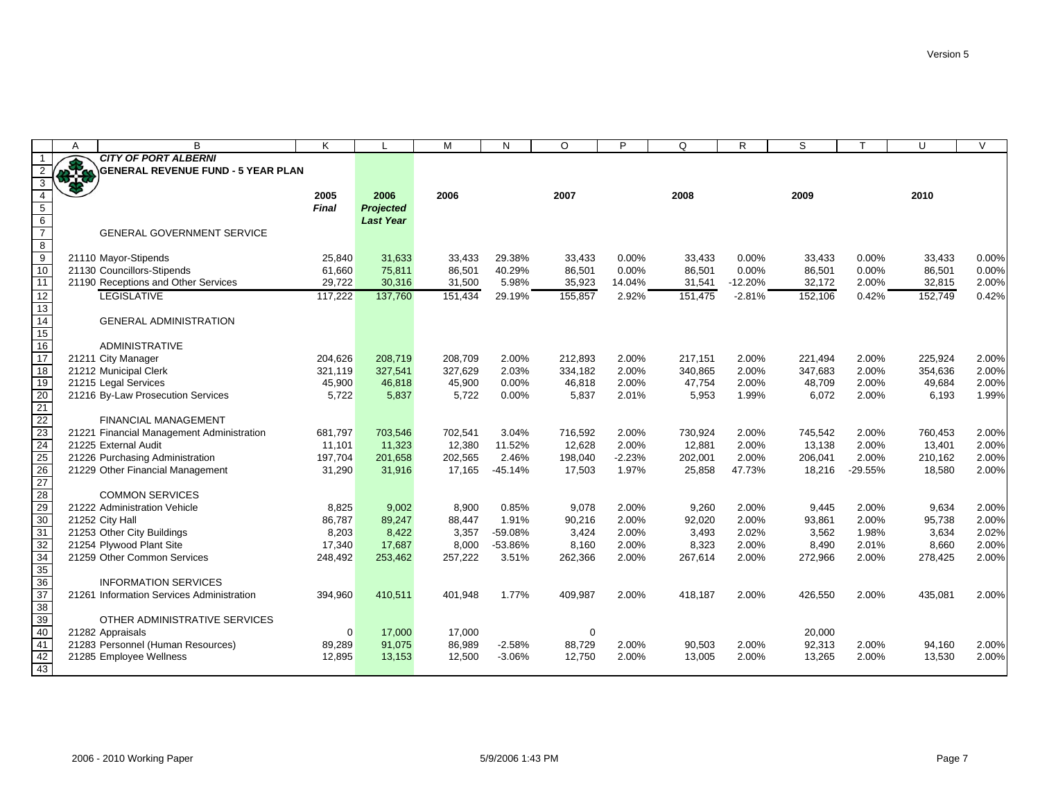# CITY OF PORT ALBERNI

## GENERAL REVENUE FUND - 5 YEAR PLAN

| | 2005 *Final* | 2006 *Projected Last Year* | 2006 | | 2007 | | 2008 | | 2009 | | 2010 | |
|---|---|---|---|---|---|---|---|---|---|---|---|---|
| **GENERAL GOVERNMENT SERVICE** | | | | | | | | | | | | |
| 21110 Mayor-Stipends | 25,840 | 31,633 | 33,433 | 29.38% | 33,433 | 0.00% | 33,433 | 0.00% | 33,433 | 0.00% | 33,433 | 0.00% |
| 21130 Councillors-Stipends | 61,660 | 75,811 | 86,501 | 40.29% | 86,501 | 0.00% | 86,501 | 0.00% | 86,501 | 0.00% | 86,501 | 0.00% |
| 21190 Receptions and Other Services | 29,722 | 30,316 | 31,500 | 5.98% | 35,923 | 14.04% | 31,541 | -12.20% | 32,172 | 2.00% | 32,815 | 2.00% |
| LEGISLATIVE | 117,222 | 137,760 | 151,434 | 29.19% | 155,857 | 2.92% | 151,475 | -2.81% | 152,106 | 0.42% | 152,749 | 0.42% |
| **GENERAL ADMINISTRATION** | | | | | | | | | | | | |
| ADMINISTRATIVE | | | | | | | | | | | | |
| 21211 City Manager | 204,626 | 208,719 | 208,709 | 2.00% | 212,893 | 2.00% | 217,151 | 2.00% | 221,494 | 2.00% | 225,924 | 2.00% |
| 21212 Municipal Clerk | 321,119 | 327,541 | 327,629 | 2.03% | 334,182 | 2.00% | 340,865 | 2.00% | 347,683 | 2.00% | 354,636 | 2.00% |
| 21215 Legal Services | 45,900 | 46,818 | 45,900 | 0.00% | 46,818 | 2.00% | 47,754 | 2.00% | 48,709 | 2.00% | 49,684 | 2.00% |
| 21216 By-Law Prosecution Services | 5,722 | 5,837 | 5,722 | 0.00% | 5,837 | 2.01% | 5,953 | 1.99% | 6,072 | 2.00% | 6,193 | 1.99% |
| FINANCIAL MANAGEMENT | | | | | | | | | | | | |
| 21221 Financial Management Administration | 681,797 | 703,546 | 702,541 | 3.04% | 716,592 | 2.00% | 730,924 | 2.00% | 745,542 | 2.00% | 760,453 | 2.00% |
| 21225 External Audit | 11,101 | 11,323 | 12,380 | 11.52% | 12,628 | 2.00% | 12,881 | 2.00% | 13,138 | 2.00% | 13,401 | 2.00% |
| 21226 Purchasing Administration | 197,704 | 201,658 | 202,565 | 2.46% | 198,040 | -2.23% | 202,001 | 2.00% | 206,041 | 2.00% | 210,162 | 2.00% |
| 21229 Other Financial Management | 31,290 | 31,916 | 17,165 | -45.14% | 17,503 | 1.97% | 25,858 | 47.73% | 18,216 | -29.55% | 18,580 | 2.00% |
| COMMON SERVICES | | | | | | | | | | | | |
| 21222 Administration Vehicle | 8,825 | 9,002 | 8,900 | 0.85% | 9,078 | 2.00% | 9,260 | 2.00% | 9,445 | 2.00% | 9,634 | 2.00% |
| 21252 City Hall | 86,787 | 89,247 | 88,447 | 1.91% | 90,216 | 2.00% | 92,020 | 2.00% | 93,861 | 2.00% | 95,738 | 2.00% |
| 21253 Other City Buildings | 8,203 | 8,422 | 3,357 | -59.08% | 3,424 | 2.00% | 3,493 | 2.02% | 3,562 | 1.98% | 3,634 | 2.02% |
| 21254 Plywood Plant Site | 17,340 | 17,687 | 8,000 | -53.86% | 8,160 | 2.00% | 8,323 | 2.00% | 8,490 | 2.01% | 8,660 | 2.00% |
| 21259 Other Common Services | 248,492 | 253,462 | 257,222 | 3.51% | 262,366 | 2.00% | 267,614 | 2.00% | 272,966 | 2.00% | 278,425 | 2.00% |
| INFORMATION SERVICES | | | | | | | | | | | | |
| 21261 Information Services Administration | 394,960 | 410,511 | 401,948 | 1.77% | 409,987 | 2.00% | 418,187 | 2.00% | 426,550 | 2.00% | 435,081 | 2.00% |
| OTHER ADMINISTRATIVE SERVICES | | | | | | | | | | | | |
| 21282 Appraisals | 0 | 17,000 | 17,000 | | 0 | | | | 20,000 | | | |
| 21283 Personnel (Human Resources) | 89,289 | 91,075 | 86,989 | -2.58% | 88,729 | 2.00% | 90,503 | 2.00% | 92,313 | 2.00% | 94,160 | 2.00% |
| 21285 Employee Wellness | 12,895 | 13,153 | 12,500 | -3.06% | 12,750 | 2.00% | 13,005 | 2.00% | 13,265 | 2.00% | 13,530 | 2.00% |

2006 - 2010 Working Paper 5/9/2006 1:43 PM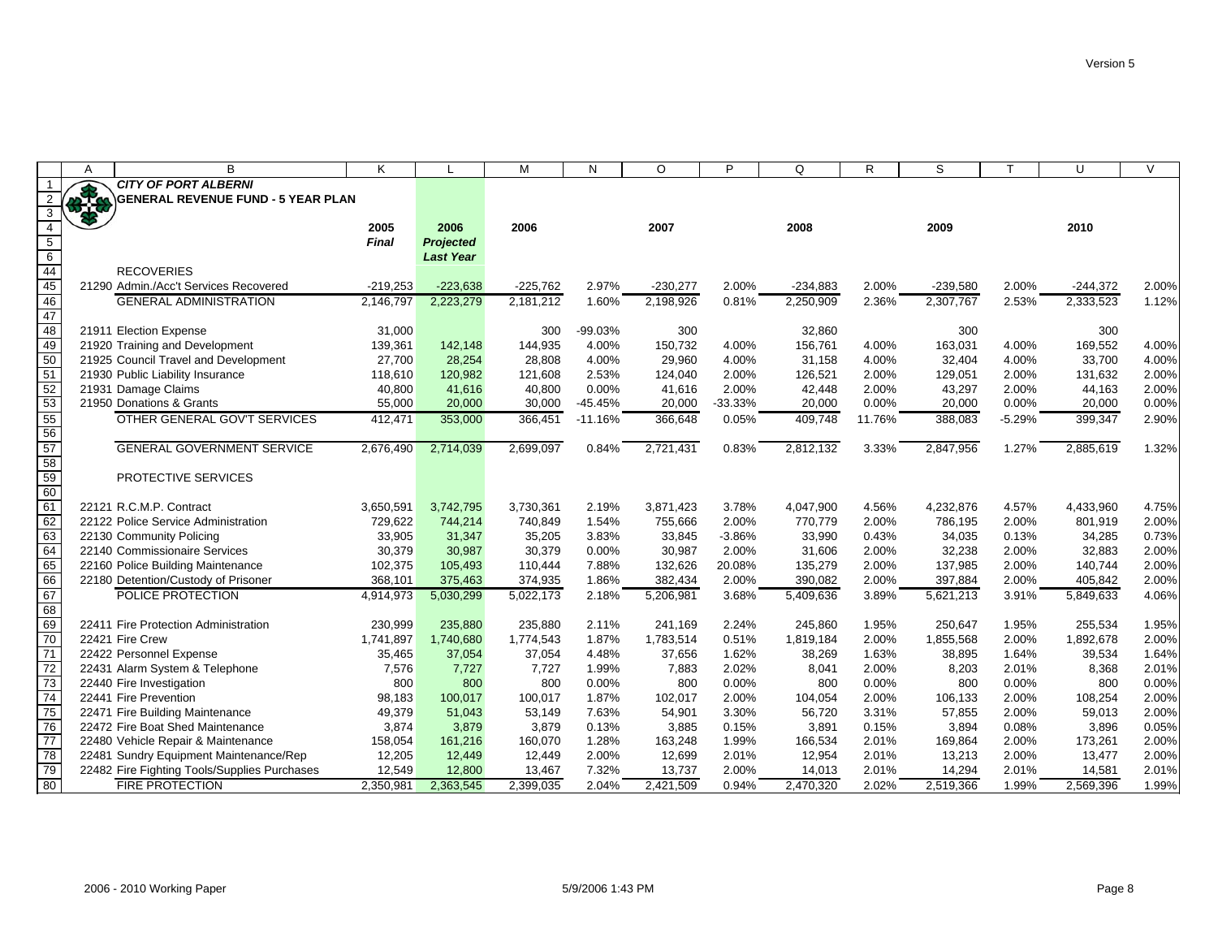| | A | B | K | L | M | N | O | P | Q | R | S | T | U | V |
|---|---|---|---|---|---|---|---|---|---|---|---|---|---|---|
| 1 | | ***CITY OF PORT ALBERNI*** | | | | | | | | | | | | |
| 2 | | **GENERAL REVENUE FUND - 5 YEAR PLAN** | | | | | | | | | | | | |
| 3 | | | | | | | | | | | | | | |
| 4 | | | **2005** | **2006** | **2006** | | **2007** | | **2008** | | **2009** | | **2010** | |
| 5 | | | ***Final*** | ***Projected*** | | | | | | | | | | |
| 6 | | | | ***Last Year*** | | | | | | | | | | |
| 44 | | RECOVERIES | | | | | | | | | | | | |
| 45 | | 21290 Admin./Acc't Services Recovered | -219,253 | -223,638 | -225,762 | 2.97% | -230,277 | 2.00% | -234,883 | 2.00% | -239,580 | 2.00% | -244,372 | 2.00% |
| 46 | | GENERAL ADMINISTRATION | 2,146,797 | 2,223,279 | 2,181,212 | 1.60% | 2,198,926 | 0.81% | 2,250,909 | 2.36% | 2,307,767 | 2.53% | 2,333,523 | 1.12% |
| 47 | | | | | | | | | | | | | | |
| 48 | | 21911 Election Expense | 31,000 | | 300 | -99.03% | 300 | | 32,860 | | 300 | | 300 | |
| 49 | | 21920 Training and Development | 139,361 | 142,148 | 144,935 | 4.00% | 150,732 | 4.00% | 156,761 | 4.00% | 163,031 | 4.00% | 169,552 | 4.00% |
| 50 | | 21925 Council Travel and Development | 27,700 | 28,254 | 28,808 | 4.00% | 29,960 | 4.00% | 31,158 | 4.00% | 32,404 | 4.00% | 33,700 | 4.00% |
| 51 | | 21930 Public Liability Insurance | 118,610 | 120,982 | 121,608 | 2.53% | 124,040 | 2.00% | 126,521 | 2.00% | 129,051 | 2.00% | 131,632 | 2.00% |
| 52 | | 21931 Damage Claims | 40,800 | 41,616 | 40,800 | 0.00% | 41,616 | 2.00% | 42,448 | 2.00% | 43,297 | 2.00% | 44,163 | 2.00% |
| 53 | | 21950 Donations & Grants | 55,000 | 20,000 | 30,000 | -45.45% | 20,000 | -33.33% | 20,000 | 0.00% | 20,000 | 0.00% | 20,000 | 0.00% |
| 55 | | OTHER GENERAL GOV'T SERVICES | 412,471 | 353,000 | 366,451 | -11.16% | 366,648 | 0.05% | 409,748 | 11.76% | 388,083 | -5.29% | 399,347 | 2.90% |
| 56 | | | | | | | | | | | | | | |
| 57 | | GENERAL GOVERNMENT SERVICE | 2,676,490 | 2,714,039 | 2,699,097 | 0.84% | 2,721,431 | 0.83% | 2,812,132 | 3.33% | 2,847,956 | 1.27% | 2,885,619 | 1.32% |
| 58 | | | | | | | | | | | | | | |
| 59 | | PROTECTIVE SERVICES | | | | | | | | | | | | |
| 60 | | | | | | | | | | | | | | |
| 61 | | 22121 R.C.M.P. Contract | 3,650,591 | 3,742,795 | 3,730,361 | 2.19% | 3,871,423 | 3.78% | 4,047,900 | 4.56% | 4,232,876 | 4.57% | 4,433,960 | 4.75% |
| 62 | | 22122 Police Service Administration | 729,622 | 744,214 | 740,849 | 1.54% | 755,666 | 2.00% | 770,779 | 2.00% | 786,195 | 2.00% | 801,919 | 2.00% |
| 63 | | 22130 Community Policing | 33,905 | 31,347 | 35,205 | 3.83% | 33,845 | -3.86% | 33,990 | 0.43% | 34,035 | 0.13% | 34,285 | 0.73% |
| 64 | | 22140 Commissionaire Services | 30,379 | 30,987 | 30,379 | 0.00% | 30,987 | 2.00% | 31,606 | 2.00% | 32,238 | 2.00% | 32,883 | 2.00% |
| 65 | | 22160 Police Building Maintenance | 102,375 | 105,493 | 110,444 | 7.88% | 132,626 | 20.08% | 135,279 | 2.00% | 137,985 | 2.00% | 140,744 | 2.00% |
| 66 | | 22180 Detention/Custody of Prisoner | 368,101 | 375,463 | 374,935 | 1.86% | 382,434 | 2.00% | 390,082 | 2.00% | 397,884 | 2.00% | 405,842 | 2.00% |
| 67 | | POLICE PROTECTION | 4,914,973 | 5,030,299 | 5,022,173 | 2.18% | 5,206,981 | 3.68% | 5,409,636 | 3.89% | 5,621,213 | 3.91% | 5,849,633 | 4.06% |
| 68 | | | | | | | | | | | | | | |
| 69 | | 22411 Fire Protection Administration | 230,999 | 235,880 | 235,880 | 2.11% | 241,169 | 2.24% | 245,860 | 1.95% | 250,647 | 1.95% | 255,534 | 1.95% |
| 70 | | 22421 Fire Crew | 1,741,897 | 1,740,680 | 1,774,543 | 1.87% | 1,783,514 | 0.51% | 1,819,184 | 2.00% | 1,855,568 | 2.00% | 1,892,678 | 2.00% |
| 71 | | 22422 Personnel Expense | 35,465 | 37,054 | 37,054 | 4.48% | 37,656 | 1.62% | 38,269 | 1.63% | 38,895 | 1.64% | 39,534 | 1.64% |
| 72 | | 22431 Alarm System & Telephone | 7,576 | 7,727 | 7,727 | 1.99% | 7,883 | 2.02% | 8,041 | 2.00% | 8,203 | 2.01% | 8,368 | 2.01% |
| 73 | | 22440 Fire Investigation | 800 | 800 | 800 | 0.00% | 800 | 0.00% | 800 | 0.00% | 800 | 0.00% | 800 | 0.00% |
| 74 | | 22441 Fire Prevention | 98,183 | 100,017 | 100,017 | 1.87% | 102,017 | 2.00% | 104,054 | 2.00% | 106,133 | 2.00% | 108,254 | 2.00% |
| 75 | | 22471 Fire Building Maintenance | 49,379 | 51,043 | 53,149 | 7.63% | 54,901 | 3.30% | 56,720 | 3.31% | 57,855 | 2.00% | 59,013 | 2.00% |
| 76 | | 22472 Fire Boat Shed Maintenance | 3,874 | 3,879 | 3,879 | 0.13% | 3,885 | 0.15% | 3,891 | 0.15% | 3,894 | 0.08% | 3,896 | 0.05% |
| 77 | | 22480 Vehicle Repair & Maintenance | 158,054 | 161,216 | 160,070 | 1.28% | 163,248 | 1.99% | 166,534 | 2.01% | 169,864 | 2.00% | 173,261 | 2.00% |
| 78 | | 22481 Sundry Equipment Maintenance/Rep | 12,205 | 12,449 | 12,449 | 2.00% | 12,699 | 2.01% | 12,954 | 2.01% | 13,213 | 2.00% | 13,477 | 2.00% |
| 79 | | 22482 Fire Fighting Tools/Supplies Purchases | 12,549 | 12,800 | 13,467 | 7.32% | 13,737 | 2.00% | 14,013 | 2.01% | 14,294 | 2.01% | 14,581 | 2.01% |
| 80 | | FIRE PROTECTION | 2,350,981 | 2,363,545 | 2,399,035 | 2.04% | 2,421,509 | 0.94% | 2,470,320 | 2.02% | 2,519,366 | 1.99% | 2,569,396 | 1.99% |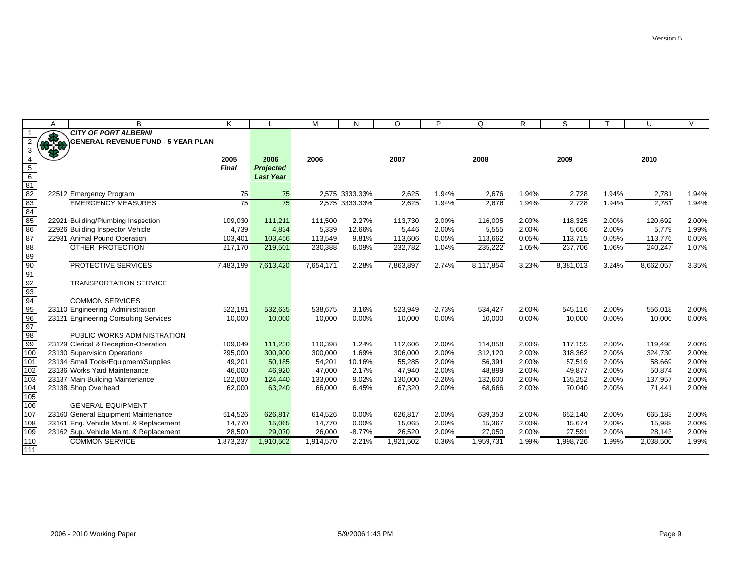# CITY OF PORT ALBERNI

## GENERAL REVENUE FUND - 5 YEAR PLAN

| | 2005 Final | 2006 Projected Last Year | 2006 | | 2007 | | 2008 | | 2009 | | 2010 | |
|---|---|---|---|---|---|---|---|---|---|---|---|---|
| 22512 Emergency Program | 75 | 75 | 2,575 | 3333.33% | 2,625 | 1.94% | 2,676 | 1.94% | 2,728 | 1.94% | 2,781 | 1.94% |
| EMERGENCY MEASURES | 75 | 75 | 2,575 | 3333.33% | 2,625 | 1.94% | 2,676 | 1.94% | 2,728 | 1.94% | 2,781 | 1.94% |
| | | | | | | | | | | | | |
| 22921 Building/Plumbing Inspection | 109,030 | 111,211 | 111,500 | 2.27% | 113,730 | 2.00% | 116,005 | 2.00% | 118,325 | 2.00% | 120,692 | 2.00% |
| 22926 Building Inspector Vehicle | 4,739 | 4,834 | 5,339 | 12.66% | 5,446 | 2.00% | 5,555 | 2.00% | 5,666 | 2.00% | 5,779 | 1.99% |
| 22931 Animal Pound Operation | 103,401 | 103,456 | 113,549 | 9.81% | 113,606 | 0.05% | 113,662 | 0.05% | 113,715 | 0.05% | 113,776 | 0.05% |
| OTHER PROTECTION | 217,170 | 219,501 | 230,388 | 6.09% | 232,782 | 1.04% | 235,222 | 1.05% | 237,706 | 1.06% | 240,247 | 1.07% |
| | | | | | | | | | | | | |
| PROTECTIVE SERVICES | 7,483,199 | 7,613,420 | 7,654,171 | 2.28% | 7,863,897 | 2.74% | 8,117,854 | 3.23% | 8,381,013 | 3.24% | 8,662,057 | 3.35% |
| | | | | | | | | | | | | |
| TRANSPORTATION SERVICE | | | | | | | | | | | | |
| | | | | | | | | | | | | |
| COMMON SERVICES | | | | | | | | | | | | |
| 23110 Engineering Administration | 522,191 | 532,635 | 538,675 | 3.16% | 523,949 | -2.73% | 534,427 | 2.00% | 545,116 | 2.00% | 556,018 | 2.00% |
| 23121 Engineering Consulting Services | 10,000 | 10,000 | 10,000 | 0.00% | 10,000 | 0.00% | 10,000 | 0.00% | 10,000 | 0.00% | 10,000 | 0.00% |
| | | | | | | | | | | | | |
| PUBLIC WORKS ADMINISTRATION | | | | | | | | | | | | |
| 23129 Clerical & Reception-Operation | 109,049 | 111,230 | 110,398 | 1.24% | 112,606 | 2.00% | 114,858 | 2.00% | 117,155 | 2.00% | 119,498 | 2.00% |
| 23130 Supervision Operations | 295,000 | 300,900 | 300,000 | 1.69% | 306,000 | 2.00% | 312,120 | 2.00% | 318,362 | 2.00% | 324,730 | 2.00% |
| 23134 Small Tools/Equipment/Supplies | 49,201 | 50,185 | 54,201 | 10.16% | 55,285 | 2.00% | 56,391 | 2.00% | 57,519 | 2.00% | 58,669 | 2.00% |
| 23136 Works Yard Maintenance | 46,000 | 46,920 | 47,000 | 2.17% | 47,940 | 2.00% | 48,899 | 2.00% | 49,877 | 2.00% | 50,874 | 2.00% |
| 23137 Main Building Maintenance | 122,000 | 124,440 | 133,000 | 9.02% | 130,000 | -2.26% | 132,600 | 2.00% | 135,252 | 2.00% | 137,957 | 2.00% |
| 23138 Shop Overhead | 62,000 | 63,240 | 66,000 | 6.45% | 67,320 | 2.00% | 68,666 | 2.00% | 70,040 | 2.00% | 71,441 | 2.00% |
| | | | | | | | | | | | | |
| GENERAL EQUIPMENT | | | | | | | | | | | | |
| 23160 General Equipment Maintenance | 614,526 | 626,817 | 614,526 | 0.00% | 626,817 | 2.00% | 639,353 | 2.00% | 652,140 | 2.00% | 665,183 | 2.00% |
| 23161 Eng. Vehicle Maint. & Replacement | 14,770 | 15,065 | 14,770 | 0.00% | 15,065 | 2.00% | 15,367 | 2.00% | 15,674 | 2.00% | 15,988 | 2.00% |
| 23162 Sup. Vehicle Maint. & Replacement | 28,500 | 29,070 | 26,000 | -8.77% | 26,520 | 2.00% | 27,050 | 2.00% | 27,591 | 2.00% | 28,143 | 2.00% |
| COMMON SERVICE | 1,873,237 | 1,910,502 | 1,914,570 | 2.21% | 1,921,502 | 0.36% | 1,959,731 | 1.99% | 1,998,726 | 1.99% | 2,038,500 | 1.99% |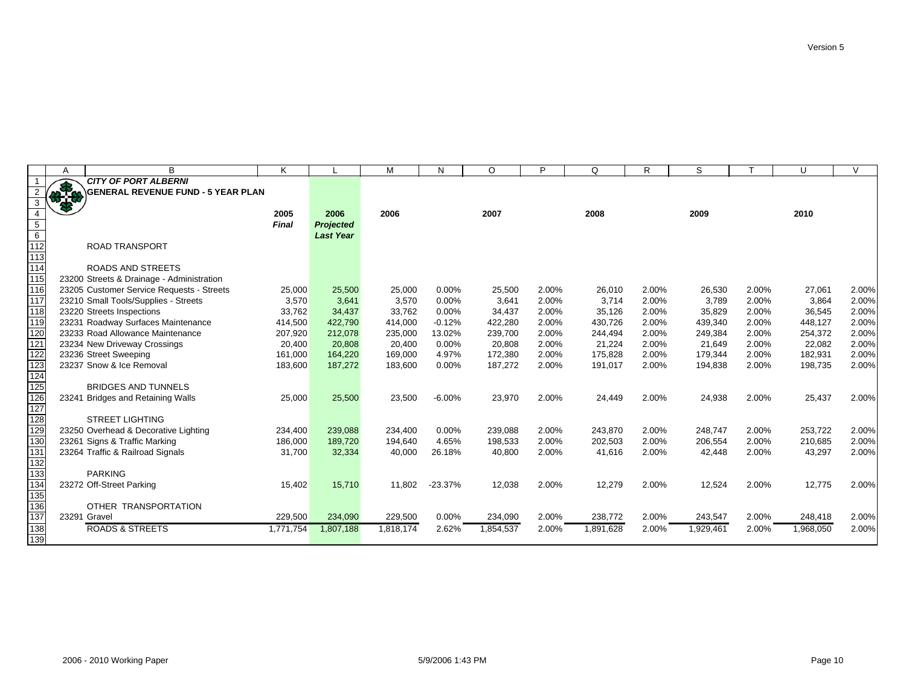**CITY OF PORT ALBERNI**

**GENERAL REVENUE FUND - 5 YEAR PLAN**

| | 2005 Final | 2006 Projected Last Year | 2006 | | 2007 | | 2008 | | 2009 | | 2010 | |
|---|---|---|---|---|---|---|---|---|---|---|---|---|
| ROAD TRANSPORT | | | | | | | | | | | | |
| | | | | | | | | | | | | |
| ROADS AND STREETS | | | | | | | | | | | | |
| 23200 Streets & Drainage - Administration | | | | | | | | | | | | |
| 23205 Customer Service Requests - Streets | 25,000 | 25,500 | 25,000 | 0.00% | 25,500 | 2.00% | 26,010 | 2.00% | 26,530 | 2.00% | 27,061 | 2.00% |
| 23210 Small Tools/Supplies - Streets | 3,570 | 3,641 | 3,570 | 0.00% | 3,641 | 2.00% | 3,714 | 2.00% | 3,789 | 2.00% | 3,864 | 2.00% |
| 23220 Streets Inspections | 33,762 | 34,437 | 33,762 | 0.00% | 34,437 | 2.00% | 35,126 | 2.00% | 35,829 | 2.00% | 36,545 | 2.00% |
| 23231 Roadway Surfaces Maintenance | 414,500 | 422,790 | 414,000 | -0.12% | 422,280 | 2.00% | 430,726 | 2.00% | 439,340 | 2.00% | 448,127 | 2.00% |
| 23233 Road Allowance Maintenance | 207,920 | 212,078 | 235,000 | 13.02% | 239,700 | 2.00% | 244,494 | 2.00% | 249,384 | 2.00% | 254,372 | 2.00% |
| 23234 New Driveway Crossings | 20,400 | 20,808 | 20,400 | 0.00% | 20,808 | 2.00% | 21,224 | 2.00% | 21,649 | 2.00% | 22,082 | 2.00% |
| 23236 Street Sweeping | 161,000 | 164,220 | 169,000 | 4.97% | 172,380 | 2.00% | 175,828 | 2.00% | 179,344 | 2.00% | 182,931 | 2.00% |
| 23237 Snow & Ice Removal | 183,600 | 187,272 | 183,600 | 0.00% | 187,272 | 2.00% | 191,017 | 2.00% | 194,838 | 2.00% | 198,735 | 2.00% |
| | | | | | | | | | | | | |
| BRIDGES AND TUNNELS | | | | | | | | | | | | |
| 23241 Bridges and Retaining Walls | 25,000 | 25,500 | 23,500 | -6.00% | 23,970 | 2.00% | 24,449 | 2.00% | 24,938 | 2.00% | 25,437 | 2.00% |
| | | | | | | | | | | | | |
| STREET LIGHTING | | | | | | | | | | | | |
| 23250 Overhead & Decorative Lighting | 234,400 | 239,088 | 234,400 | 0.00% | 239,088 | 2.00% | 243,870 | 2.00% | 248,747 | 2.00% | 253,722 | 2.00% |
| 23261 Signs & Traffic Marking | 186,000 | 189,720 | 194,640 | 4.65% | 198,533 | 2.00% | 202,503 | 2.00% | 206,554 | 2.00% | 210,685 | 2.00% |
| 23264 Traffic & Railroad Signals | 31,700 | 32,334 | 40,000 | 26.18% | 40,800 | 2.00% | 41,616 | 2.00% | 42,448 | 2.00% | 43,297 | 2.00% |
| | | | | | | | | | | | | |
| PARKING | | | | | | | | | | | | |
| 23272 Off-Street Parking | 15,402 | 15,710 | 11,802 | -23.37% | 12,038 | 2.00% | 12,279 | 2.00% | 12,524 | 2.00% | 12,775 | 2.00% |
| | | | | | | | | | | | | |
| OTHER TRANSPORTATION | | | | | | | | | | | | |
| 23291 Gravel | 229,500 | 234,090 | 229,500 | 0.00% | 234,090 | 2.00% | 238,772 | 2.00% | 243,547 | 2.00% | 248,418 | 2.00% |
| ROADS & STREETS | 1,771,754 | 1,807,188 | 1,818,174 | 2.62% | 1,854,537 | 2.00% | 1,891,628 | 2.00% | 1,929,461 | 2.00% | 1,968,050 | 2.00% |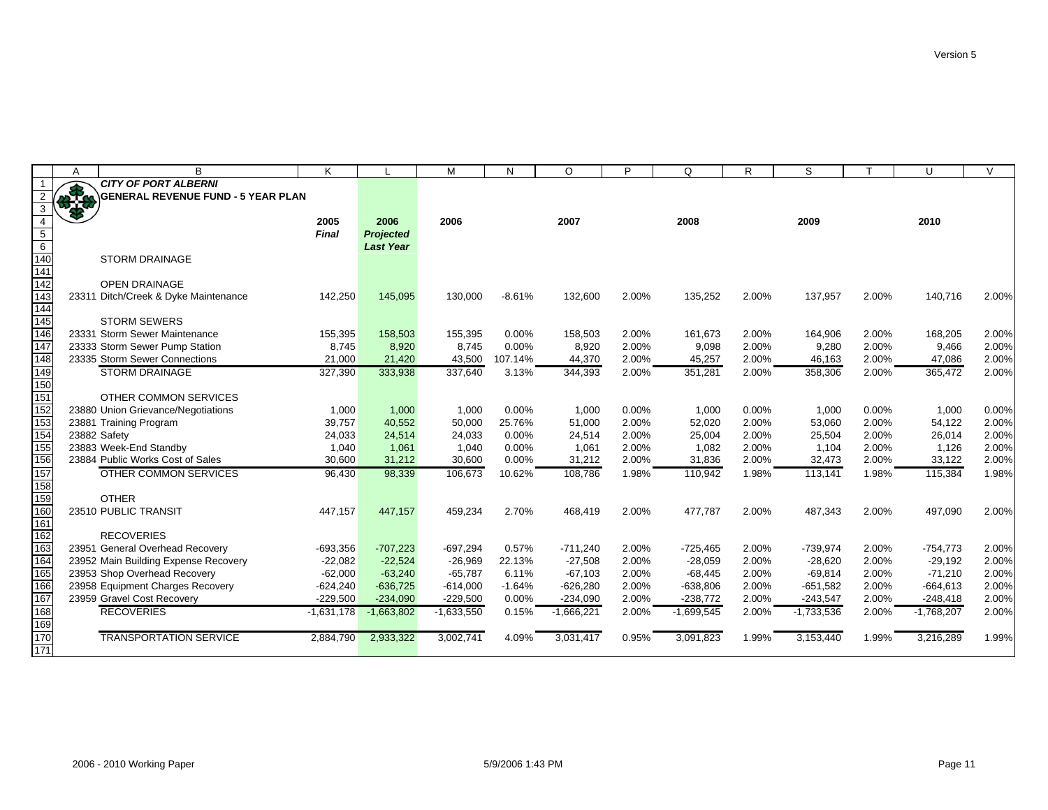# CITY OF PORT ALBERNI

## GENERAL REVENUE FUND - 5 YEAR PLAN

| | 2005 *Final* | 2006 *Projected Last Year* | 2006 | | 2007 | | 2008 | | 2009 | | 2010 | |
|---|---|---|---|---|---|---|---|---|---|---|---|---|
| **STORM DRAINAGE** | | | | | | | | | | | | |
| OPEN DRAINAGE | | | | | | | | | | | | |
| 23311 Ditch/Creek & Dyke Maintenance | 142,250 | 145,095 | 130,000 | -8.61% | 132,600 | 2.00% | 135,252 | 2.00% | 137,957 | 2.00% | 140,716 | 2.00% |
| STORM SEWERS | | | | | | | | | | | | |
| 23331 Storm Sewer Maintenance | 155,395 | 158,503 | 155,395 | 0.00% | 158,503 | 2.00% | 161,673 | 2.00% | 164,906 | 2.00% | 168,205 | 2.00% |
| 23333 Storm Sewer Pump Station | 8,745 | 8,920 | 8,745 | 0.00% | 8,920 | 2.00% | 9,098 | 2.00% | 9,280 | 2.00% | 9,466 | 2.00% |
| 23335 Storm Sewer Connections | 21,000 | 21,420 | 43,500 | 107.14% | 44,370 | 2.00% | 45,257 | 2.00% | 46,163 | 2.00% | 47,086 | 2.00% |
| STORM DRAINAGE | 327,390 | 333,938 | 337,640 | 3.13% | 344,393 | 2.00% | 351,281 | 2.00% | 358,306 | 2.00% | 365,472 | 2.00% |
| **OTHER COMMON SERVICES** | | | | | | | | | | | | |
| 23880 Union Grievance/Negotiations | 1,000 | 1,000 | 1,000 | 0.00% | 1,000 | 0.00% | 1,000 | 0.00% | 1,000 | 0.00% | 1,000 | 0.00% |
| 23881 Training Program | 39,757 | 40,552 | 50,000 | 25.76% | 51,000 | 2.00% | 52,020 | 2.00% | 53,060 | 2.00% | 54,122 | 2.00% |
| 23882 Safety | 24,033 | 24,514 | 24,033 | 0.00% | 24,514 | 2.00% | 25,004 | 2.00% | 25,504 | 2.00% | 26,014 | 2.00% |
| 23883 Week-End Standby | 1,040 | 1,061 | 1,040 | 0.00% | 1,061 | 2.00% | 1,082 | 2.00% | 1,104 | 2.00% | 1,126 | 2.00% |
| 23884 Public Works Cost of Sales | 30,600 | 31,212 | 30,600 | 0.00% | 31,212 | 2.00% | 31,836 | 2.00% | 32,473 | 2.00% | 33,122 | 2.00% |
| OTHER COMMON SERVICES | 96,430 | 98,339 | 106,673 | 10.62% | 108,786 | 1.98% | 110,942 | 1.98% | 113,141 | 1.98% | 115,384 | 1.98% |
| **OTHER** | | | | | | | | | | | | |
| 23510 PUBLIC TRANSIT | 447,157 | 447,157 | 459,234 | 2.70% | 468,419 | 2.00% | 477,787 | 2.00% | 487,343 | 2.00% | 497,090 | 2.00% |
| **RECOVERIES** | | | | | | | | | | | | |
| 23951 General Overhead Recovery | -693,356 | -707,223 | -697,294 | 0.57% | -711,240 | 2.00% | -725,465 | 2.00% | -739,974 | 2.00% | -754,773 | 2.00% |
| 23952 Main Building Expense Recovery | -22,082 | -22,524 | -26,969 | 22.13% | -27,508 | 2.00% | -28,059 | 2.00% | -28,620 | 2.00% | -29,192 | 2.00% |
| 23953 Shop Overhead Recovery | -62,000 | -63,240 | -65,787 | 6.11% | -67,103 | 2.00% | -68,445 | 2.00% | -69,814 | 2.00% | -71,210 | 2.00% |
| 23958 Equipment Charges Recovery | -624,240 | -636,725 | -614,000 | -1.64% | -626,280 | 2.00% | -638,806 | 2.00% | -651,582 | 2.00% | -664,613 | 2.00% |
| 23959 Gravel Cost Recovery | -229,500 | -234,090 | -229,500 | 0.00% | -234,090 | 2.00% | -238,772 | 2.00% | -243,547 | 2.00% | -248,418 | 2.00% |
| RECOVERIES | -1,631,178 | -1,663,802 | -1,633,550 | 0.15% | -1,666,221 | 2.00% | -1,699,545 | 2.00% | -1,733,536 | 2.00% | -1,768,207 | 2.00% |
| **TRANSPORTATION SERVICE** | 2,884,790 | 2,933,322 | 3,002,741 | 4.09% | 3,031,417 | 0.95% | 3,091,823 | 1.99% | 3,153,440 | 1.99% | 3,216,289 | 1.99% |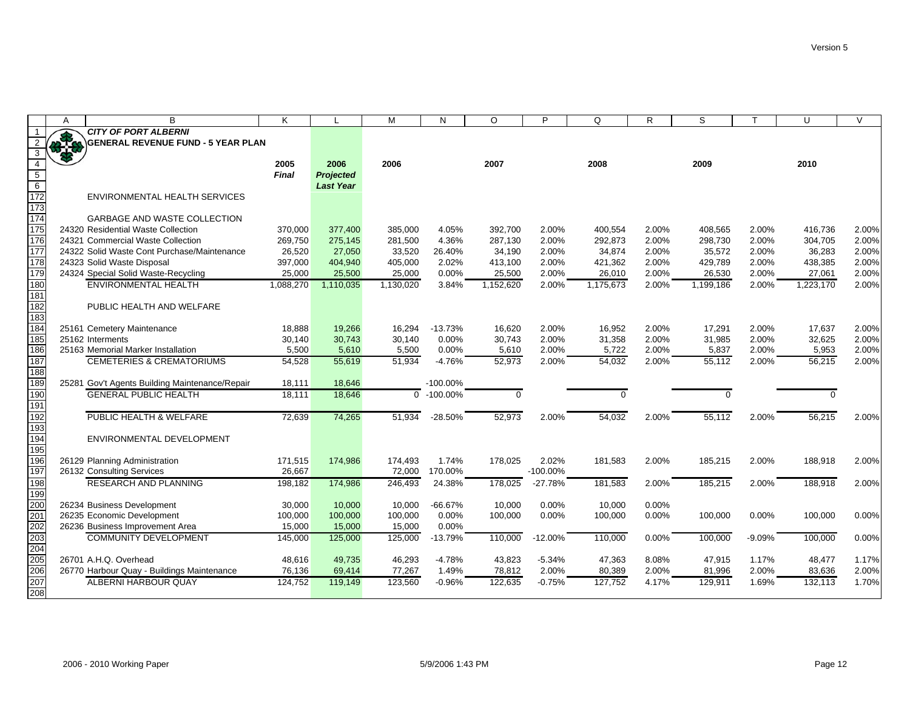**CITY OF PORT ALBERNI**
**GENERAL REVENUE FUND - 5 YEAR PLAN**

| | A | B | K | L | M | N | O | P | Q | R | S | T | U | V |
|---|---|---|---|---|---|---|---|---|---|---|---|---|---|---|
| 4 | | | 2005 | 2006 | 2006 | | 2007 | | 2008 | | 2009 | | 2010 | |
| 5 | | | *Final* | *Projected* | | | | | | | | | | |
| 6 | | | | *Last Year* | | | | | | | | | | |
| 172 | | ENVIRONMENTAL HEALTH SERVICES | | | | | | | | | | | | |
| 173 | | | | | | | | | | | | | | |
| 174 | | GARBAGE AND WASTE COLLECTION | | | | | | | | | | | | |
| 175 | 24320 | Residential Waste Collection | 370,000 | 377,400 | 385,000 | 4.05% | 392,700 | 2.00% | 400,554 | 2.00% | 408,565 | 2.00% | 416,736 | 2.00% |
| 176 | 24321 | Commercial Waste Collection | 269,750 | 275,145 | 281,500 | 4.36% | 287,130 | 2.00% | 292,873 | 2.00% | 298,730 | 2.00% | 304,705 | 2.00% |
| 177 | 24322 | Solid Waste Cont Purchase/Maintenance | 26,520 | 27,050 | 33,520 | 26.40% | 34,190 | 2.00% | 34,874 | 2.00% | 35,572 | 2.00% | 36,283 | 2.00% |
| 178 | 24323 | Solid Waste Disposal | 397,000 | 404,940 | 405,000 | 2.02% | 413,100 | 2.00% | 421,362 | 2.00% | 429,789 | 2.00% | 438,385 | 2.00% |
| 179 | 24324 | Special Solid Waste-Recycling | 25,000 | 25,500 | 25,000 | 0.00% | 25,500 | 2.00% | 26,010 | 2.00% | 26,530 | 2.00% | 27,061 | 2.00% |
| 180 | | ENVIRONMENTAL HEALTH | 1,088,270 | 1,110,035 | 1,130,020 | 3.84% | 1,152,620 | 2.00% | 1,175,673 | 2.00% | 1,199,186 | 2.00% | 1,223,170 | 2.00% |
| 181 | | | | | | | | | | | | | | |
| 182 | | PUBLIC HEALTH AND WELFARE | | | | | | | | | | | | |
| 183 | | | | | | | | | | | | | | |
| 184 | 25161 | Cemetery Maintenance | 18,888 | 19,266 | 16,294 | -13.73% | 16,620 | 2.00% | 16,952 | 2.00% | 17,291 | 2.00% | 17,637 | 2.00% |
| 185 | 25162 | Interments | 30,140 | 30,743 | 30,140 | 0.00% | 30,743 | 2.00% | 31,358 | 2.00% | 31,985 | 2.00% | 32,625 | 2.00% |
| 186 | 25163 | Memorial Marker Installation | 5,500 | 5,610 | 5,500 | 0.00% | 5,610 | 2.00% | 5,722 | 2.00% | 5,837 | 2.00% | 5,953 | 2.00% |
| 187 | | CEMETERIES & CREMATORIUMS | 54,528 | 55,619 | 51,934 | -4.76% | 52,973 | 2.00% | 54,032 | 2.00% | 55,112 | 2.00% | 56,215 | 2.00% |
| 188 | | | | | | | | | | | | | | |
| 189 | 25281 | Gov't Agents Building Maintenance/Repair | 18,111 | 18,646 | | -100.00% | | | | | | | | |
| 190 | | GENERAL PUBLIC HEALTH | 18,111 | 18,646 | 0 | -100.00% | 0 | | 0 | | 0 | | 0 | |
| 191 | | | | | | | | | | | | | | |
| 192 | | PUBLIC HEALTH & WELFARE | 72,639 | 74,265 | 51,934 | -28.50% | 52,973 | 2.00% | 54,032 | 2.00% | 55,112 | 2.00% | 56,215 | 2.00% |
| 193 | | | | | | | | | | | | | | |
| 194 | | ENVIRONMENTAL DEVELOPMENT | | | | | | | | | | | | |
| 195 | | | | | | | | | | | | | | |
| 196 | 26129 | Planning Administration | 171,515 | 174,986 | 174,493 | 1.74% | 178,025 | 2.02% | 181,583 | 2.00% | 185,215 | 2.00% | 188,918 | 2.00% |
| 197 | 26132 | Consulting Services | 26,667 | | 72,000 | 170.00% | | -100.00% | | | | | | |
| 198 | | RESEARCH AND PLANNING | 198,182 | 174,986 | 246,493 | 24.38% | 178,025 | -27.78% | 181,583 | 2.00% | 185,215 | 2.00% | 188,918 | 2.00% |
| 199 | | | | | | | | | | | | | | |
| 200 | 26234 | Business Development | 30,000 | 10,000 | 10,000 | -66.67% | 10,000 | 0.00% | 10,000 | 0.00% | | | | |
| 201 | 26235 | Economic Development | 100,000 | 100,000 | 100,000 | 0.00% | 100,000 | 0.00% | 100,000 | 0.00% | 100,000 | 0.00% | 100,000 | 0.00% |
| 202 | 26236 | Business Improvement Area | 15,000 | 15,000 | 15,000 | 0.00% | | | | | | | | |
| 203 | | COMMUNITY DEVELOPMENT | 145,000 | 125,000 | 125,000 | -13.79% | 110,000 | -12.00% | 110,000 | 0.00% | 100,000 | -9.09% | 100,000 | 0.00% |
| 204 | | | | | | | | | | | | | | |
| 205 | 26701 | A.H.Q. Overhead | 48,616 | 49,735 | 46,293 | -4.78% | 43,823 | -5.34% | 47,363 | 8.08% | 47,915 | 1.17% | 48,477 | 1.17% |
| 206 | 26770 | Harbour Quay - Buildings Maintenance | 76,136 | 69,414 | 77,267 | 1.49% | 78,812 | 2.00% | 80,389 | 2.00% | 81,996 | 2.00% | 83,636 | 2.00% |
| 207 | | ALBERNI HARBOUR QUAY | 124,752 | 119,149 | 123,560 | -0.96% | 122,635 | -0.75% | 127,752 | 4.17% | 129,911 | 1.69% | 132,113 | 1.70% |
| 208 | | | | | | | | | | | | | | |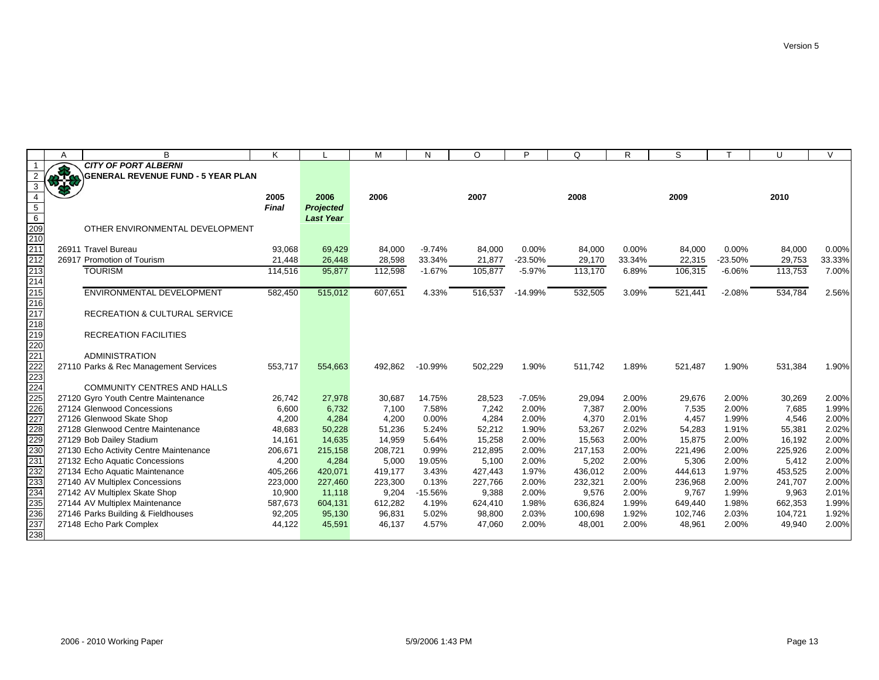**CITY OF PORT ALBERNI**
**GENERAL REVENUE FUND - 5 YEAR PLAN**

| | 2005 *Final* | 2006 *Projected Last Year* | 2006 | | 2007 | | 2008 | | 2009 | | 2010 | |
|---|---|---|---|---|---|---|---|---|---|---|---|---|
| OTHER ENVIRONMENTAL DEVELOPMENT | | | | | | | | | | | | |
| 26911 Travel Bureau | 93,068 | 69,429 | 84,000 | -9.74% | 84,000 | 0.00% | 84,000 | 0.00% | 84,000 | 0.00% | 84,000 | 0.00% |
| 26917 Promotion of Tourism | 21,448 | 26,448 | 28,598 | 33.34% | 21,877 | -23.50% | 29,170 | 33.34% | 22,315 | -23.50% | 29,753 | 33.33% |
| TOURISM | 114,516 | 95,877 | 112,598 | -1.67% | 105,877 | -5.97% | 113,170 | 6.89% | 106,315 | -6.06% | 113,753 | 7.00% |
| ENVIRONMENTAL DEVELOPMENT | 582,450 | 515,012 | 607,651 | 4.33% | 516,537 | -14.99% | 532,505 | 3.09% | 521,441 | -2.08% | 534,784 | 2.56% |
| RECREATION & CULTURAL SERVICE | | | | | | | | | | | | |
| RECREATION FACILITIES | | | | | | | | | | | | |
| ADMINISTRATION | | | | | | | | | | | | |
| 27110 Parks & Rec Management Services | 553,717 | 554,663 | 492,862 | -10.99% | 502,229 | 1.90% | 511,742 | 1.89% | 521,487 | 1.90% | 531,384 | 1.90% |
| COMMUNITY CENTRES AND HALLS | | | | | | | | | | | | |
| 27120 Gyro Youth Centre Maintenance | 26,742 | 27,978 | 30,687 | 14.75% | 28,523 | -7.05% | 29,094 | 2.00% | 29,676 | 2.00% | 30,269 | 2.00% |
| 27124 Glenwood Concessions | 6,600 | 6,732 | 7,100 | 7.58% | 7,242 | 2.00% | 7,387 | 2.00% | 7,535 | 2.00% | 7,685 | 1.99% |
| 27126 Glenwood Skate Shop | 4,200 | 4,284 | 4,200 | 0.00% | 4,284 | 2.00% | 4,370 | 2.01% | 4,457 | 1.99% | 4,546 | 2.00% |
| 27128 Glenwood Centre Maintenance | 48,683 | 50,228 | 51,236 | 5.24% | 52,212 | 1.90% | 53,267 | 2.02% | 54,283 | 1.91% | 55,381 | 2.02% |
| 27129 Bob Dailey Stadium | 14,161 | 14,635 | 14,959 | 5.64% | 15,258 | 2.00% | 15,563 | 2.00% | 15,875 | 2.00% | 16,192 | 2.00% |
| 27130 Echo Activity Centre Maintenance | 206,671 | 215,158 | 208,721 | 0.99% | 212,895 | 2.00% | 217,153 | 2.00% | 221,496 | 2.00% | 225,926 | 2.00% |
| 27132 Echo Aquatic Concessions | 4,200 | 4,284 | 5,000 | 19.05% | 5,100 | 2.00% | 5,202 | 2.00% | 5,306 | 2.00% | 5,412 | 2.00% |
| 27134 Echo Aquatic Maintenance | 405,266 | 420,071 | 419,177 | 3.43% | 427,443 | 1.97% | 436,012 | 2.00% | 444,613 | 1.97% | 453,525 | 2.00% |
| 27140 AV Multiplex Concessions | 223,000 | 227,460 | 223,300 | 0.13% | 227,766 | 2.00% | 232,321 | 2.00% | 236,968 | 2.00% | 241,707 | 2.00% |
| 27142 AV Multiplex Skate Shop | 10,900 | 11,118 | 9,204 | -15.56% | 9,388 | 2.00% | 9,576 | 2.00% | 9,767 | 1.99% | 9,963 | 2.01% |
| 27144 AV Multiplex Maintenance | 587,673 | 604,131 | 612,282 | 4.19% | 624,410 | 1.98% | 636,824 | 1.99% | 649,440 | 1.98% | 662,353 | 1.99% |
| 27146 Parks Building & Fieldhouses | 92,205 | 95,130 | 96,831 | 5.02% | 98,800 | 2.03% | 100,698 | 1.92% | 102,746 | 2.03% | 104,721 | 1.92% |
| 27148 Echo Park Complex | 44,122 | 45,591 | 46,137 | 4.57% | 47,060 | 2.00% | 48,001 | 2.00% | 48,961 | 2.00% | 49,940 | 2.00% |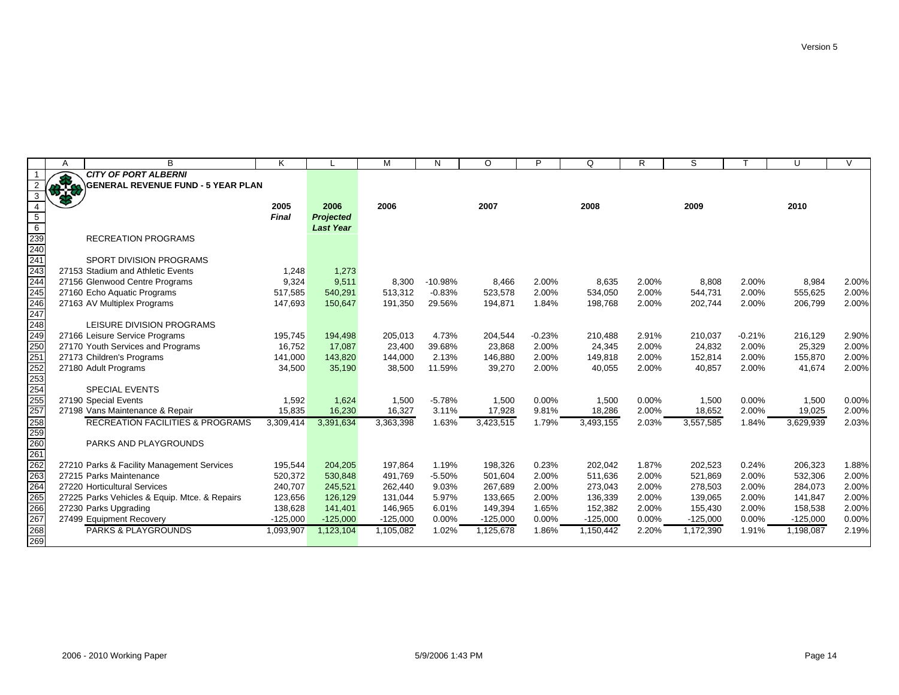## CITY OF PORT ALBERNI

### GENERAL REVENUE FUND - 5 YEAR PLAN

Version 5

| | 2005 *Final* | 2006 *Projected Last Year* | 2006 | | 2007 | | 2008 | | 2009 | | 2010 | |
|---|---|---|---|---|---|---|---|---|---|---|---|---|
| RECREATION PROGRAMS | | | | | | | | | | | | |
| SPORT DIVISION PROGRAMS | | | | | | | | | | | | |
| 27153 Stadium and Athletic Events | 1,248 | 1,273 | | | | | | | | | | |
| 27156 Glenwood Centre Programs | 9,324 | 9,511 | 8,300 | -10.98% | 8,466 | 2.00% | 8,635 | 2.00% | 8,808 | 2.00% | 8,984 | 2.00% |
| 27160 Echo Aquatic Programs | 517,585 | 540,291 | 513,312 | -0.83% | 523,578 | 2.00% | 534,050 | 2.00% | 544,731 | 2.00% | 555,625 | 2.00% |
| 27163 AV Multiplex Programs | 147,693 | 150,647 | 191,350 | 29.56% | 194,871 | 1.84% | 198,768 | 2.00% | 202,744 | 2.00% | 206,799 | 2.00% |
| LEISURE DIVISION PROGRAMS | | | | | | | | | | | | |
| 27166 Leisure Service Programs | 195,745 | 194,498 | 205,013 | 4.73% | 204,544 | -0.23% | 210,488 | 2.91% | 210,037 | -0.21% | 216,129 | 2.90% |
| 27170 Youth Services and Programs | 16,752 | 17,087 | 23,400 | 39.68% | 23,868 | 2.00% | 24,345 | 2.00% | 24,832 | 2.00% | 25,329 | 2.00% |
| 27173 Children's Programs | 141,000 | 143,820 | 144,000 | 2.13% | 146,880 | 2.00% | 149,818 | 2.00% | 152,814 | 2.00% | 155,870 | 2.00% |
| 27180 Adult Programs | 34,500 | 35,190 | 38,500 | 11.59% | 39,270 | 2.00% | 40,055 | 2.00% | 40,857 | 2.00% | 41,674 | 2.00% |
| SPECIAL EVENTS | | | | | | | | | | | | |
| 27190 Special Events | 1,592 | 1,624 | 1,500 | -5.78% | 1,500 | 0.00% | 1,500 | 0.00% | 1,500 | 0.00% | 1,500 | 0.00% |
| 27198 Vans Maintenance & Repair | 15,835 | 16,230 | 16,327 | 3.11% | 17,928 | 9.81% | 18,286 | 2.00% | 18,652 | 2.00% | 19,025 | 2.00% |
| RECREATION FACILITIES & PROGRAMS | 3,309,414 | 3,391,634 | 3,363,398 | 1.63% | 3,423,515 | 1.79% | 3,493,155 | 2.03% | 3,557,585 | 1.84% | 3,629,939 | 2.03% |
| PARKS AND PLAYGROUNDS | | | | | | | | | | | | |
| 27210 Parks & Facility Management Services | 195,544 | 204,205 | 197,864 | 1.19% | 198,326 | 0.23% | 202,042 | 1.87% | 202,523 | 0.24% | 206,323 | 1.88% |
| 27215 Parks Maintenance | 520,372 | 530,848 | 491,769 | -5.50% | 501,604 | 2.00% | 511,636 | 2.00% | 521,869 | 2.00% | 532,306 | 2.00% |
| 27220 Horticultural Services | 240,707 | 245,521 | 262,440 | 9.03% | 267,689 | 2.00% | 273,043 | 2.00% | 278,503 | 2.00% | 284,073 | 2.00% |
| 27225 Parks Vehicles & Equip. Mtce. & Repairs | 123,656 | 126,129 | 131,044 | 5.97% | 133,665 | 2.00% | 136,339 | 2.00% | 139,065 | 2.00% | 141,847 | 2.00% |
| 27230 Parks Upgrading | 138,628 | 141,401 | 146,965 | 6.01% | 149,394 | 1.65% | 152,382 | 2.00% | 155,430 | 2.00% | 158,538 | 2.00% |
| 27499 Equipment Recovery | -125,000 | -125,000 | -125,000 | 0.00% | -125,000 | 0.00% | -125,000 | 0.00% | -125,000 | 0.00% | -125,000 | 0.00% |
| PARKS & PLAYGROUNDS | 1,093,907 | 1,123,104 | 1,105,082 | 1.02% | 1,125,678 | 1.86% | 1,150,442 | 2.20% | 1,172,390 | 1.91% | 1,198,087 | 2.19% |

2006 - 2010 Working Paper 5/9/2006 1:43 PM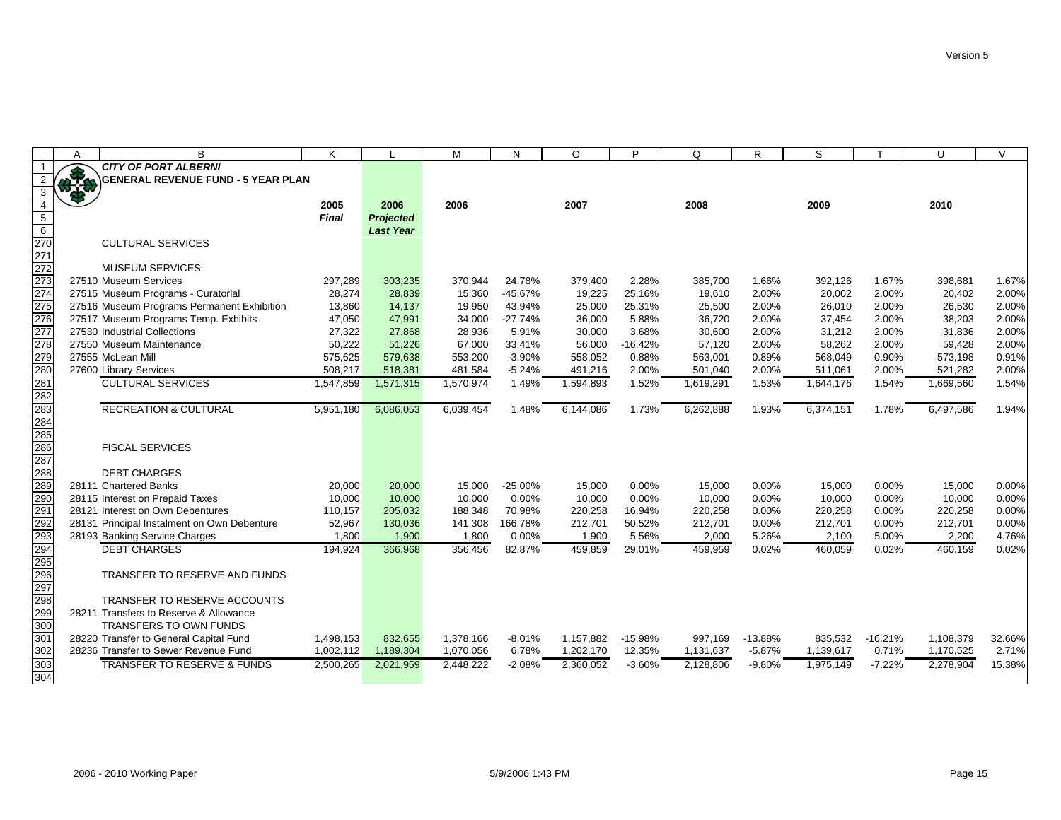| | A | B | K | L | M | N | O | P | Q | R | S | T | U | V |
|---|---|---|---|---|---|---|---|---|---|---|---|---|---|---|
| 1 | | ***CITY OF PORT ALBERNI*** | | | | | | | | | | | | |
| 2 | | **GENERAL REVENUE FUND - 5 YEAR PLAN** | | | | | | | | | | | | |
| 3 | | | | | | | | | | | | | | |
| 4 | | | **2005** | **2006** | **2006** | | **2007** | | **2008** | | **2009** | | **2010** | |
| 5 | | | ***Final*** | ***Projected*** | | | | | | | | | | |
| 6 | | | | ***Last Year*** | | | | | | | | | | |
| 270 | | CULTURAL SERVICES | | | | | | | | | | | | |
| 271 | | | | | | | | | | | | | | |
| 272 | | MUSEUM SERVICES | | | | | | | | | | | | |
| 273 | 27510 | Museum Services | 297,289 | 303,235 | 370,944 | 24.78% | 379,400 | 2.28% | 385,700 | 1.66% | 392,126 | 1.67% | 398,681 | 1.67% |
| 274 | 27515 | Museum Programs - Curatorial | 28,274 | 28,839 | 15,360 | -45.67% | 19,225 | 25.16% | 19,610 | 2.00% | 20,002 | 2.00% | 20,402 | 2.00% |
| 275 | 27516 | Museum Programs Permanent Exhibition | 13,860 | 14,137 | 19,950 | 43.94% | 25,000 | 25.31% | 25,500 | 2.00% | 26,010 | 2.00% | 26,530 | 2.00% |
| 276 | 27517 | Museum Programs Temp. Exhibits | 47,050 | 47,991 | 34,000 | -27.74% | 36,000 | 5.88% | 36,720 | 2.00% | 37,454 | 2.00% | 38,203 | 2.00% |
| 277 | 27530 | Industrial Collections | 27,322 | 27,868 | 28,936 | 5.91% | 30,000 | 3.68% | 30,600 | 2.00% | 31,212 | 2.00% | 31,836 | 2.00% |
| 278 | 27550 | Museum Maintenance | 50,222 | 51,226 | 67,000 | 33.41% | 56,000 | -16.42% | 57,120 | 2.00% | 58,262 | 2.00% | 59,428 | 2.00% |
| 279 | 27555 | McLean Mill | 575,625 | 579,638 | 553,200 | -3.90% | 558,052 | 0.88% | 563,001 | 0.89% | 568,049 | 0.90% | 573,198 | 0.91% |
| 280 | 27600 | Library Services | 508,217 | 518,381 | 481,584 | -5.24% | 491,216 | 2.00% | 501,040 | 2.00% | 511,061 | 2.00% | 521,282 | 2.00% |
| 281 | | CULTURAL SERVICES | 1,547,859 | 1,571,315 | 1,570,974 | 1.49% | 1,594,893 | 1.52% | 1,619,291 | 1.53% | 1,644,176 | 1.54% | 1,669,560 | 1.54% |
| 282 | | | | | | | | | | | | | | |
| 283 | | RECREATION & CULTURAL | 5,951,180 | 6,086,053 | 6,039,454 | 1.48% | 6,144,086 | 1.73% | 6,262,888 | 1.93% | 6,374,151 | 1.78% | 6,497,586 | 1.94% |
| 284 | | | | | | | | | | | | | | |
| 285 | | | | | | | | | | | | | | |
| 286 | | FISCAL SERVICES | | | | | | | | | | | | |
| 287 | | | | | | | | | | | | | | |
| 288 | | DEBT CHARGES | | | | | | | | | | | | |
| 289 | 28111 | Chartered Banks | 20,000 | 20,000 | 15,000 | -25.00% | 15,000 | 0.00% | 15,000 | 0.00% | 15,000 | 0.00% | 15,000 | 0.00% |
| 290 | 28115 | Interest on Prepaid Taxes | 10,000 | 10,000 | 10,000 | 0.00% | 10,000 | 0.00% | 10,000 | 0.00% | 10,000 | 0.00% | 10,000 | 0.00% |
| 291 | 28121 | Interest on Own Debentures | 110,157 | 205,032 | 188,348 | 70.98% | 220,258 | 16.94% | 220,258 | 0.00% | 220,258 | 0.00% | 220,258 | 0.00% |
| 292 | 28131 | Principal Instalment on Own Debenture | 52,967 | 130,036 | 141,308 | 166.78% | 212,701 | 50.52% | 212,701 | 0.00% | 212,701 | 0.00% | 212,701 | 0.00% |
| 293 | 28193 | Banking Service Charges | 1,800 | 1,900 | 1,800 | 0.00% | 1,900 | 5.56% | 2,000 | 5.26% | 2,100 | 5.00% | 2,200 | 4.76% |
| 294 | | DEBT CHARGES | 194,924 | 366,968 | 356,456 | 82.87% | 459,859 | 29.01% | 459,959 | 0.02% | 460,059 | 0.02% | 460,159 | 0.02% |
| 295 | | | | | | | | | | | | | | |
| 296 | | TRANSFER TO RESERVE AND FUNDS | | | | | | | | | | | | |
| 297 | | | | | | | | | | | | | | |
| 298 | | TRANSFER TO RESERVE ACCOUNTS | | | | | | | | | | | | |
| 299 | 28211 | Transfers to Reserve & Allowance | | | | | | | | | | | | |
| 300 | | TRANSFERS TO OWN FUNDS | | | | | | | | | | | | |
| 301 | 28220 | Transfer to General Capital Fund | 1,498,153 | 832,655 | 1,378,166 | -8.01% | 1,157,882 | -15.98% | 997,169 | -13.88% | 835,532 | -16.21% | 1,108,379 | 32.66% |
| 302 | 28236 | Transfer to Sewer Revenue Fund | 1,002,112 | 1,189,304 | 1,070,056 | 6.78% | 1,202,170 | 12.35% | 1,131,637 | -5.87% | 1,139,617 | 0.71% | 1,170,525 | 2.71% |
| 303 | | TRANSFER TO RESERVE & FUNDS | 2,500,265 | 2,021,959 | 2,448,222 | -2.08% | 2,360,052 | -3.60% | 2,128,806 | -9.80% | 1,975,149 | -7.22% | 2,278,904 | 15.38% |
| 304 | | | | | | | | | | | | | | |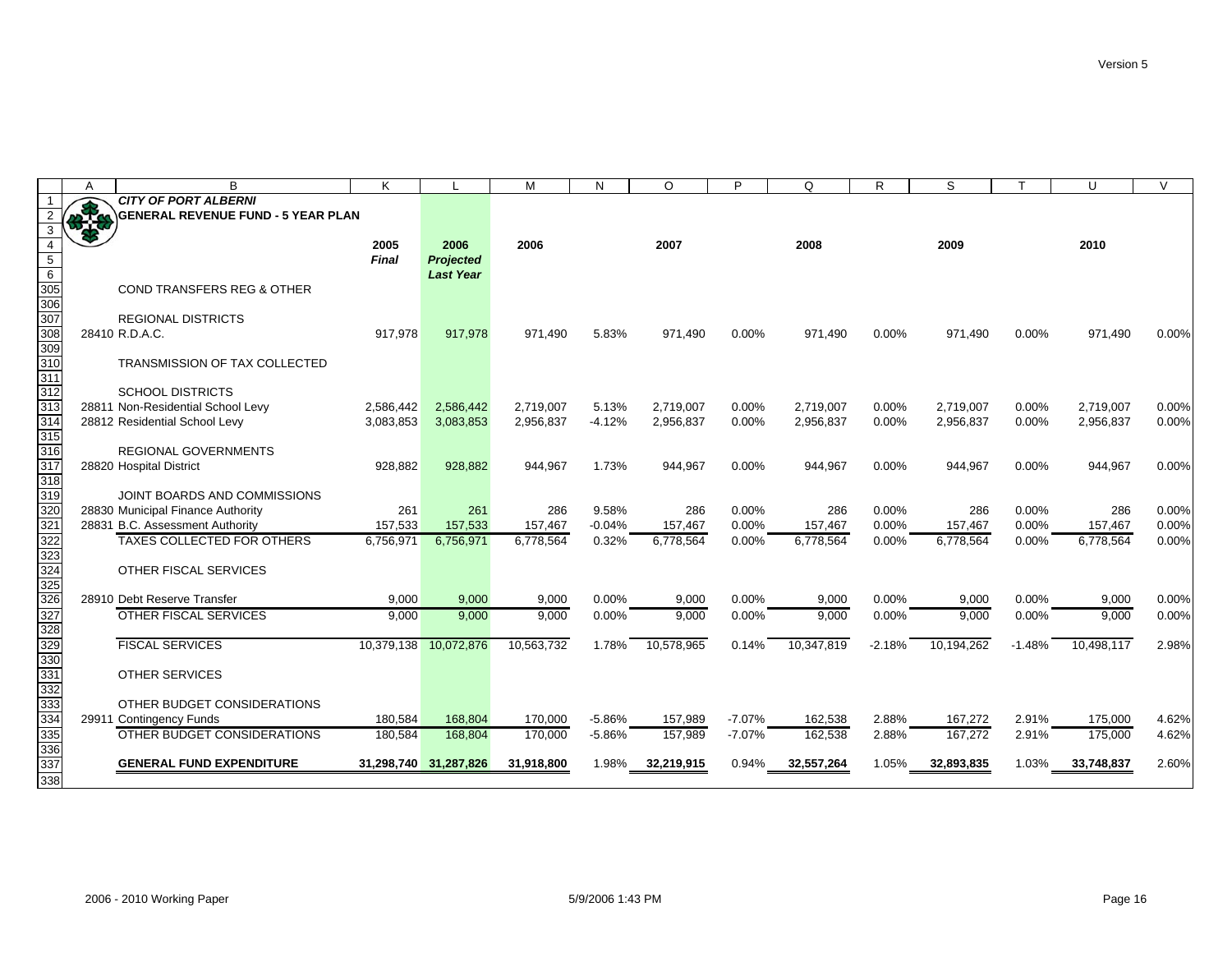**CITY OF PORT ALBERNI**
**GENERAL REVENUE FUND - 5 YEAR PLAN**

| | 2005 Final | 2006 Projected Last Year | 2006 | | 2007 | | 2008 | | 2009 | | 2010 | |
|---|---|---|---|---|---|---|---|---|---|---|---|---|
| COND TRANSFERS REG & OTHER | | | | | | | | | | | | |
| | | | | | | | | | | | | |
| REGIONAL DISTRICTS | | | | | | | | | | | | |
| 28410 R.D.A.C. | 917,978 | 917,978 | 971,490 | 5.83% | 971,490 | 0.00% | 971,490 | 0.00% | 971,490 | 0.00% | 971,490 | 0.00% |
| | | | | | | | | | | | | |
| TRANSMISSION OF TAX COLLECTED | | | | | | | | | | | | |
| | | | | | | | | | | | | |
| SCHOOL DISTRICTS | | | | | | | | | | | | |
| 28811 Non-Residential School Levy | 2,586,442 | 2,586,442 | 2,719,007 | 5.13% | 2,719,007 | 0.00% | 2,719,007 | 0.00% | 2,719,007 | 0.00% | 2,719,007 | 0.00% |
| 28812 Residential School Levy | 3,083,853 | 3,083,853 | 2,956,837 | -4.12% | 2,956,837 | 0.00% | 2,956,837 | 0.00% | 2,956,837 | 0.00% | 2,956,837 | 0.00% |
| | | | | | | | | | | | | |
| REGIONAL GOVERNMENTS | | | | | | | | | | | | |
| 28820 Hospital District | 928,882 | 928,882 | 944,967 | 1.73% | 944,967 | 0.00% | 944,967 | 0.00% | 944,967 | 0.00% | 944,967 | 0.00% |
| | | | | | | | | | | | | |
| JOINT BOARDS AND COMMISSIONS | | | | | | | | | | | | |
| 28830 Municipal Finance Authority | 261 | 261 | 286 | 9.58% | 286 | 0.00% | 286 | 0.00% | 286 | 0.00% | 286 | 0.00% |
| 28831 B.C. Assessment Authority | 157,533 | 157,533 | 157,467 | -0.04% | 157,467 | 0.00% | 157,467 | 0.00% | 157,467 | 0.00% | 157,467 | 0.00% |
| TAXES COLLECTED FOR OTHERS | 6,756,971 | 6,756,971 | 6,778,564 | 0.32% | 6,778,564 | 0.00% | 6,778,564 | 0.00% | 6,778,564 | 0.00% | 6,778,564 | 0.00% |
| | | | | | | | | | | | | |
| OTHER FISCAL SERVICES | | | | | | | | | | | | |
| | | | | | | | | | | | | |
| 28910 Debt Reserve Transfer | 9,000 | 9,000 | 9,000 | 0.00% | 9,000 | 0.00% | 9,000 | 0.00% | 9,000 | 0.00% | 9,000 | 0.00% |
| OTHER FISCAL SERVICES | 9,000 | 9,000 | 9,000 | 0.00% | 9,000 | 0.00% | 9,000 | 0.00% | 9,000 | 0.00% | 9,000 | 0.00% |
| | | | | | | | | | | | | |
| FISCAL SERVICES | 10,379,138 | 10,072,876 | 10,563,732 | 1.78% | 10,578,965 | 0.14% | 10,347,819 | -2.18% | 10,194,262 | -1.48% | 10,498,117 | 2.98% |
| | | | | | | | | | | | | |
| OTHER SERVICES | | | | | | | | | | | | |
| | | | | | | | | | | | | |
| OTHER BUDGET CONSIDERATIONS | | | | | | | | | | | | |
| 29911 Contingency Funds | 180,584 | 168,804 | 170,000 | -5.86% | 157,989 | -7.07% | 162,538 | 2.88% | 167,272 | 2.91% | 175,000 | 4.62% |
| OTHER BUDGET CONSIDERATIONS | 180,584 | 168,804 | 170,000 | -5.86% | 157,989 | -7.07% | 162,538 | 2.88% | 167,272 | 2.91% | 175,000 | 4.62% |
| | | | | | | | | | | | | |
| **GENERAL FUND EXPENDITURE** | **31,298,740** | **31,287,826** | **31,918,800** | 1.98% | **32,219,915** | 0.94% | **32,557,264** | 1.05% | **32,893,835** | 1.03% | **33,748,837** | 2.60% |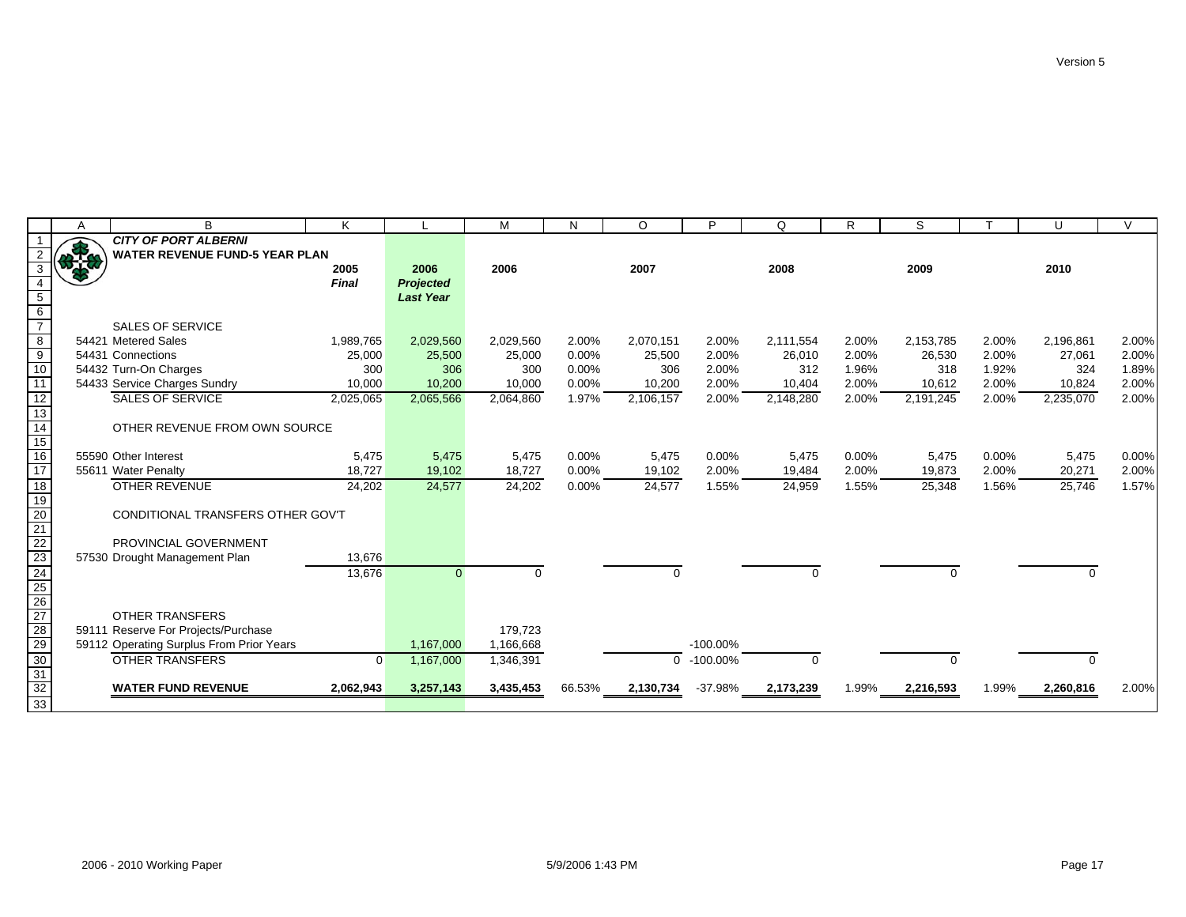# CITY OF PORT ALBERNI

## WATER REVENUE FUND-5 YEAR PLAN

| | | 2005 | 2006 | 2006 | | 2007 | | 2008 | | 2009 | | 2010 | |
|---|---|---|---|---|---|---|---|---|---|---|---|---|---|
| | | *Final* | *Projected* | | | | | | | | | | |
| | | | *Last Year* | | | | | | | | | | |
| | SALES OF SERVICE | | | | | | | | | | | | |
| 54421 | Metered Sales | 1,989,765 | 2,029,560 | 2,029,560 | 2.00% | 2,070,151 | 2.00% | 2,111,554 | 2.00% | 2,153,785 | 2.00% | 2,196,861 | 2.00% |
| 54431 | Connections | 25,000 | 25,500 | 25,000 | 0.00% | 25,500 | 2.00% | 26,010 | 2.00% | 26,530 | 2.00% | 27,061 | 2.00% |
| 54432 | Turn-On Charges | 300 | 306 | 300 | 0.00% | 306 | 2.00% | 312 | 1.96% | 318 | 1.92% | 324 | 1.89% |
| 54433 | Service Charges Sundry | 10,000 | 10,200 | 10,000 | 0.00% | 10,200 | 2.00% | 10,404 | 2.00% | 10,612 | 2.00% | 10,824 | 2.00% |
| | SALES OF SERVICE | 2,025,065 | 2,065,566 | 2,064,860 | 1.97% | 2,106,157 | 2.00% | 2,148,280 | 2.00% | 2,191,245 | 2.00% | 2,235,070 | 2.00% |
| | OTHER REVENUE FROM OWN SOURCE | | | | | | | | | | | | |
| 55590 | Other Interest | 5,475 | 5,475 | 5,475 | 0.00% | 5,475 | 0.00% | 5,475 | 0.00% | 5,475 | 0.00% | 5,475 | 0.00% |
| 55611 | Water Penalty | 18,727 | 19,102 | 18,727 | 0.00% | 19,102 | 2.00% | 19,484 | 2.00% | 19,873 | 2.00% | 20,271 | 2.00% |
| | OTHER REVENUE | 24,202 | 24,577 | 24,202 | 0.00% | 24,577 | 1.55% | 24,959 | 1.55% | 25,348 | 1.56% | 25,746 | 1.57% |
| | CONDITIONAL TRANSFERS OTHER GOV'T | | | | | | | | | | | | |
| | PROVINCIAL GOVERNMENT | | | | | | | | | | | | |
| 57530 | Drought Management Plan | 13,676 | | | | | | | | | | | |
| | | 13,676 | 0 | 0 | | 0 | | 0 | | 0 | | 0 | |
| | OTHER TRANSFERS | | | | | | | | | | | | |
| 59111 | Reserve For Projects/Purchase | | | 179,723 | | | | | | | | | |
| 59112 | Operating Surplus From Prior Years | | 1,167,000 | 1,166,668 | | | -100.00% | | | | | | |
| | OTHER TRANSFERS | 0 | 1,167,000 | 1,346,391 | | 0 | -100.00% | 0 | | 0 | | 0 | |
| | **WATER FUND REVENUE** | **2,062,943** | **3,257,143** | **3,435,453** | 66.53% | **2,130,734** | -37.98% | **2,173,239** | 1.99% | **2,216,593** | 1.99% | **2,260,816** | 2.00% |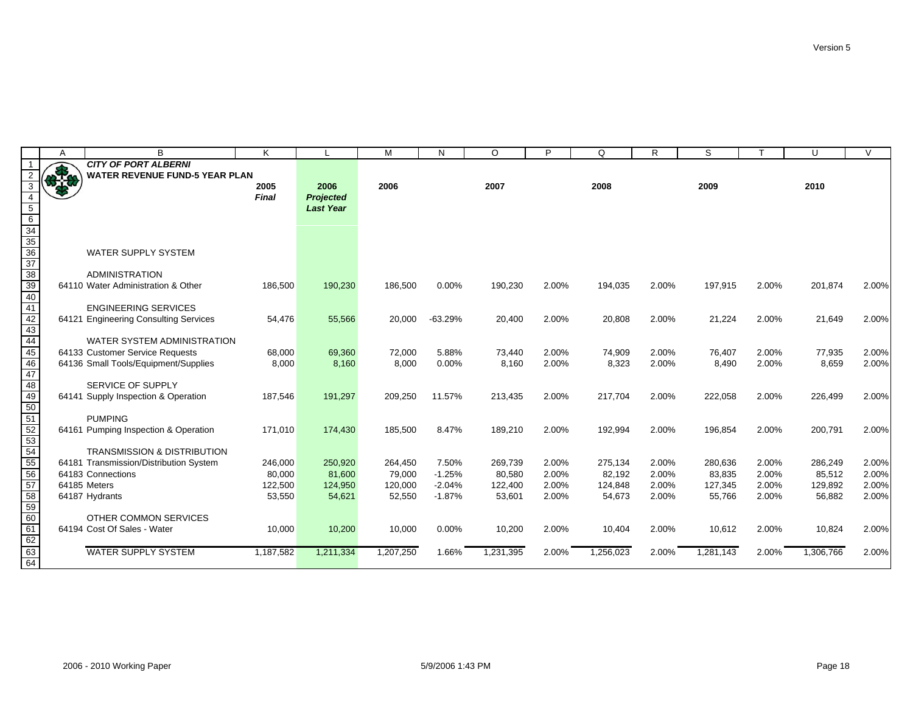**CITY OF PORT ALBERNI**
**WATER REVENUE FUND-5 YEAR PLAN**

| | 2005 Final | 2006 Projected Last Year | 2006 | | 2007 | | 2008 | | 2009 | | 2010 | |
|---|---|---|---|---|---|---|---|---|---|---|---|---|
| WATER SUPPLY SYSTEM | | | | | | | | | | | | |
| ADMINISTRATION | | | | | | | | | | | | |
| 64110 Water Administration & Other | 186,500 | 190,230 | 186,500 | 0.00% | 190,230 | 2.00% | 194,035 | 2.00% | 197,915 | 2.00% | 201,874 | 2.00% |
| ENGINEERING SERVICES | | | | | | | | | | | | |
| 64121 Engineering Consulting Services | 54,476 | 55,566 | 20,000 | -63.29% | 20,400 | 2.00% | 20,808 | 2.00% | 21,224 | 2.00% | 21,649 | 2.00% |
| WATER SYSTEM ADMINISTRATION | | | | | | | | | | | | |
| 64133 Customer Service Requests | 68,000 | 69,360 | 72,000 | 5.88% | 73,440 | 2.00% | 74,909 | 2.00% | 76,407 | 2.00% | 77,935 | 2.00% |
| 64136 Small Tools/Equipment/Supplies | 8,000 | 8,160 | 8,000 | 0.00% | 8,160 | 2.00% | 8,323 | 2.00% | 8,490 | 2.00% | 8,659 | 2.00% |
| SERVICE OF SUPPLY | | | | | | | | | | | | |
| 64141 Supply Inspection & Operation | 187,546 | 191,297 | 209,250 | 11.57% | 213,435 | 2.00% | 217,704 | 2.00% | 222,058 | 2.00% | 226,499 | 2.00% |
| PUMPING | | | | | | | | | | | | |
| 64161 Pumping Inspection & Operation | 171,010 | 174,430 | 185,500 | 8.47% | 189,210 | 2.00% | 192,994 | 2.00% | 196,854 | 2.00% | 200,791 | 2.00% |
| TRANSMISSION & DISTRIBUTION | | | | | | | | | | | | |
| 64181 Transmission/Distribution System | 246,000 | 250,920 | 264,450 | 7.50% | 269,739 | 2.00% | 275,134 | 2.00% | 280,636 | 2.00% | 286,249 | 2.00% |
| 64183 Connections | 80,000 | 81,600 | 79,000 | -1.25% | 80,580 | 2.00% | 82,192 | 2.00% | 83,835 | 2.00% | 85,512 | 2.00% |
| 64185 Meters | 122,500 | 124,950 | 120,000 | -2.04% | 122,400 | 2.00% | 124,848 | 2.00% | 127,345 | 2.00% | 129,892 | 2.00% |
| 64187 Hydrants | 53,550 | 54,621 | 52,550 | -1.87% | 53,601 | 2.00% | 54,673 | 2.00% | 55,766 | 2.00% | 56,882 | 2.00% |
| OTHER COMMON SERVICES | | | | | | | | | | | | |
| 64194 Cost Of Sales - Water | 10,000 | 10,200 | 10,000 | 0.00% | 10,200 | 2.00% | 10,404 | 2.00% | 10,612 | 2.00% | 10,824 | 2.00% |
| WATER SUPPLY SYSTEM | 1,187,582 | 1,211,334 | 1,207,250 | 1.66% | 1,231,395 | 2.00% | 1,256,023 | 2.00% | 1,281,143 | 2.00% | 1,306,766 | 2.00% |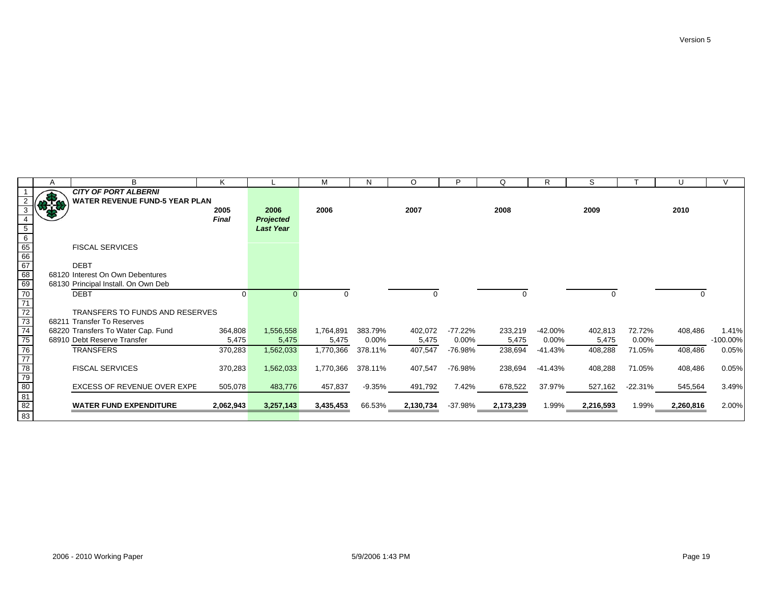**CITY OF PORT ALBERNI**

**WATER REVENUE FUND-5 YEAR PLAN**

| | 2005 *Final* | 2006 *Projected Last Year* | 2006 | | 2007 | | 2008 | | 2009 | | 2010 | |
|---|---|---|---|---|---|---|---|---|---|---|---|---|
| FISCAL SERVICES | | | | | | | | | | | | |
| DEBT | | | | | | | | | | | | |
| 68120 Interest On Own Debentures | | | | | | | | | | | | |
| 68130 Principal Install. On Own Deb | | | | | | | | | | | | |
| DEBT | 0 | 0 | 0 | | 0 | | 0 | | 0 | | 0 | |
| TRANSFERS TO FUNDS AND RESERVES | | | | | | | | | | | | |
| 68211 Transfer To Reserves | | | | | | | | | | | | |
| 68220 Transfers To Water Cap. Fund | 364,808 | 1,556,558 | 1,764,891 | 383.79% | 402,072 | -77.22% | 233,219 | -42.00% | 402,813 | 72.72% | 408,486 | 1.41% |
| 68910 Debt Reserve Transfer | 5,475 | 5,475 | 5,475 | 0.00% | 5,475 | 0.00% | 5,475 | 0.00% | 5,475 | 0.00% | | -100.00% |
| TRANSFERS | 370,283 | 1,562,033 | 1,770,366 | 378.11% | 407,547 | -76.98% | 238,694 | -41.43% | 408,288 | 71.05% | 408,486 | 0.05% |
| FISCAL SERVICES | 370,283 | 1,562,033 | 1,770,366 | 378.11% | 407,547 | -76.98% | 238,694 | -41.43% | 408,288 | 71.05% | 408,486 | 0.05% |
| EXCESS OF REVENUE OVER EXPE | 505,078 | 483,776 | 457,837 | -9.35% | 491,792 | 7.42% | 678,522 | 37.97% | 527,162 | -22.31% | 545,564 | 3.49% |
| **WATER FUND EXPENDITURE** | **2,062,943** | **3,257,143** | **3,435,453** | 66.53% | **2,130,734** | -37.98% | **2,173,239** | 1.99% | **2,216,593** | 1.99% | **2,260,816** | 2.00% |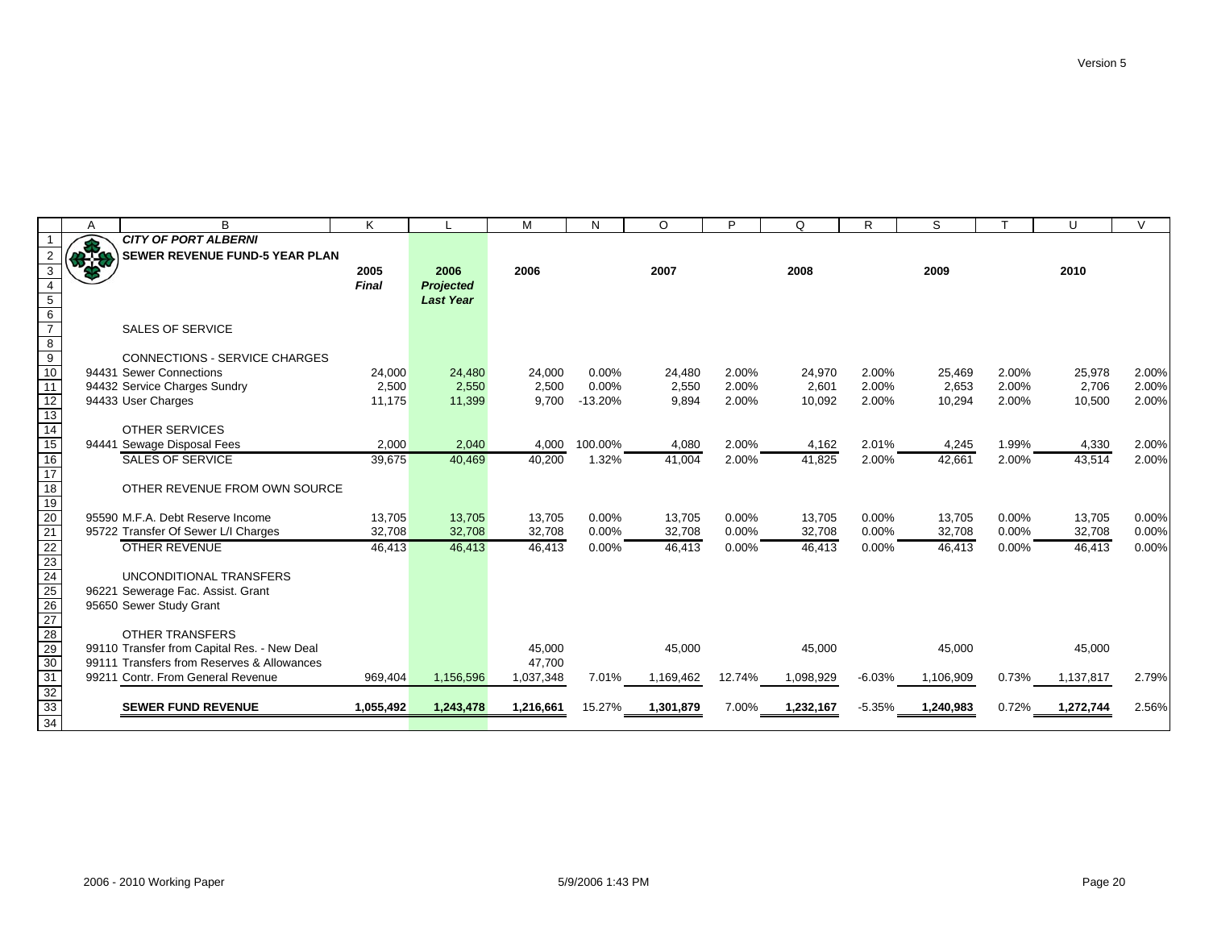# CITY OF PORT ALBERNI

## SEWER REVENUE FUND-5 YEAR PLAN

| | 2005 *Final* | 2006 *Projected Last Year* | 2006 | | 2007 | | 2008 | | 2009 | | 2010 | |
|---|---|---|---|---|---|---|---|---|---|---|---|---|
| **SALES OF SERVICE** | | | | | | | | | | | | |
| **CONNECTIONS - SERVICE CHARGES** | | | | | | | | | | | | |
| 94431 Sewer Connections | 24,000 | 24,480 | 24,000 | 0.00% | 24,480 | 2.00% | 24,970 | 2.00% | 25,469 | 2.00% | 25,978 | 2.00% |
| 94432 Service Charges Sundry | 2,500 | 2,550 | 2,500 | 0.00% | 2,550 | 2.00% | 2,601 | 2.00% | 2,653 | 2.00% | 2,706 | 2.00% |
| 94433 User Charges | 11,175 | 11,399 | 9,700 | -13.20% | 9,894 | 2.00% | 10,092 | 2.00% | 10,294 | 2.00% | 10,500 | 2.00% |
| **OTHER SERVICES** | | | | | | | | | | | | |
| 94441 Sewage Disposal Fees | 2,000 | 2,040 | 4,000 | 100.00% | 4,080 | 2.00% | 4,162 | 2.01% | 4,245 | 1.99% | 4,330 | 2.00% |
| SALES OF SERVICE | 39,675 | 40,469 | 40,200 | 1.32% | 41,004 | 2.00% | 41,825 | 2.00% | 42,661 | 2.00% | 43,514 | 2.00% |
| **OTHER REVENUE FROM OWN SOURCE** | | | | | | | | | | | | |
| 95590 M.F.A. Debt Reserve Income | 13,705 | 13,705 | 13,705 | 0.00% | 13,705 | 0.00% | 13,705 | 0.00% | 13,705 | 0.00% | 13,705 | 0.00% |
| 95722 Transfer Of Sewer L/I Charges | 32,708 | 32,708 | 32,708 | 0.00% | 32,708 | 0.00% | 32,708 | 0.00% | 32,708 | 0.00% | 32,708 | 0.00% |
| OTHER REVENUE | 46,413 | 46,413 | 46,413 | 0.00% | 46,413 | 0.00% | 46,413 | 0.00% | 46,413 | 0.00% | 46,413 | 0.00% |
| **UNCONDITIONAL TRANSFERS** | | | | | | | | | | | | |
| 96221 Sewerage Fac. Assist. Grant | | | | | | | | | | | | |
| 95650 Sewer Study Grant | | | | | | | | | | | | |
| **OTHER TRANSFERS** | | | | | | | | | | | | |
| 99110 Transfer from Capital Res. - New Deal | | | 45,000 | | 45,000 | | 45,000 | | 45,000 | | 45,000 | |
| 99111 Transfers from Reserves & Allowances | | | 47,700 | | | | | | | | | |
| 99211 Contr. From General Revenue | 969,404 | 1,156,596 | 1,037,348 | 7.01% | 1,169,462 | 12.74% | 1,098,929 | -6.03% | 1,106,909 | 0.73% | 1,137,817 | 2.79% |
| **SEWER FUND REVENUE** | **1,055,492** | **1,243,478** | **1,216,661** | 15.27% | **1,301,879** | 7.00% | **1,232,167** | -5.35% | **1,240,983** | 0.72% | **1,272,744** | 2.56% |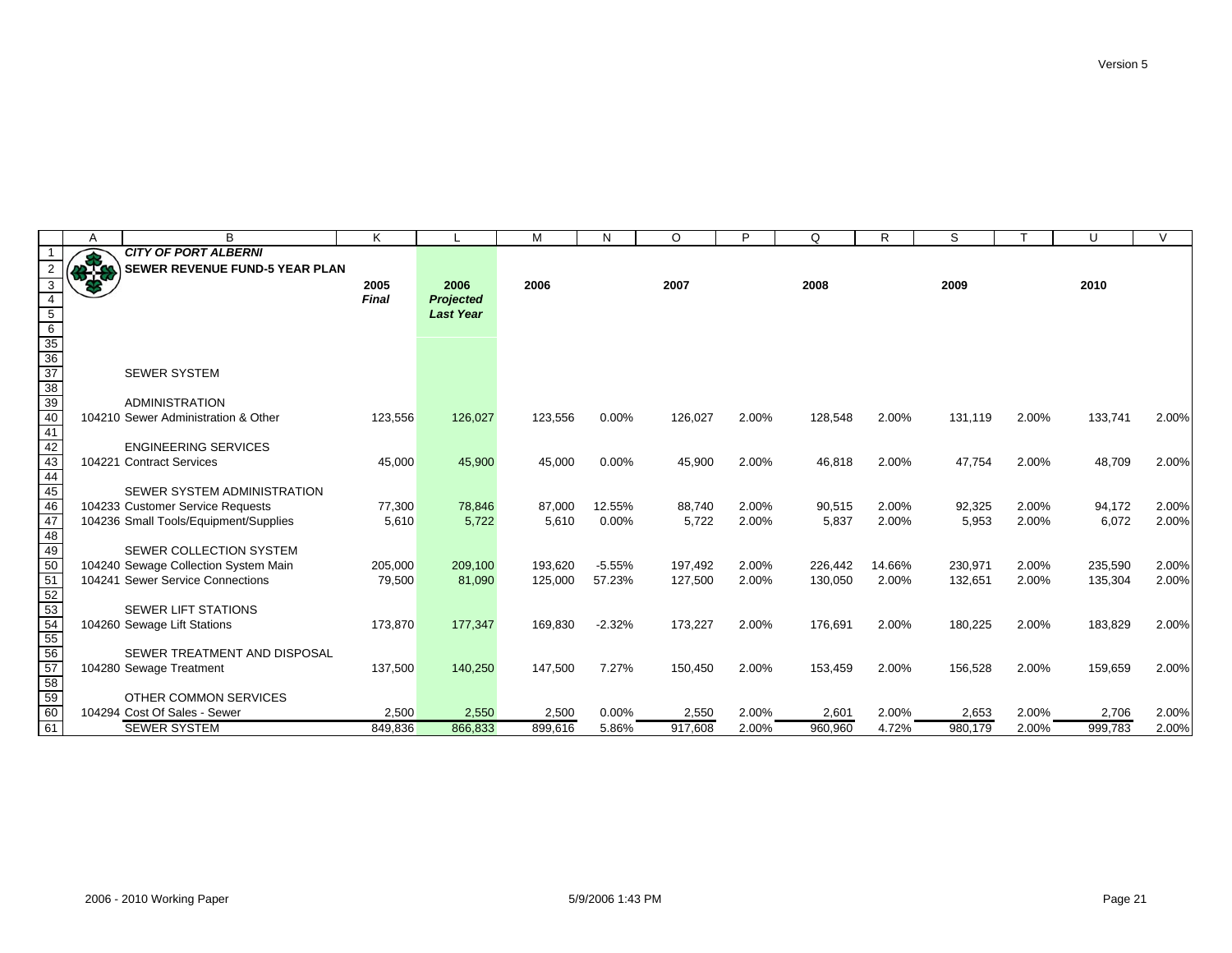| | A | B | K | L | M | N | O | P | Q | R | S | T | U | V |
|---|---|---|---|---|---|---|---|---|---|---|---|---|---|---|
| 1 | | ***CITY OF PORT ALBERNI*** | | | | | | | | | | | | |
| 2 | | **SEWER REVENUE FUND-5 YEAR PLAN** | | | | | | | | | | | | |
| 3 | | | **2005** | **2006** | **2006** | | **2007** | | **2008** | | **2009** | | **2010** | |
| 4 | | | ***Final*** | ***Projected*** | | | | | | | | | | |
| 5 | | | | ***Last Year*** | | | | | | | | | | |
| 6 | | | | | | | | | | | | | | |
| 35 | | | | | | | | | | | | | | |
| 36 | | | | | | | | | | | | | | |
| 37 | | SEWER SYSTEM | | | | | | | | | | | | |
| 38 | | | | | | | | | | | | | | |
| 39 | | ADMINISTRATION | | | | | | | | | | | | |
| 40 | | 104210 Sewer Administration & Other | 123,556 | 126,027 | 123,556 | 0.00% | 126,027 | 2.00% | 128,548 | 2.00% | 131,119 | 2.00% | 133,741 | 2.00% |
| 41 | | | | | | | | | | | | | | |
| 42 | | ENGINEERING SERVICES | | | | | | | | | | | | |
| 43 | | 104221 Contract Services | 45,000 | 45,900 | 45,000 | 0.00% | 45,900 | 2.00% | 46,818 | 2.00% | 47,754 | 2.00% | 48,709 | 2.00% |
| 44 | | | | | | | | | | | | | | |
| 45 | | SEWER SYSTEM ADMINISTRATION | | | | | | | | | | | | |
| 46 | | 104233 Customer Service Requests | 77,300 | 78,846 | 87,000 | 12.55% | 88,740 | 2.00% | 90,515 | 2.00% | 92,325 | 2.00% | 94,172 | 2.00% |
| 47 | | 104236 Small Tools/Equipment/Supplies | 5,610 | 5,722 | 5,610 | 0.00% | 5,722 | 2.00% | 5,837 | 2.00% | 5,953 | 2.00% | 6,072 | 2.00% |
| 48 | | | | | | | | | | | | | | |
| 49 | | SEWER COLLECTION SYSTEM | | | | | | | | | | | | |
| 50 | | 104240 Sewage Collection System Main | 205,000 | 209,100 | 193,620 | -5.55% | 197,492 | 2.00% | 226,442 | 14.66% | 230,971 | 2.00% | 235,590 | 2.00% |
| 51 | | 104241 Sewer Service Connections | 79,500 | 81,090 | 125,000 | 57.23% | 127,500 | 2.00% | 130,050 | 2.00% | 132,651 | 2.00% | 135,304 | 2.00% |
| 52 | | | | | | | | | | | | | | |
| 53 | | SEWER LIFT STATIONS | | | | | | | | | | | | |
| 54 | | 104260 Sewage Lift Stations | 173,870 | 177,347 | 169,830 | -2.32% | 173,227 | 2.00% | 176,691 | 2.00% | 180,225 | 2.00% | 183,829 | 2.00% |
| 55 | | | | | | | | | | | | | | |
| 56 | | SEWER TREATMENT AND DISPOSAL | | | | | | | | | | | | |
| 57 | | 104280 Sewage Treatment | 137,500 | 140,250 | 147,500 | 7.27% | 150,450 | 2.00% | 153,459 | 2.00% | 156,528 | 2.00% | 159,659 | 2.00% |
| 58 | | | | | | | | | | | | | | |
| 59 | | OTHER COMMON SERVICES | | | | | | | | | | | | |
| 60 | | 104294 Cost Of Sales - Sewer | 2,500 | 2,550 | 2,500 | 0.00% | 2,550 | 2.00% | 2,601 | 2.00% | 2,653 | 2.00% | 2,706 | 2.00% |
| 61 | | SEWER SYSTEM | 849,836 | 866,833 | 899,616 | 5.86% | 917,608 | 2.00% | 960,960 | 4.72% | 980,179 | 2.00% | 999,783 | 2.00% |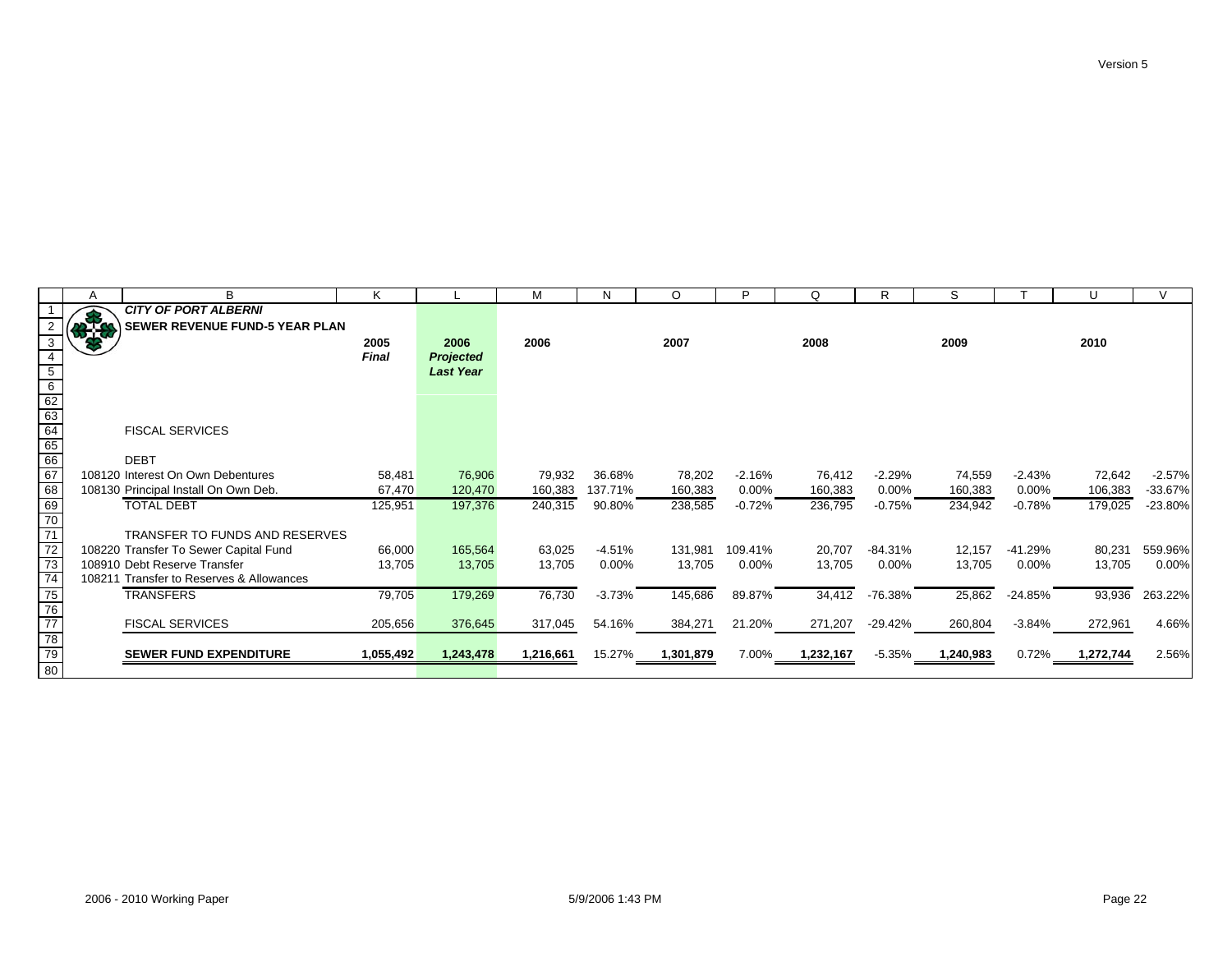**CITY OF PORT ALBERNI**

**SEWER REVENUE FUND-5 YEAR PLAN**

| | 2005 *Final* | 2006 *Projected Last Year* | 2006 | | 2007 | | 2008 | | 2009 | | 2010 | |
|---|---|---|---|---|---|---|---|---|---|---|---|---|
| FISCAL SERVICES | | | | | | | | | | | | |
| DEBT | | | | | | | | | | | | |
| 108120 Interest On Own Debentures | 58,481 | 76,906 | 79,932 | 36.68% | 78,202 | -2.16% | 76,412 | -2.29% | 74,559 | -2.43% | 72,642 | -2.57% |
| 108130 Principal Install On Own Deb. | 67,470 | 120,470 | 160,383 | 137.71% | 160,383 | 0.00% | 160,383 | 0.00% | 160,383 | 0.00% | 106,383 | -33.67% |
| TOTAL DEBT | 125,951 | 197,376 | 240,315 | 90.80% | 238,585 | -0.72% | 236,795 | -0.75% | 234,942 | -0.78% | 179,025 | -23.80% |
| TRANSFER TO FUNDS AND RESERVES | | | | | | | | | | | | |
| 108220 Transfer To Sewer Capital Fund | 66,000 | 165,564 | 63,025 | -4.51% | 131,981 | 109.41% | 20,707 | -84.31% | 12,157 | -41.29% | 80,231 | 559.96% |
| 108910 Debt Reserve Transfer | 13,705 | 13,705 | 13,705 | 0.00% | 13,705 | 0.00% | 13,705 | 0.00% | 13,705 | 0.00% | 13,705 | 0.00% |
| 108211 Transfer to Reserves & Allowances | | | | | | | | | | | | |
| TRANSFERS | 79,705 | 179,269 | 76,730 | -3.73% | 145,686 | 89.87% | 34,412 | -76.38% | 25,862 | -24.85% | 93,936 | 263.22% |
| FISCAL SERVICES | 205,656 | 376,645 | 317,045 | 54.16% | 384,271 | 21.20% | 271,207 | -29.42% | 260,804 | -3.84% | 272,961 | 4.66% |
| **SEWER FUND EXPENDITURE** | **1,055,492** | **1,243,478** | **1,216,661** | 15.27% | **1,301,879** | 7.00% | **1,232,167** | -5.35% | **1,240,983** | 0.72% | **1,272,744** | 2.56% |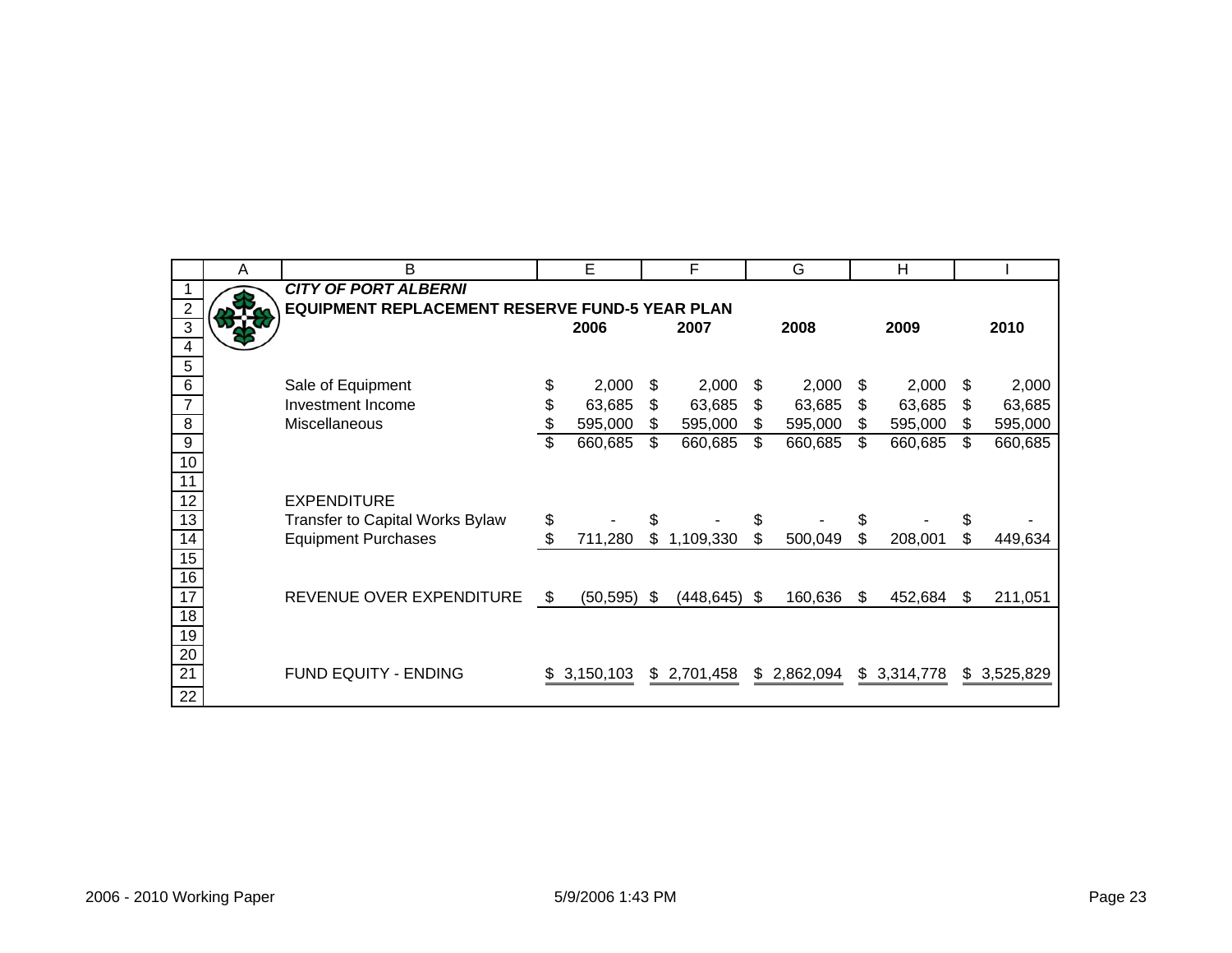***CITY OF PORT ALBERNI***

**EQUIPMENT REPLACEMENT RESERVE FUND-5 YEAR PLAN**

| | 2006 | 2007 | 2008 | 2009 | 2010 |
|---|---|---|---|---|---|
| Sale of Equipment | $ 2,000 | $ 2,000 | $ 2,000 | $ 2,000 | $ 2,000 |
| Investment Income | $ 63,685 | $ 63,685 | $ 63,685 | $ 63,685 | $ 63,685 |
| Miscellaneous | $ 595,000 | $ 595,000 | $ 595,000 | $ 595,000 | $ 595,000 |
| | $ 660,685 | $ 660,685 | $ 660,685 | $ 660,685 | $ 660,685 |
| EXPENDITURE | | | | | |
| Transfer to Capital Works Bylaw | $ - | $ - | $ - | $ - | $ - |
| Equipment Purchases | $ 711,280 | $ 1,109,330 | $ 500,049 | $ 208,001 | $ 449,634 |
| REVENUE OVER EXPENDITURE | $ (50,595) | $ (448,645) | $ 160,636 | $ 452,684 | $ 211,051 |
| FUND EQUITY - ENDING | $ 3,150,103 | $ 2,701,458 | $ 2,862,094 | $ 3,314,778 | $ 3,525,829 |

2006 - 2010 Working Paper 5/9/2006 1:43 PM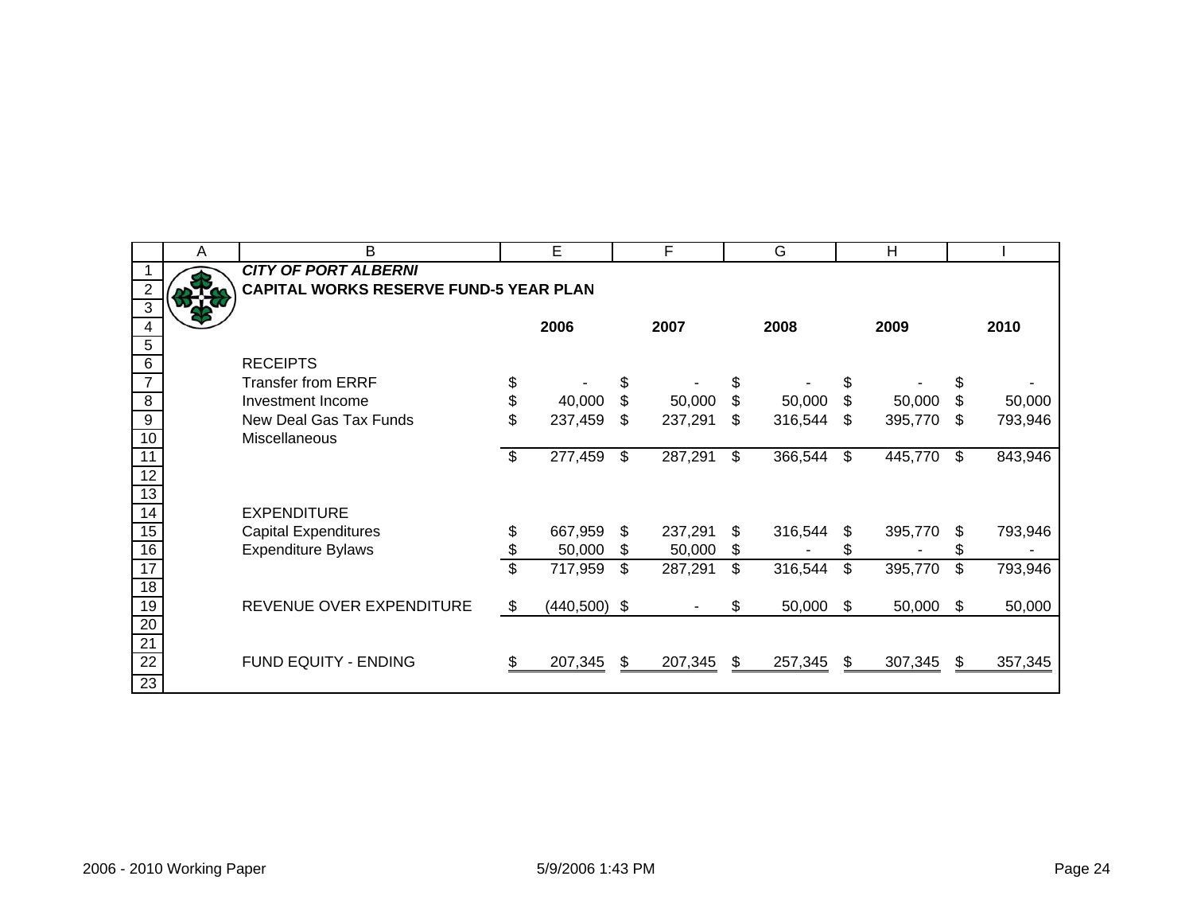***CITY OF PORT ALBERNI***

**CAPITAL WORKS RESERVE FUND-5 YEAR PLAN**

| | 2006 | 2007 | 2008 | 2009 | 2010 |
|---|---|---|---|---|---|
| RECEIPTS | | | | | |
| Transfer from ERRF | $ - | $ - | $ - | $ - | $ - |
| Investment Income | $ 40,000 | $ 50,000 | $ 50,000 | $ 50,000 | $ 50,000 |
| New Deal Gas Tax Funds | $ 237,459 | $ 237,291 | $ 316,544 | $ 395,770 | $ 793,946 |
| Miscellaneous | | | | | |
| | $ 277,459 | $ 287,291 | $ 366,544 | $ 445,770 | $ 843,946 |
| | | | | | |
| EXPENDITURE | | | | | |
| Capital Expenditures | $ 667,959 | $ 237,291 | $ 316,544 | $ 395,770 | $ 793,946 |
| Expenditure Bylaws | $ 50,000 | $ 50,000 | $ - | $ - | $ - |
| | $ 717,959 | $ 287,291 | $ 316,544 | $ 395,770 | $ 793,946 |
| | | | | | |
| REVENUE OVER EXPENDITURE | $ (440,500) | $ - | $ 50,000 | $ 50,000 | $ 50,000 |
| | | | | | |
| FUND EQUITY - ENDING | $ 207,345 | $ 207,345 | $ 257,345 | $ 307,345 | $ 357,345 |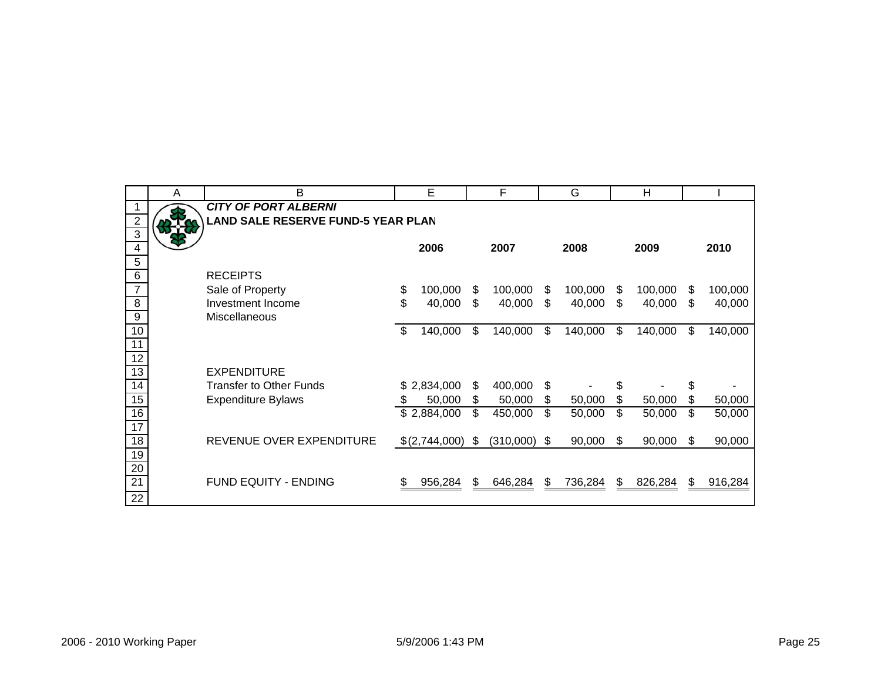***CITY OF PORT ALBERNI***

**LAND SALE RESERVE FUND-5 YEAR PLAN**

| | 2006 | 2007 | 2008 | 2009 | 2010 |
|---|---|---|---|---|---|
| RECEIPTS | | | | | |
| Sale of Property | $ 100,000 | $ 100,000 | $ 100,000 | $ 100,000 | $ 100,000 |
| Investment Income | $ 40,000 | $ 40,000 | $ 40,000 | $ 40,000 | $ 40,000 |
| Miscellaneous | | | | | |
| | $ 140,000 | $ 140,000 | $ 140,000 | $ 140,000 | $ 140,000 |
| EXPENDITURE | | | | | |
| Transfer to Other Funds | $ 2,834,000 | $ 400,000 | $ - | $ - | $ - |
| Expenditure Bylaws | $ 50,000 | $ 50,000 | $ 50,000 | $ 50,000 | $ 50,000 |
| | $ 2,884,000 | $ 450,000 | $ 50,000 | $ 50,000 | $ 50,000 |
| REVENUE OVER EXPENDITURE | $ (2,744,000) | $ (310,000) | $ 90,000 | $ 90,000 | $ 90,000 |
| FUND EQUITY - ENDING | $ 956,284 | $ 646,284 | $ 736,284 | $ 826,284 | $ 916,284 |

2006 - 2010 Working Paper 5/9/2006 1:43 PM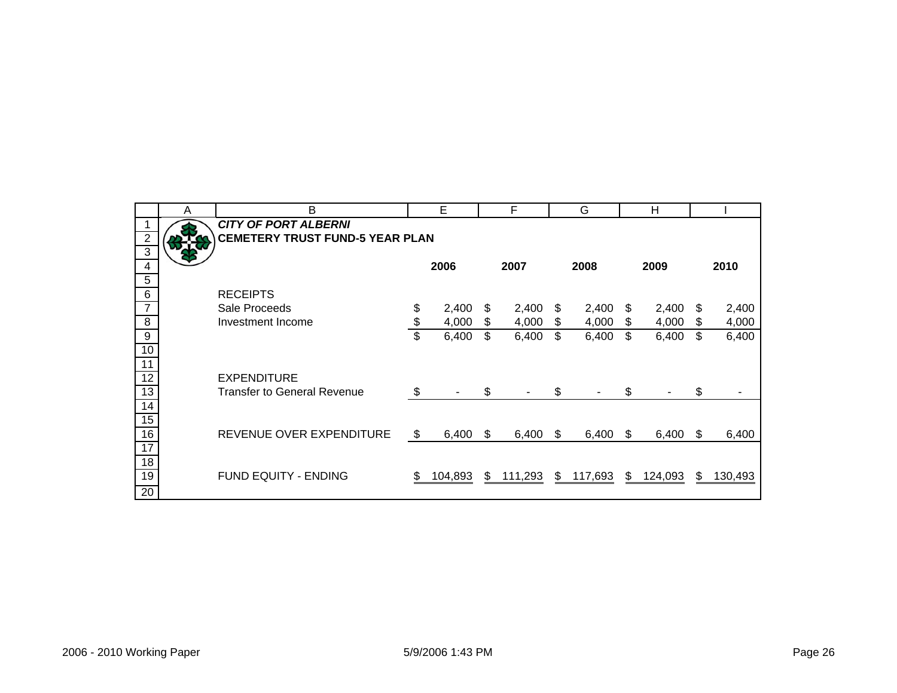***CITY OF PORT ALBERNI***

**CEMETERY TRUST FUND-5 YEAR PLAN**

| | 2006 | 2007 | 2008 | 2009 | 2010 |
|---|---|---|---|---|---|
| RECEIPTS | | | | | |
| Sale Proceeds | $ 2,400 | $ 2,400 | $ 2,400 | $ 2,400 | $ 2,400 |
| Investment Income | $ 4,000 | $ 4,000 | $ 4,000 | $ 4,000 | $ 4,000 |
| | $ 6,400 | $ 6,400 | $ 6,400 | $ 6,400 | $ 6,400 |
| EXPENDITURE | | | | | |
| Transfer to General Revenue | $ - | $ - | $ - | $ - | $ - |
| REVENUE OVER EXPENDITURE | $ 6,400 | $ 6,400 | $ 6,400 | $ 6,400 | $ 6,400 |
| FUND EQUITY - ENDING | $ 104,893 | $ 111,293 | $ 117,693 | $ 124,093 | $ 130,493 |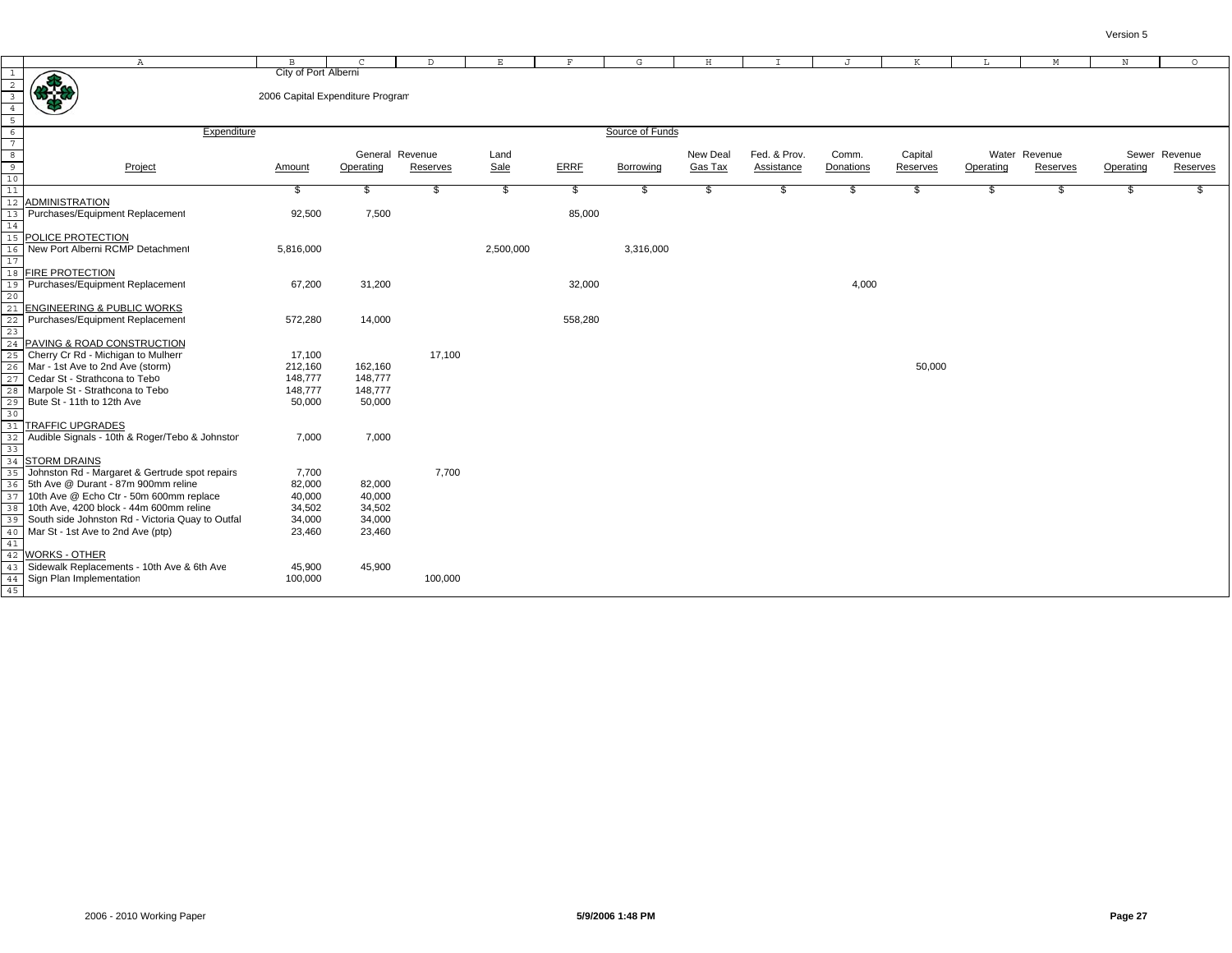City of Port Alberni

2006 Capital Expenditure Program

| Project | Expenditure Amount | General Revenue Operating | General Revenue Reserves | Land Sale | ERRF | Borrowing | New Deal Gas Tax | Fed. & Prov. Assistance | Comm. Donations | Capital Reserves | Water Revenue Operating | Water Revenue Reserves | Sewer Revenue Operating | Sewer Revenue Reserves |
|---|---|---|---|---|---|---|---|---|---|---|---|---|---|---|
| | $ | $ | $ | $ | $ | $ | $ | $ | $ | $ | $ | $ | $ | $ |
| **ADMINISTRATION** | | | | | | | | | | | | | | |
| Purchases/Equipment Replacement | 92,500 | 7,500 | | | 85,000 | | | | | | | | | |
| **POLICE PROTECTION** | | | | | | | | | | | | | | |
| New Port Alberni RCMP Detachment | 5,816,000 | | | 2,500,000 | | 3,316,000 | | | | | | | | |
| **FIRE PROTECTION** | | | | | | | | | | | | | | |
| Purchases/Equipment Replacement | 67,200 | 31,200 | | | 32,000 | | | | 4,000 | | | | | |
| **ENGINEERING & PUBLIC WORKS** | | | | | | | | | | | | | | |
| Purchases/Equipment Replacement | 572,280 | 14,000 | | | 558,280 | | | | | | | | | |
| **PAVING & ROAD CONSTRUCTION** | | | | | | | | | | | | | | |
| Cherry Cr Rd - Michigan to Mulherr | 17,100 | | 17,100 | | | | | | | | | | | |
| Mar - 1st Ave to 2nd Ave (storm) | 212,160 | 162,160 | | | | | | | | 50,000 | | | | |
| Cedar St - Strathcona to Tebo | 148,777 | 148,777 | | | | | | | | | | | | |
| Marpole St - Strathcona to Tebo | 148,777 | 148,777 | | | | | | | | | | | | |
| Bute St - 11th to 12th Ave | 50,000 | 50,000 | | | | | | | | | | | | |
| **TRAFFIC UPGRADES** | | | | | | | | | | | | | | |
| Audible Signals - 10th & Roger/Tebo & Johnston | 7,000 | 7,000 | | | | | | | | | | | | |
| **STORM DRAINS** | | | | | | | | | | | | | | |
| Johnston Rd - Margaret & Gertrude spot repairs | 7,700 | | 7,700 | | | | | | | | | | | |
| 5th Ave @ Durant - 87m 900mm reline | 82,000 | 82,000 | | | | | | | | | | | | |
| 10th Ave @ Echo Ctr - 50m 600mm replace | 40,000 | 40,000 | | | | | | | | | | | | |
| 10th Ave, 4200 block - 44m 600mm reline | 34,502 | 34,502 | | | | | | | | | | | | |
| South side Johnston Rd - Victoria Quay to Outfal | 34,000 | 34,000 | | | | | | | | | | | | |
| Mar St - 1st Ave to 2nd Ave (ptp) | 23,460 | 23,460 | | | | | | | | | | | | |
| **WORKS - OTHER** | | | | | | | | | | | | | | |
| Sidewalk Replacements - 10th Ave & 6th Ave | 45,900 | 45,900 | | | | | | | | | | | | |
| Sign Plan Implementation | 100,000 | | 100,000 | | | | | | | | | | | |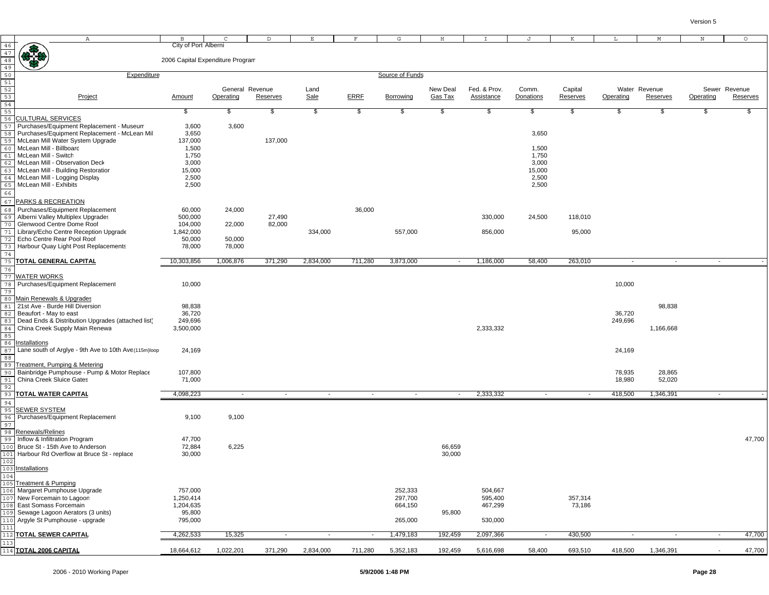City of Port Alberni

2006 Capital Expenditure Program

| Project | Amount | General Revenue Operating | General Revenue Reserves | Land Sale | ERRF | Borrowing | New Deal Gas Tax | Fed. & Prov. Assistance | Comm. Donations | Capital Reserves | Water Revenue Operating | Water Revenue Reserves | Sewer Revenue Operating | Sewer Revenue Reserves |
|---|---|---|---|---|---|---|---|---|---|---|---|---|---|---|
| | $ | $ | $ | $ | $ | $ | $ | $ | $ | $ | $ | $ | $ | $ |
| **CULTURAL SERVICES** | | | | | | | | | | | | | | |
| Purchases/Equipment Replacement - Museum | 3,600 | 3,600 | | | | | | | | | | | | |
| Purchases/Equipment Replacement - McLean Mill | 3,650 | | | | | | | | 3,650 | | | | | |
| McLean Mill Water System Upgrade | 137,000 | | 137,000 | | | | | | | | | | | |
| McLean Mill - Billboard | 1,500 | | | | | | | | 1,500 | | | | | |
| McLean Mill - Switch | 1,750 | | | | | | | | 1,750 | | | | | |
| McLean Mill - Observation Deck | 3,000 | | | | | | | | 3,000 | | | | | |
| McLean Mill - Building Restoration | 15,000 | | | | | | | | 15,000 | | | | | |
| McLean Mill - Logging Display | 2,500 | | | | | | | | 2,500 | | | | | |
| McLean Mill - Exhibits | 2,500 | | | | | | | | 2,500 | | | | | |
| **PARKS & RECREATION** | | | | | | | | | | | | | | |
| Purchases/Equipment Replacement | 60,000 | 24,000 | | | 36,000 | | | | | | | | | |
| Alberni Valley Multiplex Upgrades | 500,000 | | 27,490 | | | | | 330,000 | 24,500 | 118,010 | | | | |
| Glenwood Centre Dome Roof | 104,000 | 22,000 | 82,000 | | | | | | | | | | | |
| Library/Echo Centre Reception Upgrade | 1,842,000 | | | 334,000 | | 557,000 | | 856,000 | | 95,000 | | | | |
| Echo Centre Rear Pool Roof | 50,000 | 50,000 | | | | | | | | | | | | |
| Harbour Quay Light Post Replacements | 78,000 | 78,000 | | | | | | | | | | | | |
| **TOTAL GENERAL CAPITAL** | 10,303,856 | 1,006,876 | 371,290 | 2,834,000 | 711,280 | 3,873,000 | - | 1,186,000 | 58,400 | 263,010 | - | - | - | - |
| **WATER WORKS** | | | | | | | | | | | | | | |
| Purchases/Equipment Replacement | 10,000 | | | | | | | | | | 10,000 | | | |
| Main Renewals & Upgrades | | | | | | | | | | | | | | |
| 21st Ave - Burde Hill Diversion | 98,838 | | | | | | | | | | | 98,838 | | |
| Beaufort - May to east | 36,720 | | | | | | | | | | 36,720 | | | |
| Dead Ends & Distribution Upgrades (attached list) | 249,696 | | | | | | | | | | 249,696 | | | |
| China Creek Supply Main Renewal | 3,500,000 | | | | | | | 2,333,332 | | | | 1,166,668 | | |
| Installations | | | | | | | | | | | | | | |
| Lane south of Arglye - 9th Ave to 10th Ave (115m)loop | 24,169 | | | | | | | | | | 24,169 | | | |
| Treatment, Pumping & Metering | | | | | | | | | | | | | | |
| Bainbridge Pumphouse - Pump & Motor Replace | 107,800 | | | | | | | | | | 78,935 | 28,865 | | |
| China Creek Sluice Gates | 71,000 | | | | | | | | | | 18,980 | 52,020 | | |
| **TOTAL WATER CAPITAL** | 4,098,223 | - | - | - | - | - | - | 2,333,332 | - | - | 418,500 | 1,346,391 | - | - |
| **SEWER SYSTEM** | | | | | | | | | | | | | | |
| Purchases/Equipment Replacement | 9,100 | 9,100 | | | | | | | | | | | | |
| Renewals/Relines | | | | | | | | | | | | | | |
| Inflow & Infiltration Program | 47,700 | | | | | | | | | | | | | 47,700 |
| Bruce St - 15th Ave to Anderson | 72,884 | 6,225 | | | | | 66,659 | | | | | | | |
| Harbour Rd Overflow at Bruce St - replace | 30,000 | | | | | | 30,000 | | | | | | | |
| Installations | | | | | | | | | | | | | | |
| Treatment & Pumping | | | | | | | | | | | | | | |
| Margaret Pumphouse Upgrade | 757,000 | | | | | 252,333 | | 504,667 | | | | | | |
| New Forcemain to Lagoon | 1,250,414 | | | | | 297,700 | | 595,400 | | 357,314 | | | | |
| East Somass Forcemain | 1,204,635 | | | | | 664,150 | | 467,299 | | 73,186 | | | | |
| Sewage Lagoon Aerators (3 units) | 95,800 | | | | | | 95,800 | | | | | | | |
| Argyle St Pumphouse - upgrade | 795,000 | | | | | 265,000 | | 530,000 | | | | | | |
| **TOTAL SEWER CAPITAL** | 4,262,533 | 15,325 | - | - | - | 1,479,183 | 192,459 | 2,097,366 | - | 430,500 | - | - | - | 47,700 |
| **TOTAL 2006 CAPITAL** | 18,664,612 | 1,022,201 | 371,290 | 2,834,000 | 711,280 | 5,352,183 | 192,459 | 5,616,698 | 58,400 | 693,510 | 418,500 | 1,346,391 | - | 47,700 |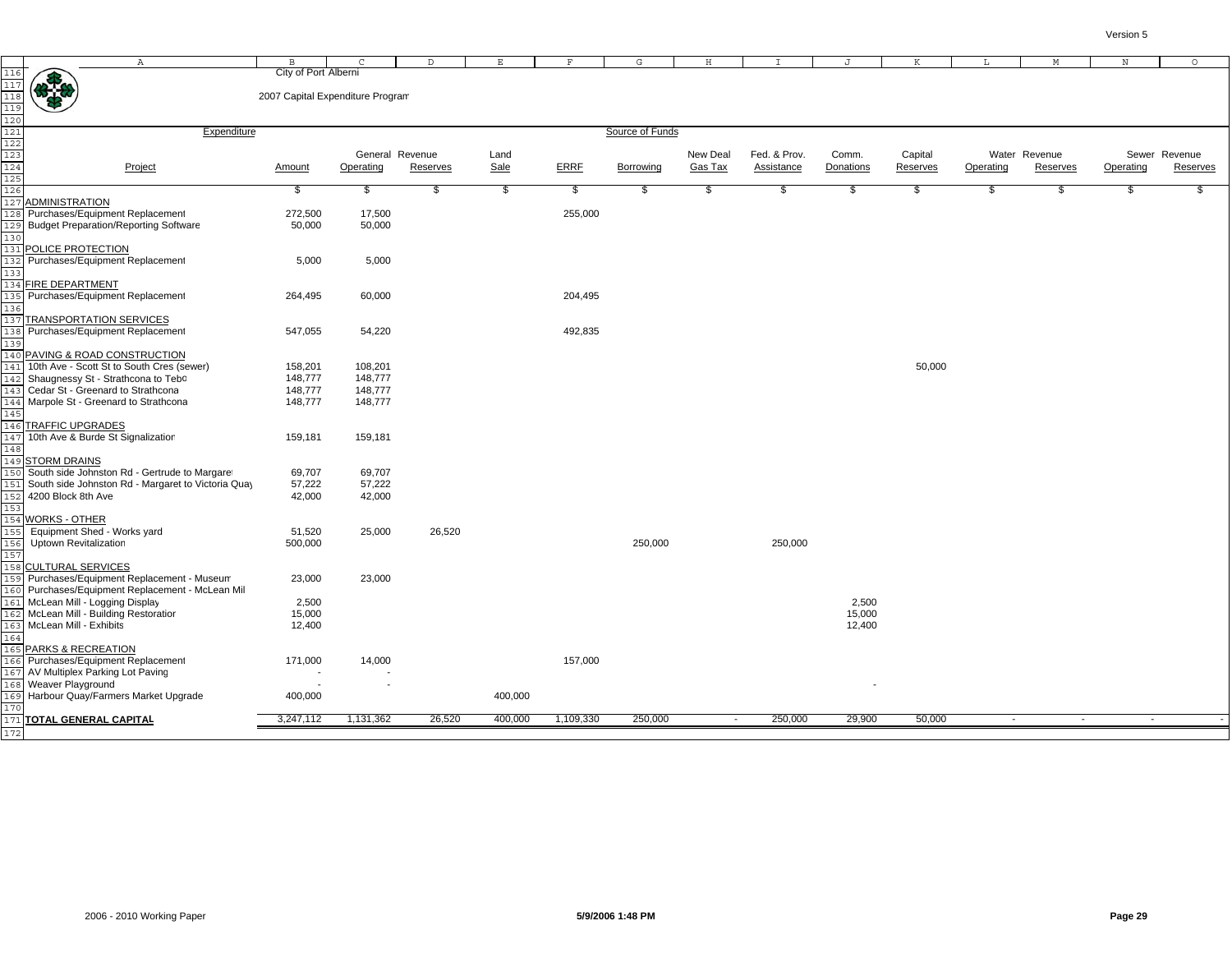City of Port Alberni

2007 Capital Expenditure Program

| Project | Amount | General Revenue Operating | General Revenue Reserves | Land Sale | ERRF | Borrowing | New Deal Gas Tax | Fed. & Prov. Assistance | Comm. Donations | Capital Reserves | Water Revenue Operating | Water Revenue Reserves | Sewer Revenue Operating | Sewer Revenue Reserves |
|---|---|---|---|---|---|---|---|---|---|---|---|---|---|---|
| | $ | $ | $ | $ | $ | $ | $ | $ | $ | $ | $ | $ | $ | $ |
| **ADMINISTRATION** | | | | | | | | | | | | | | |
| Purchases/Equipment Replacement | 272,500 | 17,500 | | | 255,000 | | | | | | | | | |
| Budget Preparation/Reporting Software | 50,000 | 50,000 | | | | | | | | | | | | |
| **POLICE PROTECTION** | | | | | | | | | | | | | | |
| Purchases/Equipment Replacement | 5,000 | 5,000 | | | | | | | | | | | | |
| **FIRE DEPARTMENT** | | | | | | | | | | | | | | |
| Purchases/Equipment Replacement | 264,495 | 60,000 | | | 204,495 | | | | | | | | | |
| **TRANSPORTATION SERVICES** | | | | | | | | | | | | | | |
| Purchases/Equipment Replacement | 547,055 | 54,220 | | | 492,835 | | | | | | | | | |
| **PAVING & ROAD CONSTRUCTION** | | | | | | | | | | | | | | |
| 10th Ave - Scott St to South Cres (sewer) | 158,201 | 108,201 | | | | | | | | 50,000 | | | | |
| Shaugnessy St - Strathcona to Tebo | 148,777 | 148,777 | | | | | | | | | | | | |
| Cedar St - Greenard to Strathcona | 148,777 | 148,777 | | | | | | | | | | | | |
| Marpole St - Greenard to Strathcona | 148,777 | 148,777 | | | | | | | | | | | | |
| **TRAFFIC UPGRADES** | | | | | | | | | | | | | | |
| 10th Ave & Burde St Signalization | 159,181 | 159,181 | | | | | | | | | | | | |
| **STORM DRAINS** | | | | | | | | | | | | | | |
| South side Johnston Rd - Gertrude to Margaret | 69,707 | 69,707 | | | | | | | | | | | | |
| South side Johnston Rd - Margaret to Victoria Quay | 57,222 | 57,222 | | | | | | | | | | | | |
| 4200 Block 8th Ave | 42,000 | 42,000 | | | | | | | | | | | | |
| **WORKS - OTHER** | | | | | | | | | | | | | | |
| Equipment Shed - Works yard | 51,520 | 25,000 | 26,520 | | | | | | | | | | | |
| Uptown Revitalization | 500,000 | | | | | 250,000 | | 250,000 | | | | | | |
| **CULTURAL SERVICES** | | | | | | | | | | | | | | |
| Purchases/Equipment Replacement - Museum | 23,000 | 23,000 | | | | | | | | | | | | |
| Purchases/Equipment Replacement - McLean Mill | | | | | | | | | | | | | | |
| McLean Mill - Logging Display | 2,500 | | | | | | | | 2,500 | | | | | |
| McLean Mill - Building Restoration | 15,000 | | | | | | | | 15,000 | | | | | |
| McLean Mill - Exhibits | 12,400 | | | | | | | | 12,400 | | | | | |
| **PARKS & RECREATION** | | | | | | | | | | | | | | |
| Purchases/Equipment Replacement | 171,000 | 14,000 | | | 157,000 | | | | | | | | | |
| AV Multiplex Parking Lot Paving | - | - | | | | | | | | | | | | |
| Weaver Playground | - | - | | | | | | | - | | | | | |
| Harbour Quay/Farmers Market Upgrade | 400,000 | | | 400,000 | | | | | | | | | | |
| **TOTAL GENERAL CAPITAL** | 3,247,112 | 1,131,362 | 26,520 | 400,000 | 1,109,330 | 250,000 | - | 250,000 | 29,900 | 50,000 | - | - | - | - |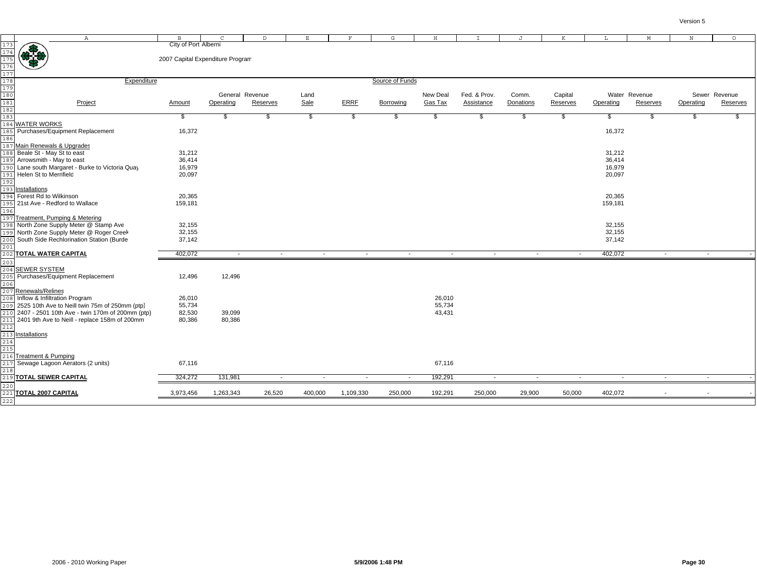City of Port Alberni

2007 Capital Expenditure Program

| Project | Amount | General Revenue Operating | General Revenue Reserves | Land Sale | ERRF | Borrowing | New Deal Gas Tax | Fed. & Prov. Assistance | Comm. Donations | Capital Reserves | Water Revenue Operating | Water Revenue Reserves | Sewer Revenue Operating | Sewer Revenue Reserves |
|---|---|---|---|---|---|---|---|---|---|---|---|---|---|---|
| | $ | $ | $ | $ | $ | $ | $ | $ | $ | $ | $ | $ | $ | $ |
| **WATER WORKS** | | | | | | | | | | | | | | |
| Purchases/Equipment Replacement | 16,372 | | | | | | | | | | 16,372 | | | |
| Main Renewals & Upgrades | | | | | | | | | | | | | | |
| Beale St - May St to east | 31,212 | | | | | | | | | | 31,212 | | | |
| Arrowsmith - May to east | 36,414 | | | | | | | | | | 36,414 | | | |
| Lane south Margaret - Burke to Victoria Quay | 16,979 | | | | | | | | | | 16,979 | | | |
| Helen St to Merrifield | 20,097 | | | | | | | | | | 20,097 | | | |
| Installations | | | | | | | | | | | | | | |
| Forest Rd to Wilkinson | 20,365 | | | | | | | | | | 20,365 | | | |
| 21st Ave - Redford to Wallace | 159,181 | | | | | | | | | | 159,181 | | | |
| Treatment, Pumping & Metering | | | | | | | | | | | | | | |
| North Zone Supply Meter @ Stamp Ave | 32,155 | | | | | | | | | | 32,155 | | | |
| North Zone Supply Meter @ Roger Creek | 32,155 | | | | | | | | | | 32,155 | | | |
| South Side Rechlorination Station (Burde | 37,142 | | | | | | | | | | 37,142 | | | |
| **TOTAL WATER CAPITAL** | 402,072 | - | - | - | - | - | - | - | - | - | 402,072 | - | - | - |
| **SEWER SYSTEM** | | | | | | | | | | | | | | |
| Purchases/Equipment Replacement | 12,496 | 12,496 | | | | | | | | | | | | |
| Renewals/Relines | | | | | | | | | | | | | | |
| Inflow & Infiltration Program | 26,010 | | | | | | 26,010 | | | | | | | |
| 2525 10th Ave to Neill twin 75m of 250mm (ptp) | 55,734 | | | | | | 55,734 | | | | | | | |
| 2407 - 2501 10th Ave - twin 170m of 200mm (ptp) | 82,530 | 39,099 | | | | | 43,431 | | | | | | | |
| 2401 9th Ave to Neill - replace 158m of 200mm | 80,386 | 80,386 | | | | | | | | | | | | |
| Installations | | | | | | | | | | | | | | |
| Treatment & Pumping | | | | | | | | | | | | | | |
| Sewage Lagoon Aerators (2 units) | 67,116 | | | | | | 67,116 | | | | | | | |
| **TOTAL SEWER CAPITAL** | 324,272 | 131,981 | - | - | - | - | 192,291 | - | - | - | - | - | - | - |
| **TOTAL 2007 CAPITAL** | 3,973,456 | 1,263,343 | 26,520 | 400,000 | 1,109,330 | 250,000 | 192,291 | 250,000 | 29,900 | 50,000 | 402,072 | - | - | - |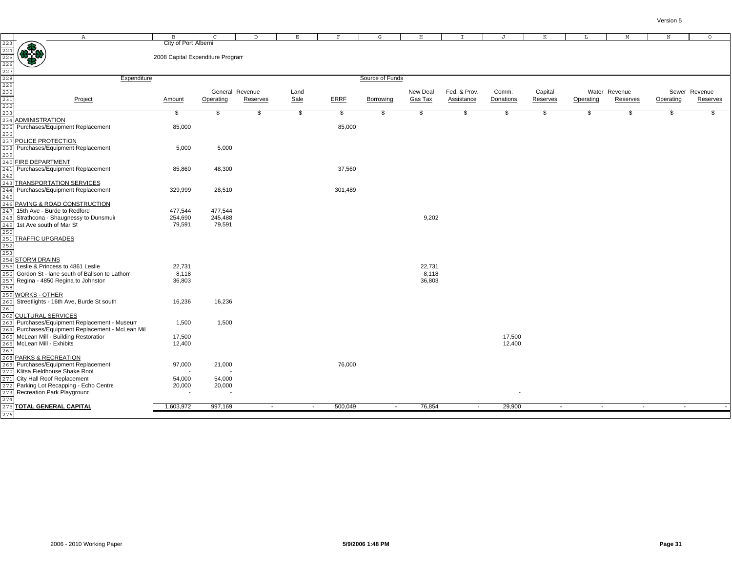City of Port Alberni

2008 Capital Expenditure Program

| Expenditure | | Source of Funds | | | | | | | | | | | | |
|---|---|---|---|---|---|---|---|---|---|---|---|---|---|---|
| Project | Amount | General Revenue Operating | General Revenue Reserves | Land Sale | ERRF | Borrowing | New Deal Gas Tax | Fed. & Prov. Assistance | Comm. Donations | Capital Reserves | Water Revenue Operating | Water Revenue Reserves | Sewer Revenue Operating | Sewer Revenue Reserves |
| | $ | $ | $ | $ | $ | $ | $ | $ | $ | $ | $ | $ | $ | $ |
| **ADMINISTRATION** | | | | | | | | | | | | | | |
| Purchases/Equipment Replacement | 85,000 | | | | 85,000 | | | | | | | | | |
| **POLICE PROTECTION** | | | | | | | | | | | | | | |
| Purchases/Equipment Replacement | 5,000 | 5,000 | | | | | | | | | | | | |
| **FIRE DEPARTMENT** | | | | | | | | | | | | | | |
| Purchases/Equipment Replacement | 85,860 | 48,300 | | | 37,560 | | | | | | | | | |
| **TRANSPORTATION SERVICES** | | | | | | | | | | | | | | |
| Purchases/Equipment Replacement | 329,999 | 28,510 | | | 301,489 | | | | | | | | | |
| **PAVING & ROAD CONSTRUCTION** | | | | | | | | | | | | | | |
| 15th Ave - Burde to Redford | 477,544 | 477,544 | | | | | | | | | | | | |
| Strathcona - Shaugnessy to Dunsmuir | 254,690 | 245,488 | | | | | 9,202 | | | | | | | |
| 1st Ave south of Mar St | 79,591 | 79,591 | | | | | | | | | | | | |
| **TRAFFIC UPGRADES** | | | | | | | | | | | | | | |
| **STORM DRAINS** | | | | | | | | | | | | | | |
| Leslie & Princess to 4861 Leslie | 22,731 | | | | | | 22,731 | | | | | | | |
| Gordon St - lane south of Ballson to Lathom | 8,118 | | | | | | 8,118 | | | | | | | |
| Regina - 4850 Regina to Johnston | 36,803 | | | | | | 36,803 | | | | | | | |
| **WORKS - OTHER** | | | | | | | | | | | | | | |
| Streetlights - 16th Ave, Burde St south | 16,236 | 16,236 | | | | | | | | | | | | |
| **CULTURAL SERVICES** | | | | | | | | | | | | | | |
| Purchases/Equipment Replacement - Museum | 1,500 | 1,500 | | | | | | | | | | | | |
| Purchases/Equipment Replacement - McLean Mil | | | | | | | | | | | | | | |
| McLean Mill - Building Restoration | 17,500 | | | | | | | | 17,500 | | | | | |
| McLean Mill - Exhibits | 12,400 | | | | | | | | 12,400 | | | | | |
| **PARKS & RECREATION** | | | | | | | | | | | | | | |
| Purchases/Equipment Replacement | 97,000 | 21,000 | | | 76,000 | | | | | | | | | |
| Klitsa Fieldhouse Shake Roof | - | - | | | | | | | | | | | | |
| City Hall Roof Replacement | 54,000 | 54,000 | | | | | | | | | | | | |
| Parking Lot Recapping - Echo Centre | 20,000 | 20,000 | | | | | | | | | | | | |
| Recreation Park Playground | - | - | | | | | | | - | | | | | |
| **TOTAL GENERAL CAPITAL** | 1,603,972 | 997,169 | - | - | 500,049 | - | 76,854 | - | 29,900 | - | - | - | - | - |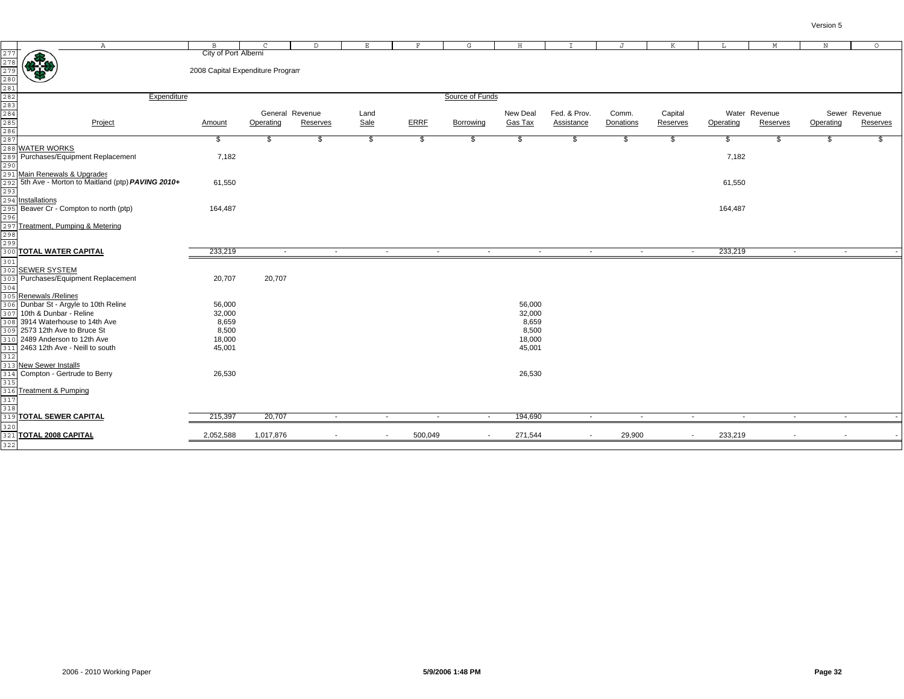City of Port Alberni

2008 Capital Expenditure Program

| Project | Amount | General Revenue Operating | General Revenue Reserves | Land Sale | ERRF | Borrowing | New Deal Gas Tax | Fed. & Prov. Assistance | Comm. Donations | Capital Reserves | Water Revenue Operating | Water Revenue Reserves | Sewer Revenue Operating | Sewer Revenue Reserves |
|---|---|---|---|---|---|---|---|---|---|---|---|---|---|---|
| | $ | $ | $ | $ | $ | $ | $ | $ | $ | $ | $ | $ | $ | $ |
| **WATER WORKS** | | | | | | | | | | | | | | |
| Purchases/Equipment Replacement | 7,182 | | | | | | | | | | 7,182 | | | |
| Main Renewals & Upgrades | | | | | | | | | | | | | | |
| 5th Ave - Morton to Maitland (ptp) ***PAVING 2010+*** | 61,550 | | | | | | | | | | 61,550 | | | |
| Installations | | | | | | | | | | | | | | |
| Beaver Cr - Compton to north (ptp) | 164,487 | | | | | | | | | | 164,487 | | | |
| Treatment, Pumping & Metering | | | | | | | | | | | | | | |
| **TOTAL WATER CAPITAL** | 233,219 | - | - | - | - | - | - | - | - | - | 233,219 | - | - | - |
| **SEWER SYSTEM** | | | | | | | | | | | | | | |
| Purchases/Equipment Replacement | 20,707 | 20,707 | | | | | | | | | | | | |
| Renewals /Relines | | | | | | | | | | | | | | |
| Dunbar St - Argyle to 10th Reline | 56,000 | | | | | | 56,000 | | | | | | | |
| 10th & Dunbar - Reline | 32,000 | | | | | | 32,000 | | | | | | | |
| 3914 Waterhouse to 14th Ave | 8,659 | | | | | | 8,659 | | | | | | | |
| 2573 12th Ave to Bruce St | 8,500 | | | | | | 8,500 | | | | | | | |
| 2489 Anderson to 12th Ave | 18,000 | | | | | | 18,000 | | | | | | | |
| 2463 12th Ave - Neill to south | 45,001 | | | | | | 45,001 | | | | | | | |
| New Sewer Installs | | | | | | | | | | | | | | |
| Compton - Gertrude to Berry | 26,530 | | | | | | 26,530 | | | | | | | |
| Treatment & Pumping | | | | | | | | | | | | | | |
| **TOTAL SEWER CAPITAL** | 215,397 | 20,707 | - | - | - | - | 194,690 | - | - | - | - | - | - | - |
| **TOTAL 2008 CAPITAL** | 2,052,588 | 1,017,876 | - | - | 500,049 | - | 271,544 | - | 29,900 | - | 233,219 | - | - | - |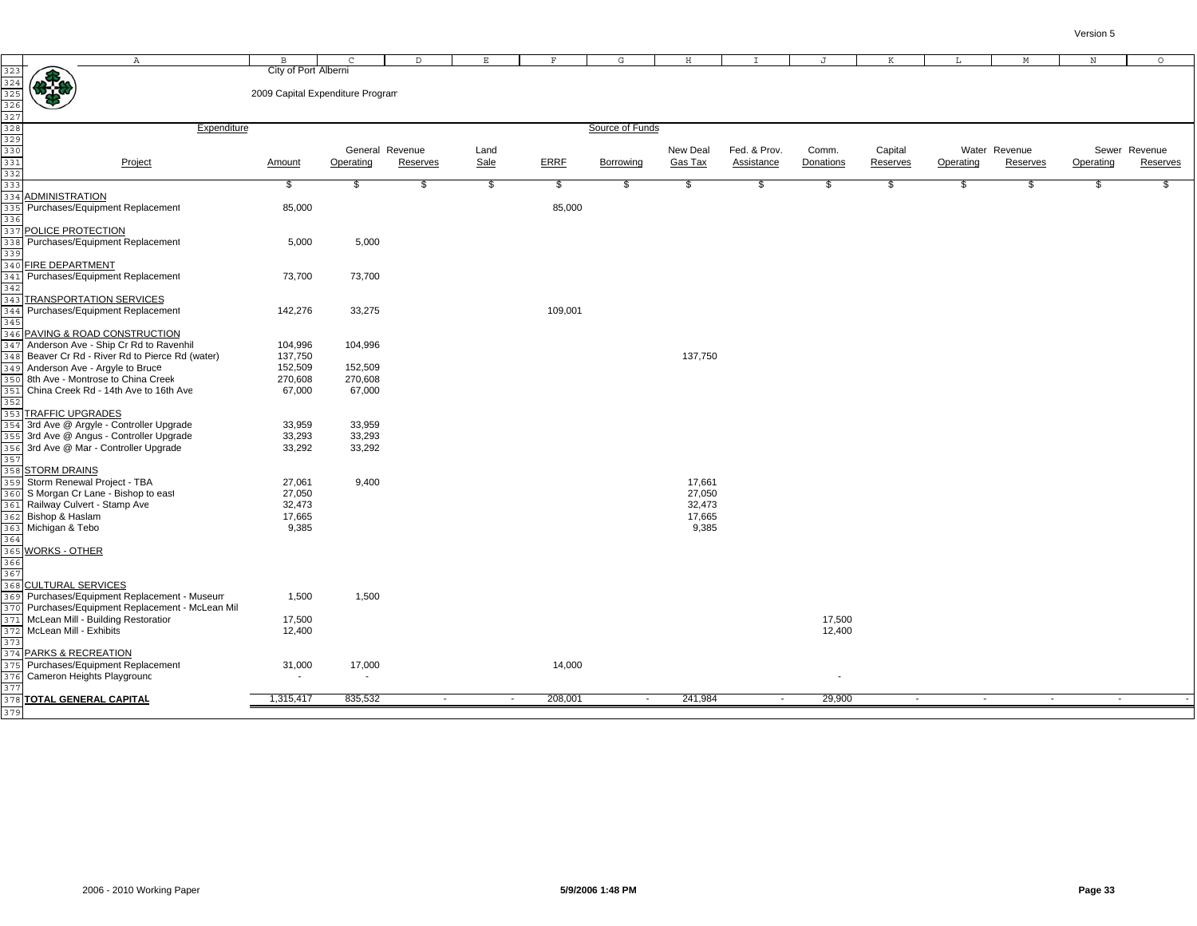City of Port Alberni

2009 Capital Expenditure Program

| Project | Expenditure Amount | General Revenue Operating | General Revenue Reserves | Land Sale | ERRF | Borrowing | New Deal Gas Tax | Fed. & Prov. Assistance | Comm. Donations | Capital Reserves | Water Revenue Operating | Water Revenue Reserves | Sewer Revenue Operating | Sewer Revenue Reserves |
|---|---|---|---|---|---|---|---|---|---|---|---|---|---|---|
| | $ | $ | $ | $ | $ | $ | $ | $ | $ | $ | $ | $ | $ | $ |
| **ADMINISTRATION** | | | | | | | | | | | | | | |
| Purchases/Equipment Replacement | 85,000 | | | | 85,000 | | | | | | | | | |
| **POLICE PROTECTION** | | | | | | | | | | | | | | |
| Purchases/Equipment Replacement | 5,000 | 5,000 | | | | | | | | | | | | |
| **FIRE DEPARTMENT** | | | | | | | | | | | | | | |
| Purchases/Equipment Replacement | 73,700 | 73,700 | | | | | | | | | | | | |
| **TRANSPORTATION SERVICES** | | | | | | | | | | | | | | |
| Purchases/Equipment Replacement | 142,276 | 33,275 | | | 109,001 | | | | | | | | | |
| **PAVING & ROAD CONSTRUCTION** | | | | | | | | | | | | | | |
| Anderson Ave - Ship Cr Rd to Ravenhil | 104,996 | 104,996 | | | | | | | | | | | | |
| Beaver Cr Rd - River Rd to Pierce Rd (water) | 137,750 | | | | | | 137,750 | | | | | | | |
| Anderson Ave - Argyle to Bruce | 152,509 | 152,509 | | | | | | | | | | | | |
| 8th Ave - Montrose to China Creek | 270,608 | 270,608 | | | | | | | | | | | | |
| China Creek Rd - 14th Ave to 16th Ave | 67,000 | 67,000 | | | | | | | | | | | | |
| **TRAFFIC UPGRADES** | | | | | | | | | | | | | | |
| 3rd Ave @ Argyle - Controller Upgrade | 33,959 | 33,959 | | | | | | | | | | | | |
| 3rd Ave @ Angus - Controller Upgrade | 33,293 | 33,293 | | | | | | | | | | | | |
| 3rd Ave @ Mar - Controller Upgrade | 33,292 | 33,292 | | | | | | | | | | | | |
| **STORM DRAINS** | | | | | | | | | | | | | | |
| Storm Renewal Project - TBA | 27,061 | 9,400 | | | | | 17,661 | | | | | | | |
| S Morgan Cr Lane - Bishop to east | 27,050 | | | | | | 27,050 | | | | | | | |
| Railway Culvert - Stamp Ave | 32,473 | | | | | | 32,473 | | | | | | | |
| Bishop & Haslam | 17,665 | | | | | | 17,665 | | | | | | | |
| Michigan & Tebo | 9,385 | | | | | | 9,385 | | | | | | | |
| **WORKS - OTHER** | | | | | | | | | | | | | | |
| **CULTURAL SERVICES** | | | | | | | | | | | | | | |
| Purchases/Equipment Replacement - Museum | 1,500 | 1,500 | | | | | | | | | | | | |
| Purchases/Equipment Replacement - McLean Mil | | | | | | | | | | | | | | |
| McLean Mill - Building Restoratior | 17,500 | | | | | | | | 17,500 | | | | | |
| McLean Mill - Exhibits | 12,400 | | | | | | | | 12,400 | | | | | |
| **PARKS & RECREATION** | | | | | | | | | | | | | | |
| Purchases/Equipment Replacement | 31,000 | 17,000 | | | 14,000 | | | | | | | | | |
| Cameron Heights Playground | - | - | | | | | | | - | | | | | |
| **TOTAL GENERAL CAPITAL** | 1,315,417 | 835,532 | - | - | 208,001 | - | 241,984 | - | 29,900 | - | - | - | - | - |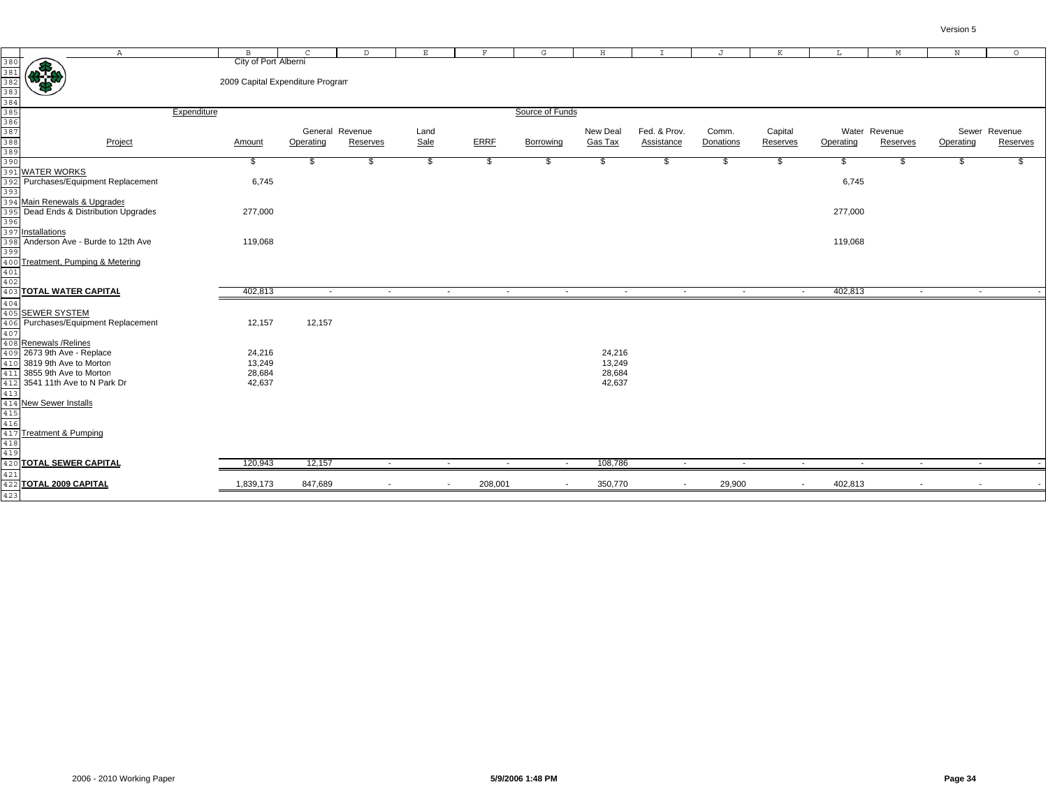City of Port Alberni

2009 Capital Expenditure Program

| Project | Expenditure Amount | General Revenue Operating | General Revenue Reserves | Land Sale | ERRF | Borrowing | New Deal Gas Tax | Fed. & Prov. Assistance | Comm. Donations | Capital Reserves | Water Revenue Operating | Water Revenue Reserves | Sewer Revenue Operating | Sewer Revenue Reserves |
|---|---|---|---|---|---|---|---|---|---|---|---|---|---|---|
| | $ | $ | $ | $ | $ | $ | $ | $ | $ | $ | $ | $ | $ | $ |
| **WATER WORKS** | | | | | | | | | | | | | | |
| Purchases/Equipment Replacement | 6,745 | | | | | | | | | | 6,745 | | | |
| Main Renewals & Upgrades | | | | | | | | | | | | | | |
| Dead Ends & Distribution Upgrades | 277,000 | | | | | | | | | | 277,000 | | | |
| Installations | | | | | | | | | | | | | | |
| Anderson Ave - Burde to 12th Ave | 119,068 | | | | | | | | | | 119,068 | | | |
| Treatment, Pumping & Metering | | | | | | | | | | | | | | |
| **TOTAL WATER CAPITAL** | 402,813 | - | - | - | - | - | - | - | - | - | 402,813 | - | - | - |
| **SEWER SYSTEM** | | | | | | | | | | | | | | |
| Purchases/Equipment Replacement | 12,157 | 12,157 | | | | | | | | | | | | |
| Renewals /Relines | | | | | | | | | | | | | | |
| 2673 9th Ave - Replace | 24,216 | | | | | | 24,216 | | | | | | | |
| 3819 9th Ave to Morton | 13,249 | | | | | | 13,249 | | | | | | | |
| 3855 9th Ave to Morton | 28,684 | | | | | | 28,684 | | | | | | | |
| 3541 11th Ave to N Park Dr | 42,637 | | | | | | 42,637 | | | | | | | |
| New Sewer Installs | | | | | | | | | | | | | | |
| Treatment & Pumping | | | | | | | | | | | | | | |
| **TOTAL SEWER CAPITAL** | 120,943 | 12,157 | - | - | - | - | 108,786 | - | - | - | - | - | - | - |
| **TOTAL 2009 CAPITAL** | 1,839,173 | 847,689 | - | - | 208,001 | - | 350,770 | - | 29,900 | - | 402,813 | - | - | - |

2006 - 2010 Working Paper 5/9/2006 1:48 PM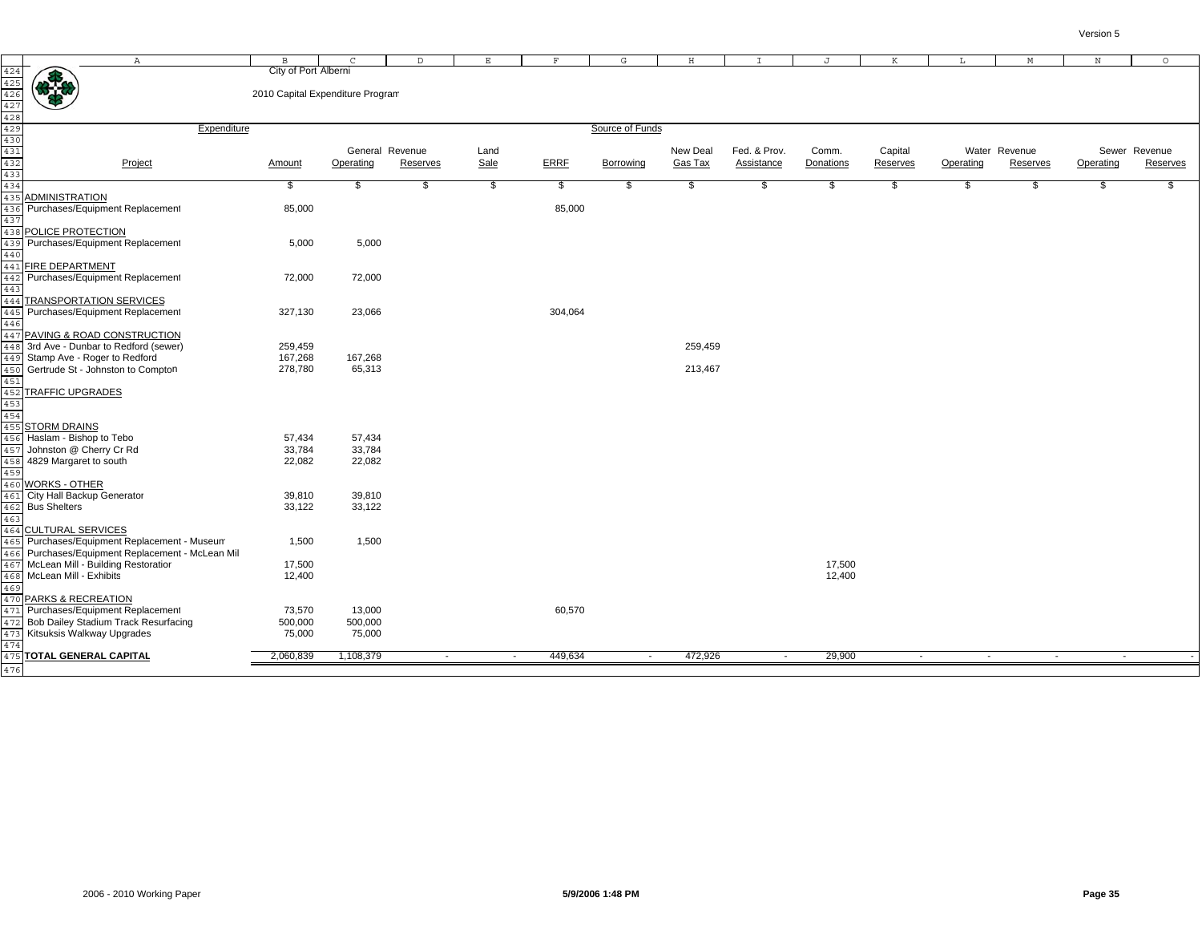City of Port Alberni

2010 Capital Expenditure Program

| Expenditure | | Source of Funds | | | | | | | | | | | | |
|---|---|---|---|---|---|---|---|---|---|---|---|---|---|---|
| | | General Revenue | | Land | | | New Deal | Fed. & Prov. | Comm. | Capital | Water Revenue | | Sewer Revenue | |
| Project | Amount | Operating | Reserves | Sale | ERRF | Borrowing | Gas Tax | Assistance | Donations | Reserves | Operating | Reserves | Operating | Reserves |
| | $ | $ | $ | $ | $ | $ | $ | $ | $ | $ | $ | $ | $ | $ |
| ADMINISTRATION | | | | | | | | | | | | | | |
| Purchases/Equipment Replacement | 85,000 | | | | 85,000 | | | | | | | | | |
| POLICE PROTECTION | | | | | | | | | | | | | | |
| Purchases/Equipment Replacement | 5,000 | 5,000 | | | | | | | | | | | | |
| FIRE DEPARTMENT | | | | | | | | | | | | | | |
| Purchases/Equipment Replacement | 72,000 | 72,000 | | | | | | | | | | | | |
| TRANSPORTATION SERVICES | | | | | | | | | | | | | | |
| Purchases/Equipment Replacement | 327,130 | 23,066 | | | 304,064 | | | | | | | | | |
| PAVING & ROAD CONSTRUCTION | | | | | | | | | | | | | | |
| 3rd Ave - Dunbar to Redford (sewer) | 259,459 | | | | | | 259,459 | | | | | | | |
| Stamp Ave - Roger to Redford | 167,268 | 167,268 | | | | | | | | | | | | |
| Gertrude St - Johnston to Compton | 278,780 | 65,313 | | | | | 213,467 | | | | | | | |
| TRAFFIC UPGRADES | | | | | | | | | | | | | | |
| STORM DRAINS | | | | | | | | | | | | | | |
| Haslam - Bishop to Tebo | 57,434 | 57,434 | | | | | | | | | | | | |
| Johnston @ Cherry Cr Rd | 33,784 | 33,784 | | | | | | | | | | | | |
| 4829 Margaret to south | 22,082 | 22,082 | | | | | | | | | | | | |
| WORKS - OTHER | | | | | | | | | | | | | | |
| City Hall Backup Generator | 39,810 | 39,810 | | | | | | | | | | | | |
| Bus Shelters | 33,122 | 33,122 | | | | | | | | | | | | |
| CULTURAL SERVICES | | | | | | | | | | | | | | |
| Purchases/Equipment Replacement - Museum | 1,500 | 1,500 | | | | | | | | | | | | |
| Purchases/Equipment Replacement - McLean Mil | | | | | | | | | | | | | | |
| McLean Mill - Building Restoration | 17,500 | | | | | | | | 17,500 | | | | | |
| McLean Mill - Exhibits | 12,400 | | | | | | | | 12,400 | | | | | |
| PARKS & RECREATION | | | | | | | | | | | | | | |
| Purchases/Equipment Replacement | 73,570 | 13,000 | | | 60,570 | | | | | | | | | |
| Bob Dailey Stadium Track Resurfacing | 500,000 | 500,000 | | | | | | | | | | | | |
| Kitsuksis Walkway Upgrades | 75,000 | 75,000 | | | | | | | | | | | | |
| **TOTAL GENERAL CAPITAL** | 2,060,839 | 1,108,379 | - | - | 449,634 | - | 472,926 | - | 29,900 | - | - | - | - | - |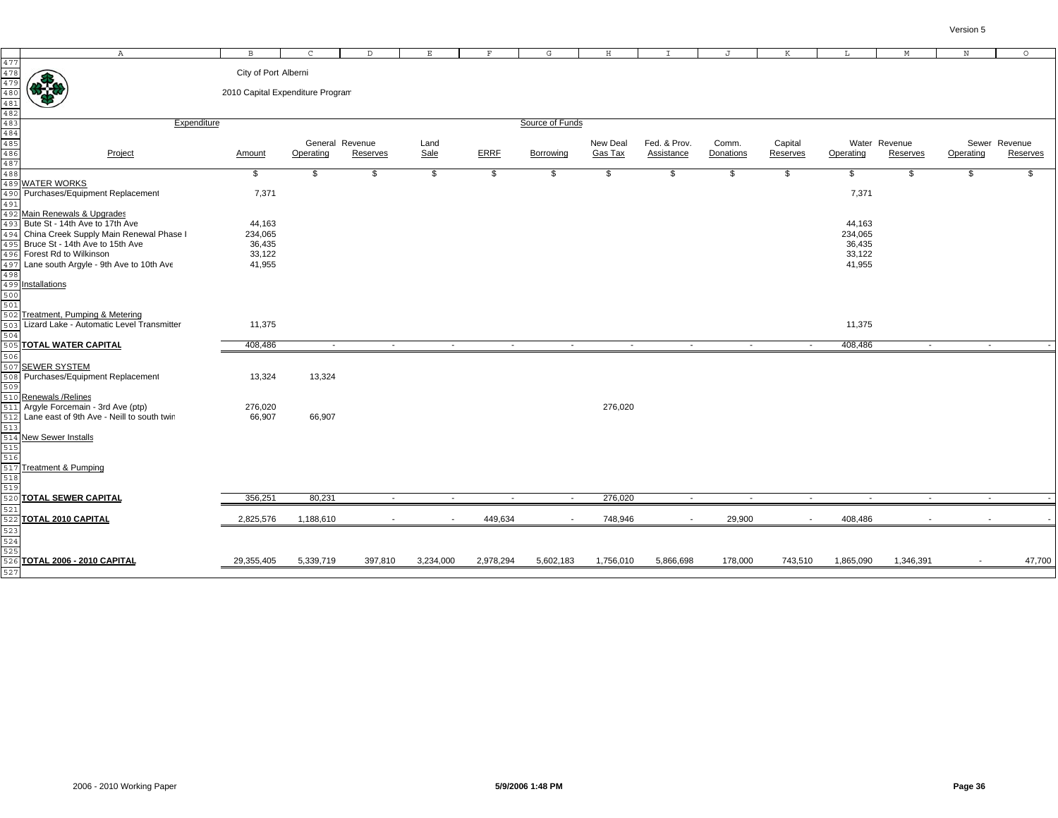City of Port Alberni

2010 Capital Expenditure Program

| Expenditure | | Source of Funds | | | | | | | | | | | | |
|---|---|---|---|---|---|---|---|---|---|---|---|---|---|---|
| Project | Amount | General Revenue Operating | General Revenue Reserves | Land Sale | ERRF | Borrowing | New Deal Gas Tax | Fed. & Prov. Assistance | Comm. Donations | Capital Reserves | Water Revenue Operating | Water Revenue Reserves | Sewer Revenue Operating | Sewer Revenue Reserves |
| | $ | $ | $ | $ | $ | $ | $ | $ | $ | $ | $ | $ | $ | $ |
| **WATER WORKS** | | | | | | | | | | | | | | |
| Purchases/Equipment Replacement | 7,371 | | | | | | | | | | 7,371 | | | |
| Main Renewals & Upgrades | | | | | | | | | | | | | | |
| Bute St - 14th Ave to 17th Ave | 44,163 | | | | | | | | | | 44,163 | | | |
| China Creek Supply Main Renewal Phase I | 234,065 | | | | | | | | | | 234,065 | | | |
| Bruce St - 14th Ave to 15th Ave | 36,435 | | | | | | | | | | 36,435 | | | |
| Forest Rd to Wilkinson | 33,122 | | | | | | | | | | 33,122 | | | |
| Lane south Argyle - 9th Ave to 10th Ave | 41,955 | | | | | | | | | | 41,955 | | | |
| Installations | | | | | | | | | | | | | | |
| Treatment, Pumping & Metering | | | | | | | | | | | | | | |
| Lizard Lake - Automatic Level Transmitter | 11,375 | | | | | | | | | | 11,375 | | | |
| **TOTAL WATER CAPITAL** | 408,486 | - | - | - | - | - | - | - | - | - | 408,486 | - | - | - |
| **SEWER SYSTEM** | | | | | | | | | | | | | | |
| Purchases/Equipment Replacement | 13,324 | 13,324 | | | | | | | | | | | | |
| Renewals /Relines | | | | | | | | | | | | | | |
| Argyle Forcemain - 3rd Ave (ptp) | 276,020 | | | | | | 276,020 | | | | | | | |
| Lane east of 9th Ave - Neill to south twin | 66,907 | 66,907 | | | | | | | | | | | | |
| New Sewer Installs | | | | | | | | | | | | | | |
| Treatment & Pumping | | | | | | | | | | | | | | |
| **TOTAL SEWER CAPITAL** | 356,251 | 80,231 | - | - | - | - | 276,020 | - | - | - | - | - | - | - |
| **TOTAL 2010 CAPITAL** | 2,825,576 | 1,188,610 | - | - | 449,634 | - | 748,946 | - | 29,900 | - | 408,486 | - | - | - |
| **TOTAL 2006 - 2010 CAPITAL** | 29,355,405 | 5,339,719 | 397,810 | 3,234,000 | 2,978,294 | 5,602,183 | 1,756,010 | 5,866,698 | 178,000 | 743,510 | 1,865,090 | 1,346,391 | - | 47,700 |